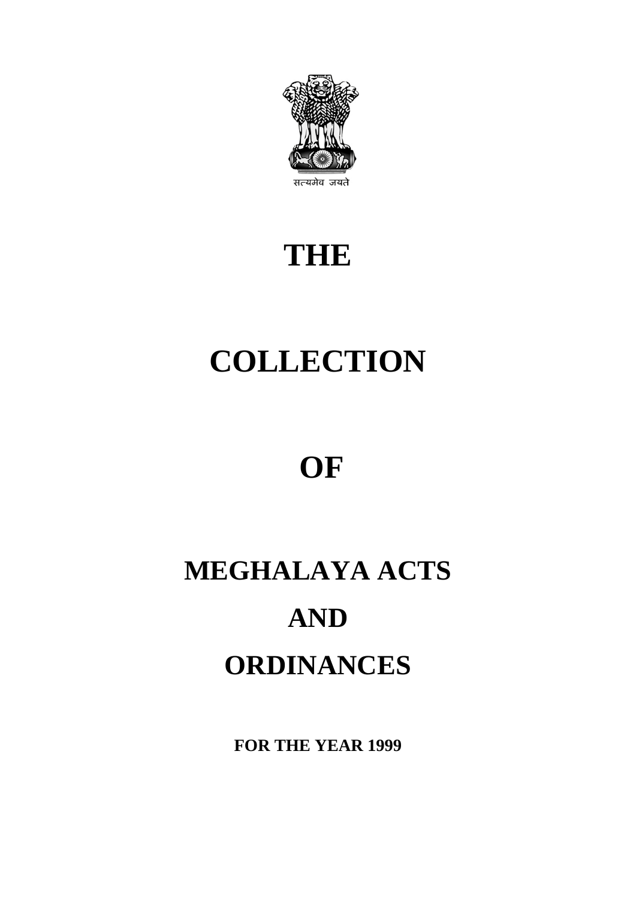सत्यमेव जयते

# THE

# COLLECTION

# OF

# MEGHALAYA ACTS

# AND

# ORDINANCES

**FOR THE YEAR 1999**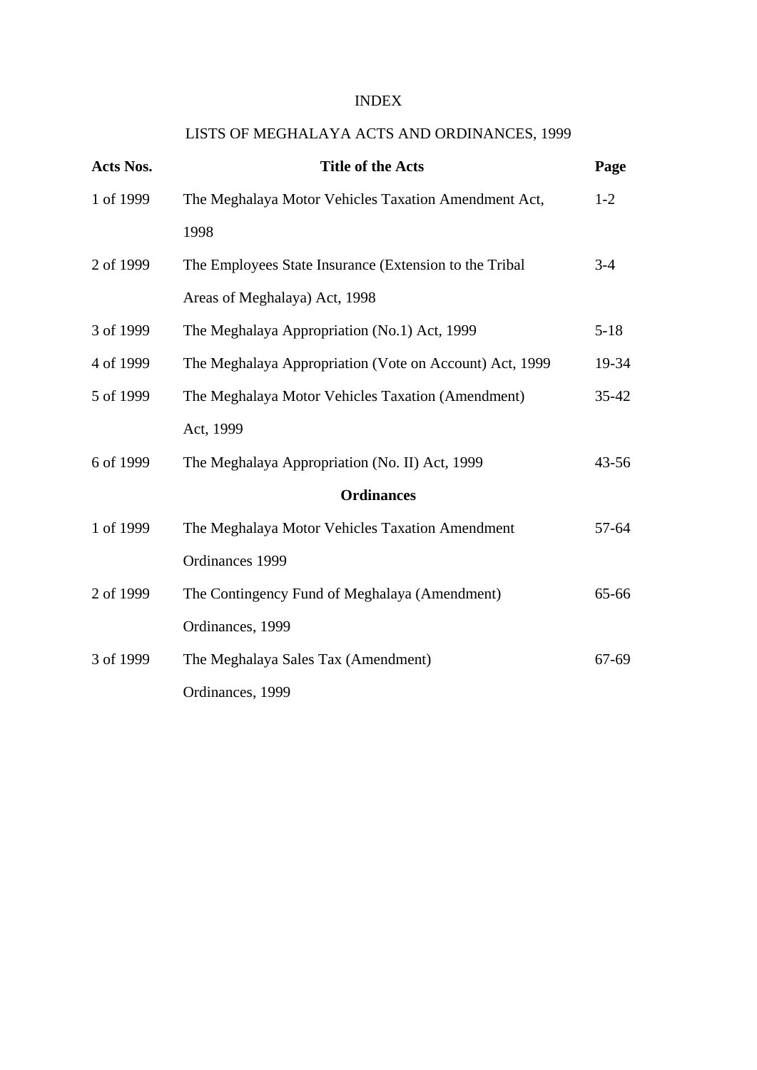# INDEX

## LISTS OF MEGHALAYA ACTS AND ORDINANCES, 1999

| Acts Nos. | Title of the Acts | Page |
|---|---|---|
| 1 of 1999 | The Meghalaya Motor Vehicles Taxation Amendment Act, 1998 | 1-2 |
| 2 of 1999 | The Employees State Insurance (Extension to the Tribal Areas of Meghalaya) Act, 1998 | 3-4 |
| 3 of 1999 | The Meghalaya Appropriation (No.1) Act, 1999 | 5-18 |
| 4 of 1999 | The Meghalaya Appropriation (Vote on Account) Act, 1999 | 19-34 |
| 5 of 1999 | The Meghalaya Motor Vehicles Taxation (Amendment) Act, 1999 | 35-42 |
| 6 of 1999 | The Meghalaya Appropriation (No. II) Act, 1999 | 43-56 |
| | **Ordinances** | |
| 1 of 1999 | The Meghalaya Motor Vehicles Taxation Amendment Ordinances 1999 | 57-64 |
| 2 of 1999 | The Contingency Fund of Meghalaya (Amendment) Ordinances, 1999 | 65-66 |
| 3 of 1999 | The Meghalaya Sales Tax (Amendment) Ordinances, 1999 | 67-69 |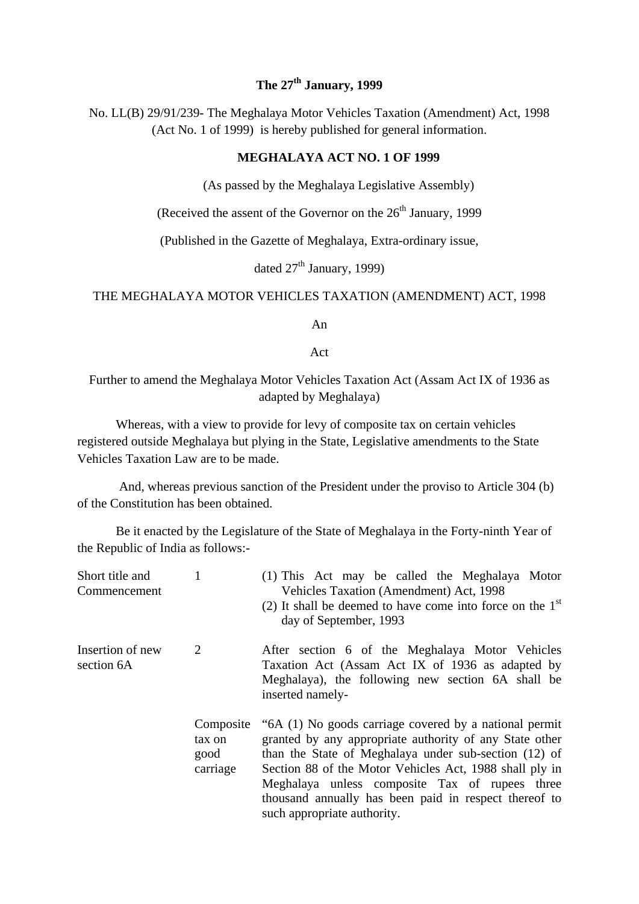**The 27th January, 1999**

No. LL(B) 29/91/239- The Meghalaya Motor Vehicles Taxation (Amendment) Act, 1998 (Act No. 1 of 1999) is hereby published for general information.

**MEGHALAYA ACT NO. 1 OF 1999**

(As passed by the Meghalaya Legislative Assembly)

(Received the assent of the Governor on the 26th January, 1999

(Published in the Gazette of Meghalaya, Extra-ordinary issue,

dated 27th January, 1999)

THE MEGHALAYA MOTOR VEHICLES TAXATION (AMENDMENT) ACT, 1998

An

Act

Further to amend the Meghalaya Motor Vehicles Taxation Act (Assam Act IX of 1936 as adapted by Meghalaya)

Whereas, with a view to provide for levy of composite tax on certain vehicles registered outside Meghalaya but plying in the State, Legislative amendments to the State Vehicles Taxation Law are to be made.

And, whereas previous sanction of the President under the proviso to Article 304 (b) of the Constitution has been obtained.

Be it enacted by the Legislature of the State of Meghalaya in the Forty-ninth Year of the Republic of India as follows:-

Short title and Commencement — 1

(1) This Act may be called the Meghalaya Motor Vehicles Taxation (Amendment) Act, 1998

(2) It shall be deemed to have come into force on the 1st day of September, 1993

Insertion of new section 6A — 2

After section 6 of the Meghalaya Motor Vehicles Taxation Act (Assam Act IX of 1936 as adapted by Meghalaya), the following new section 6A shall be inserted namely-

Composite tax on good carriage

"6A (1) No goods carriage covered by a national permit granted by any appropriate authority of any State other than the State of Meghalaya under sub-section (12) of Section 88 of the Motor Vehicles Act, 1988 shall ply in Meghalaya unless composite Tax of rupees three thousand annually has been paid in respect thereof to such appropriate authority.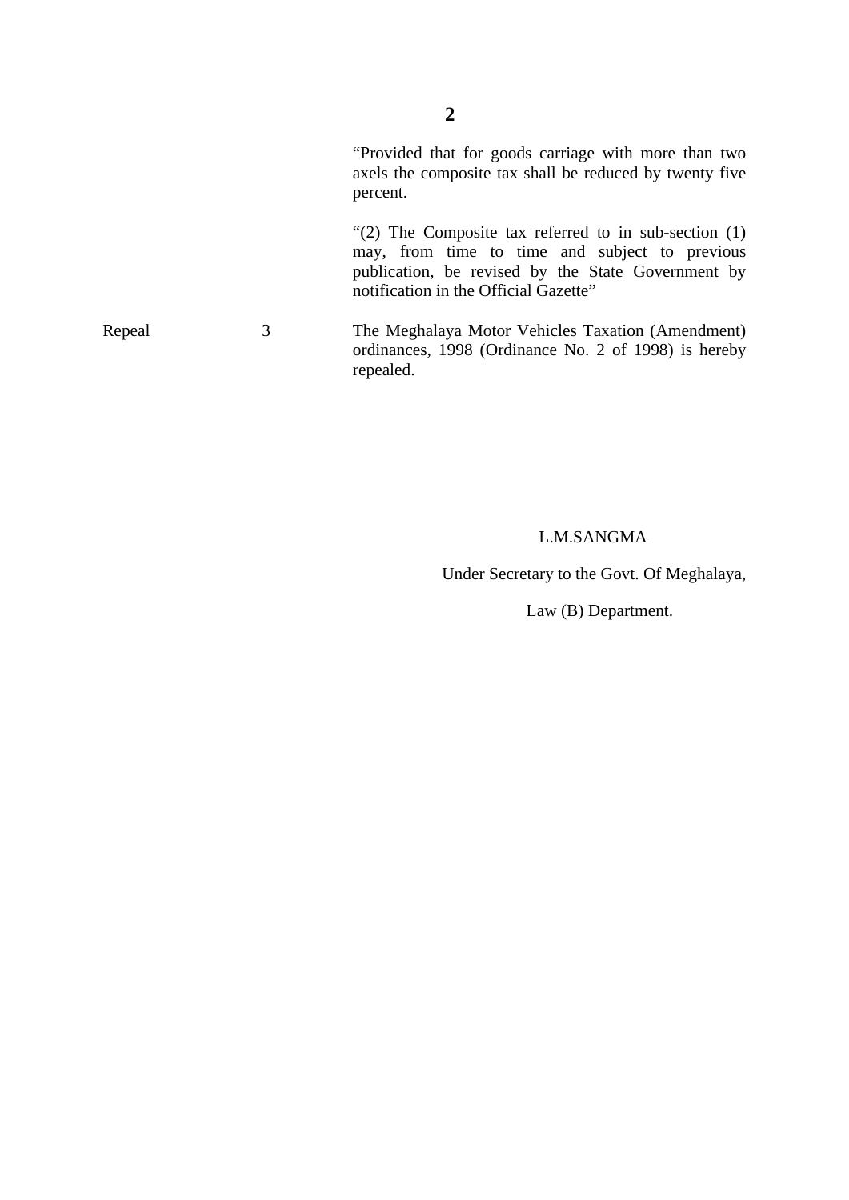"Provided that for goods carriage with more than two axels the composite tax shall be reduced by twenty five percent.

"(2) The Composite tax referred to in sub-section (1) may, from time to time and subject to previous publication, be revised by the State Government by notification in the Official Gazette"

Repeal 3 The Meghalaya Motor Vehicles Taxation (Amendment) ordinances, 1998 (Ordinance No. 2 of 1998) is hereby repealed.

L.M.SANGMA

Under Secretary to the Govt. Of Meghalaya,

Law (B) Department.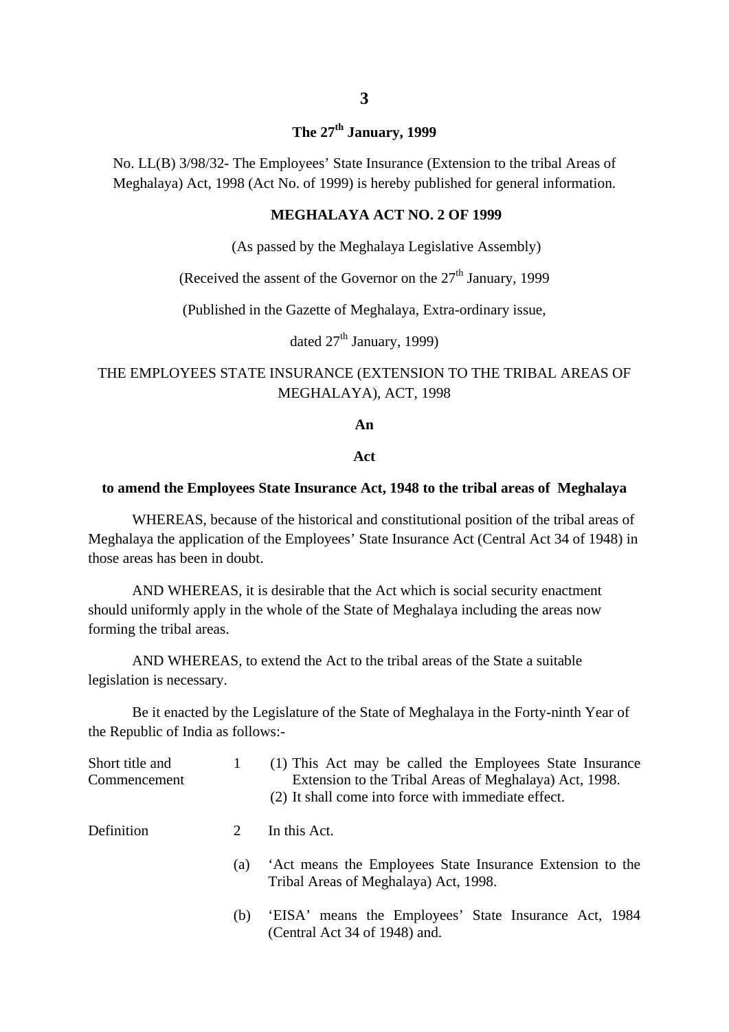**The 27th January, 1999**

No. LL(B) 3/98/32- The Employees' State Insurance (Extension to the tribal Areas of Meghalaya) Act, 1998 (Act No. of 1999) is hereby published for general information.

**MEGHALAYA ACT NO. 2 OF 1999**

(As passed by the Meghalaya Legislative Assembly)

(Received the assent of the Governor on the 27th January, 1999

(Published in the Gazette of Meghalaya, Extra-ordinary issue,

dated 27th January, 1999)

THE EMPLOYEES STATE INSURANCE (EXTENSION TO THE TRIBAL AREAS OF MEGHALAYA), ACT, 1998

**An**

**Act**

**to amend the Employees State Insurance Act, 1948 to the tribal areas of Meghalaya**

WHEREAS, because of the historical and constitutional position of the tribal areas of Meghalaya the application of the Employees' State Insurance Act (Central Act 34 of 1948) in those areas has been in doubt.

AND WHEREAS, it is desirable that the Act which is social security enactment should uniformly apply in the whole of the State of Meghalaya including the areas now forming the tribal areas.

AND WHEREAS, to extend the Act to the tribal areas of the State a suitable legislation is necessary.

Be it enacted by the Legislature of the State of Meghalaya in the Forty-ninth Year of the Republic of India as follows:-

Short title and Commencement

1 (1) This Act may be called the Employees State Insurance Extension to the Tribal Areas of Meghalaya) Act, 1998.

(2) It shall come into force with immediate effect.

Definition

2 In this Act.

(a) 'Act means the Employees State Insurance Extension to the Tribal Areas of Meghalaya) Act, 1998.

(b) 'EISA' means the Employees' State Insurance Act, 1984 (Central Act 34 of 1948) and.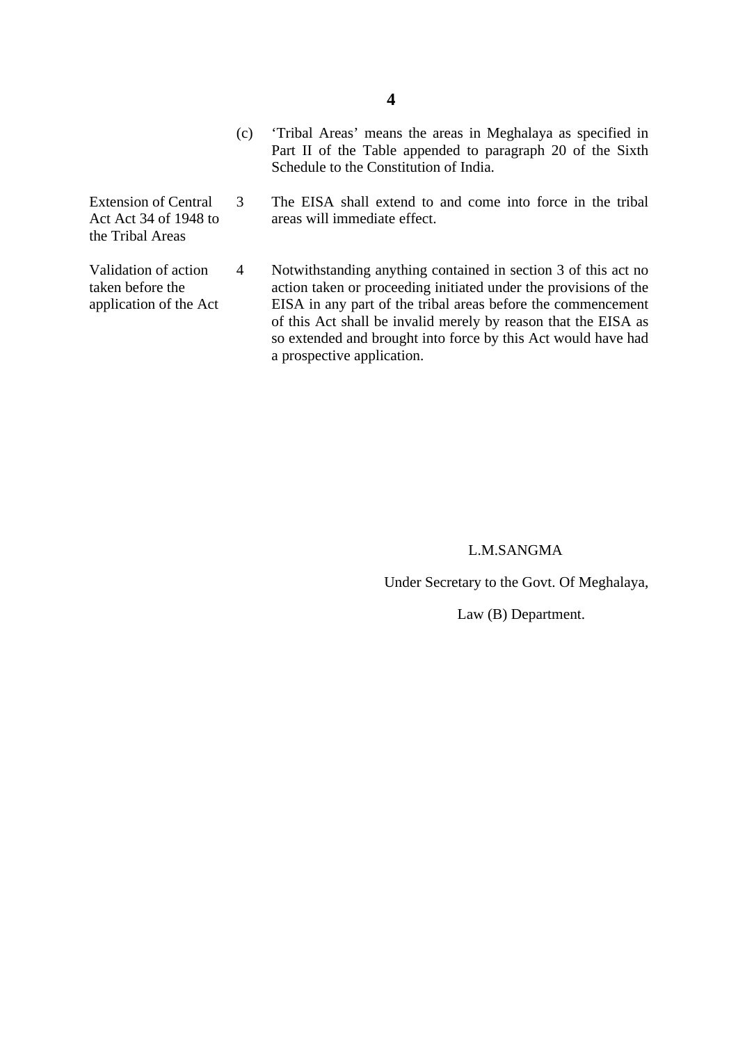(c) 'Tribal Areas' means the areas in Meghalaya as specified in Part II of the Table appended to paragraph 20 of the Sixth Schedule to the Constitution of India.

**Extension of Central Act Act 34 of 1948 to the Tribal Areas**

3 The EISA shall extend to and come into force in the tribal areas will immediate effect.

**Validation of action taken before the application of the Act**

4 Notwithstanding anything contained in section 3 of this act no action taken or proceeding initiated under the provisions of the EISA in any part of the tribal areas before the commencement of this Act shall be invalid merely by reason that the EISA as so extended and brought into force by this Act would have had a prospective application.

L.M.SANGMA

Under Secretary to the Govt. Of Meghalaya,

Law (B) Department.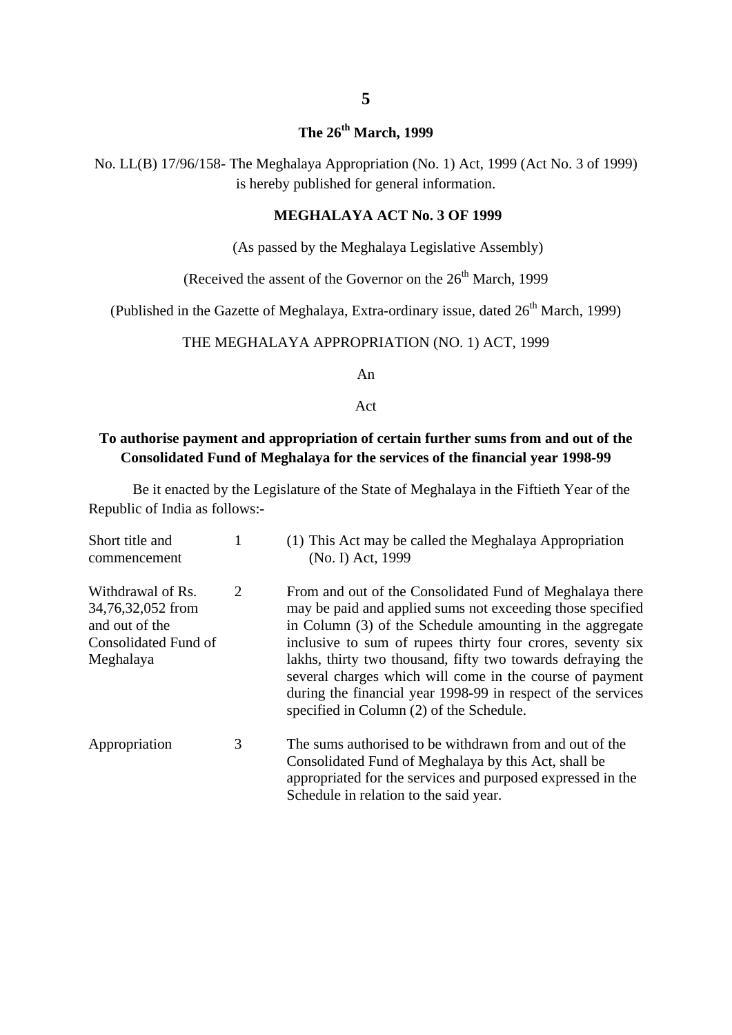**The 26th March, 1999**

No. LL(B) 17/96/158- The Meghalaya Appropriation (No. 1) Act, 1999 (Act No. 3 of 1999) is hereby published for general information.

**MEGHALAYA ACT No. 3 OF 1999**

(As passed by the Meghalaya Legislative Assembly)

(Received the assent of the Governor on the 26th March, 1999

(Published in the Gazette of Meghalaya, Extra-ordinary issue, dated 26th March, 1999)

THE MEGHALAYA APPROPRIATION (NO. 1) ACT, 1999

An

Act

**To authorise payment and appropriation of certain further sums from and out of the Consolidated Fund of Meghalaya for the services of the financial year 1998-99**

Be it enacted by the Legislature of the State of Meghalaya in the Fiftieth Year of the Republic of India as follows:-

| | | |
|---|---|---|
| Short title and commencement | 1 | (1) This Act may be called the Meghalaya Appropriation (No. I) Act, 1999 |
| Withdrawal of Rs. 34,76,32,052 from and out of the Consolidated Fund of Meghalaya | 2 | From and out of the Consolidated Fund of Meghalaya there may be paid and applied sums not exceeding those specified in Column (3) of the Schedule amounting in the aggregate inclusive to sum of rupees thirty four crores, seventy six lakhs, thirty two thousand, fifty two towards defraying the several charges which will come in the course of payment during the financial year 1998-99 in respect of the services specified in Column (2) of the Schedule. |
| Appropriation | 3 | The sums authorised to be withdrawn from and out of the Consolidated Fund of Meghalaya by this Act, shall be appropriated for the services and purposed expressed in the Schedule in relation to the said year. |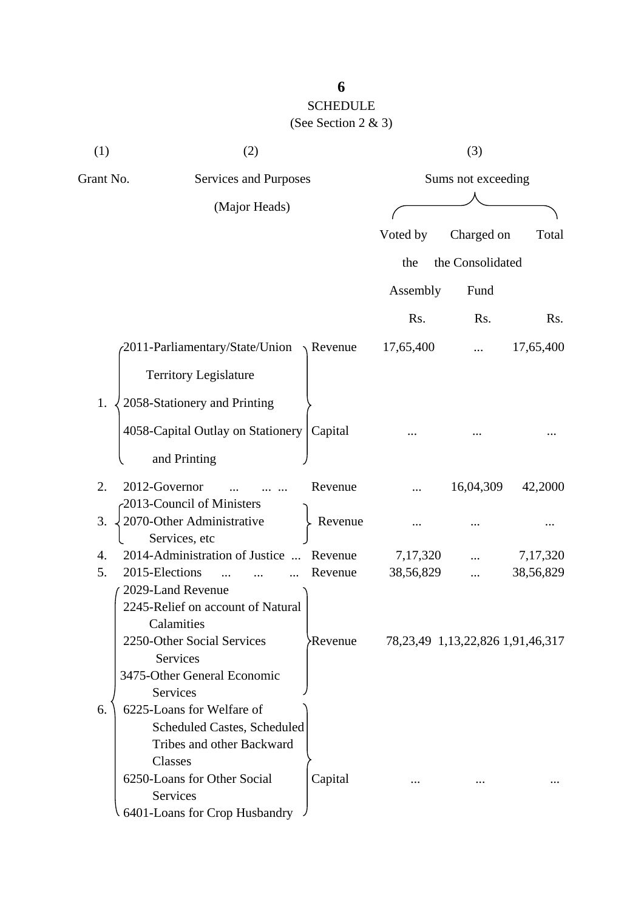# SCHEDULE

(See Section 2 & 3)

| (1) | (2) | | (3) | | |
|---|---|---|---|---|---|
| Grant No. | Services and Purposes (Major Heads) | | Sums not exceeding | | |
| | | | Voted by the Assembly | Charged on the Consolidated Fund | Total |
| | | | Rs. | Rs. | Rs. |
| 1. | 2011-Parliamentary/State/Union Territory Legislature<br>2058-Stationery and Printing | Revenue | 17,65,400 | ... | 17,65,400 |
| | 4058-Capital Outlay on Stationery and Printing | Capital | ... | ... | ... |
| 2. | 2012-Governor ... ... ... | Revenue | ... | 16,04,309 | 42,2000 |
| 3. | 2013-Council of Ministers<br>2070-Other Administrative Services, etc | Revenue | ... | ... | ... |
| 4. | 2014-Administration of Justice ... | Revenue | 7,17,320 | ... | 7,17,320 |
| 5. | 2015-Elections ... ... ... | Revenue | 38,56,829 | ... | 38,56,829 |
| 6. | 2029-Land Revenue<br>2245-Relief on account of Natural Calamities<br>2250-Other Social Services Services<br>3475-Other General Economic Services | Revenue | 78,23,49 | 1,13,22,826 | 1,91,46,317 |
| | 6225-Loans for Welfare of Scheduled Castes, Scheduled Tribes and other Backward Classes<br>6250-Loans for Other Social Services<br>6401-Loans for Crop Husbandry | Capital | ... | ... | ... |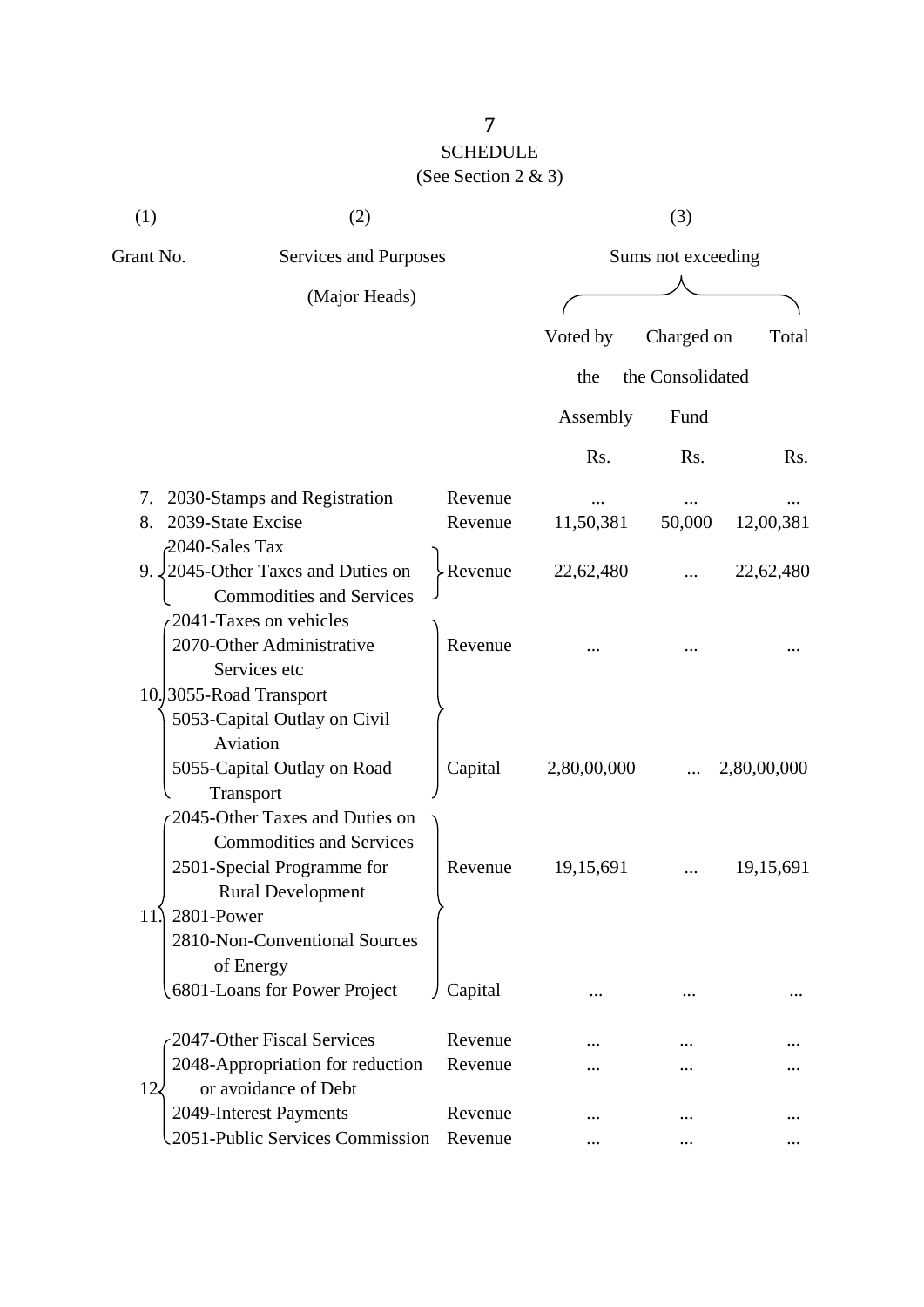SCHEDULE

(See Section 2 & 3)

| (1) | (2) | | (3) | | |
|---|---|---|---|---|---|
| Grant No. | Services and Purposes (Major Heads) | | Sums not exceeding | | |
| | | | Voted by the Assembly | Charged on the Consolidated Fund | Total |
| | | | Rs. | Rs. | Rs. |
| 7. | 2030-Stamps and Registration | Revenue | ... | ... | ... |
| 8. | 2039-State Excise | Revenue | 11,50,381 | 50,000 | 12,00,381 |
| 9. | 2040-Sales Tax<br>2045-Other Taxes and Duties on Commodities and Services | Revenue | 22,62,480 | ... | 22,62,480 |
| 10. | 2041-Taxes on vehicles<br>2070-Other Administrative Services etc<br>3055-Road Transport | Revenue | ... | ... | ... |
| | 5053-Capital Outlay on Civil Aviation<br>5055-Capital Outlay on Road Transport | Capital | 2,80,00,000 | ... | 2,80,00,000 |
| 11. | 2045-Other Taxes and Duties on Commodities and Services<br>2501-Special Programme for Rural Development<br>2801-Power<br>2810-Non-Conventional Sources of Energy | Revenue | 19,15,691 | ... | 19,15,691 |
| | 6801-Loans for Power Project | Capital | ... | ... | ... |
| 12. | 2047-Other Fiscal Services | Revenue | ... | ... | ... |
| | 2048-Appropriation for reduction or avoidance of Debt | Revenue | ... | ... | ... |
| | 2049-Interest Payments | Revenue | ... | ... | ... |
| | 2051-Public Services Commission | Revenue | ... | ... | ... |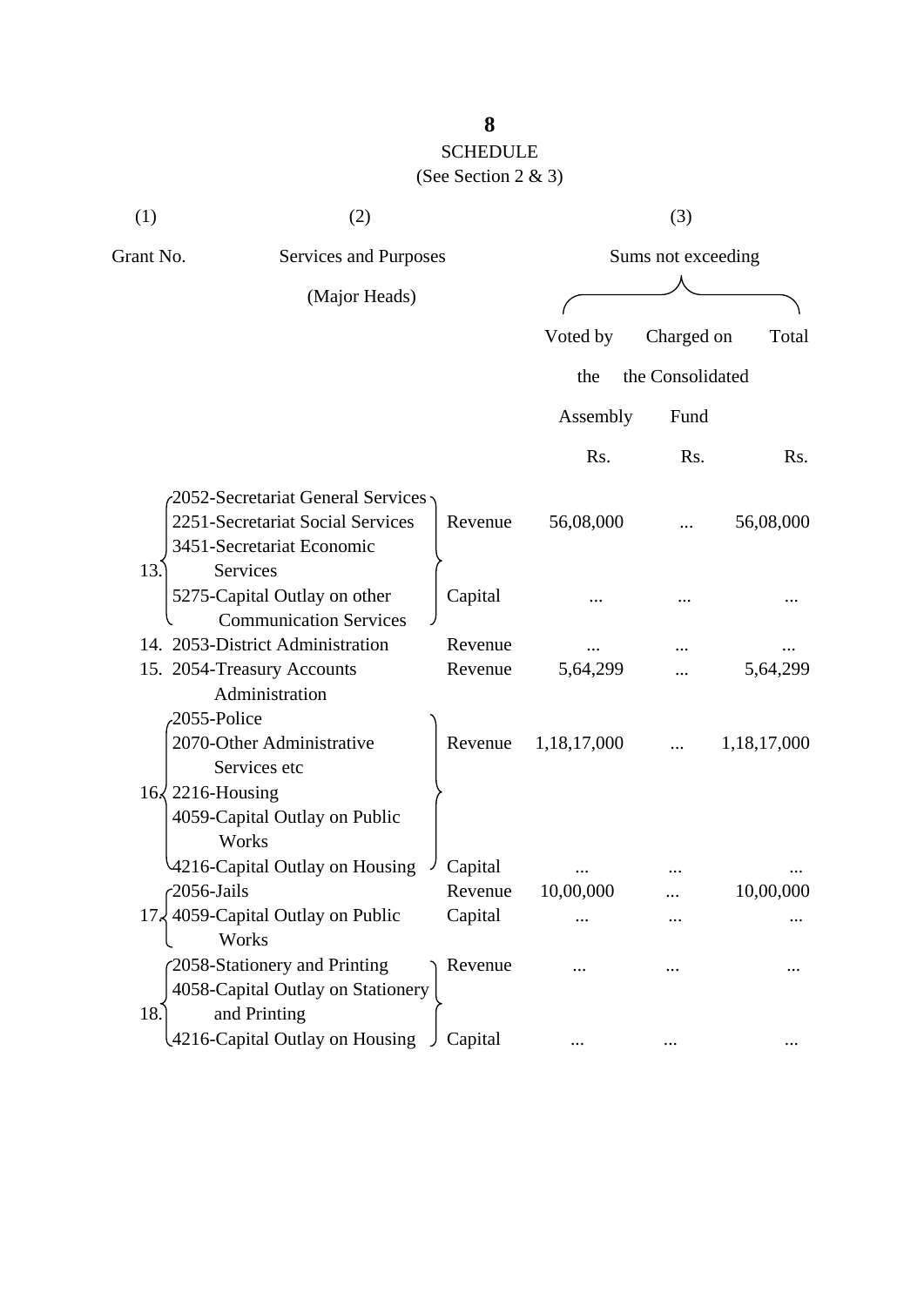## SCHEDULE

(See Section 2 & 3)

| (1) | (2) | | (3) | | |
|---|---|---|---|---|---|
| Grant No. | Services and Purposes (Major Heads) | | Sums not exceeding | | |
| | | | Voted by the Assembly | Charged on the Consolidated Fund | Total |
| | | | Rs. | Rs. | Rs. |
| 13. | 2052-Secretariat General Services<br>2251-Secretariat Social Services<br>3451-Secretariat Economic Services | Revenue | 56,08,000 | ... | 56,08,000 |
| | 5275-Capital Outlay on other Communication Services | Capital | ... | ... | ... |
| 14. | 2053-District Administration | Revenue | ... | ... | ... |
| 15. | 2054-Treasury Accounts Administration | Revenue | 5,64,299 | ... | 5,64,299 |
| 16. | 2055-Police<br>2070-Other Administrative Services etc<br>2216-Housing | Revenue | 1,18,17,000 | ... | 1,18,17,000 |
| | 4059-Capital Outlay on Public Works<br>4216-Capital Outlay on Housing | Capital | ... | ... | ... |
| 17. | 2056-Jails | Revenue | 10,00,000 | ... | 10,00,000 |
| | 4059-Capital Outlay on Public Works | Capital | ... | ... | ... |
| 18. | 2058-Stationery and Printing | Revenue | ... | ... | ... |
| | 4058-Capital Outlay on Stationery and Printing<br>4216-Capital Outlay on Housing | Capital | ... | ... | ... |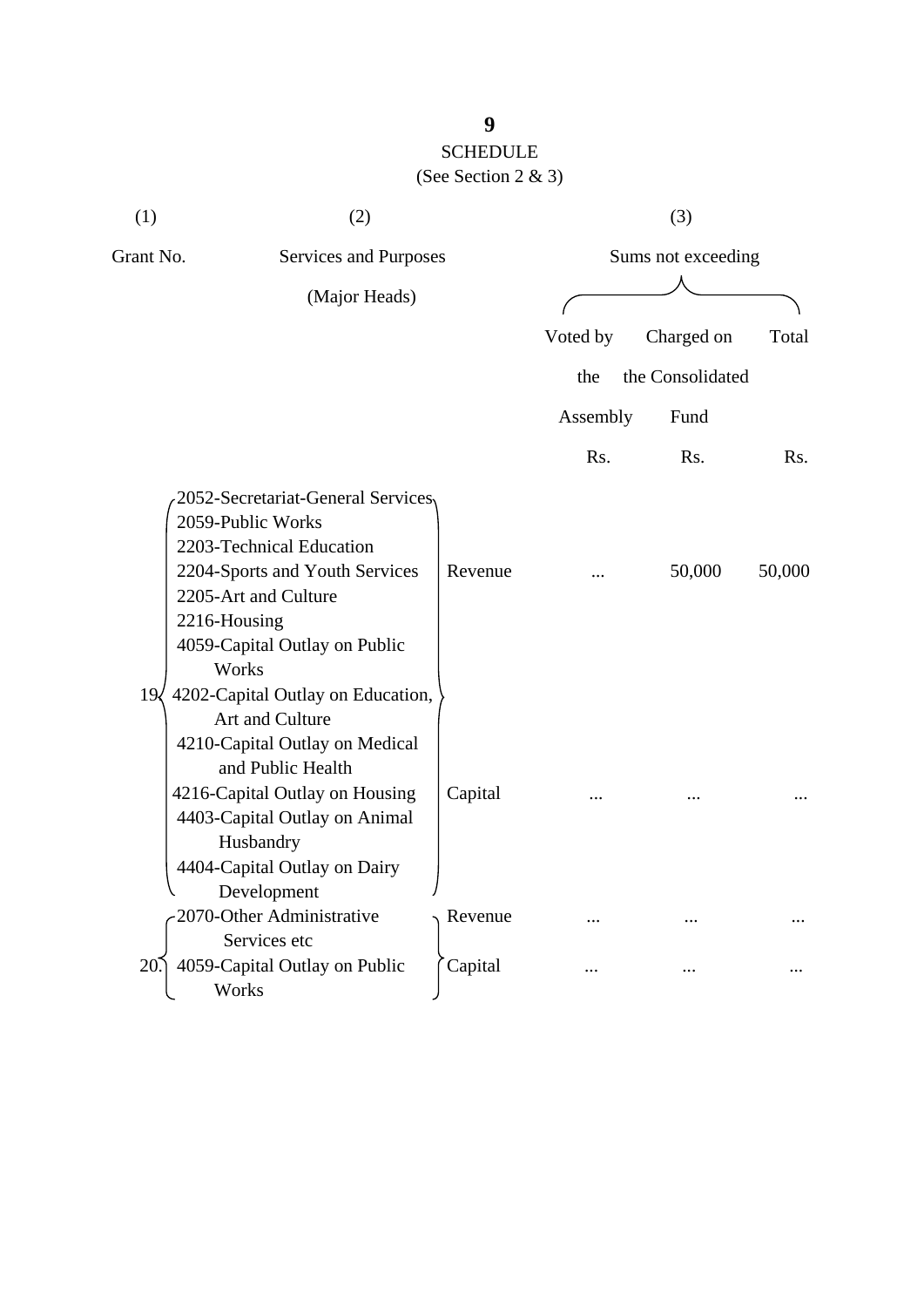# SCHEDULE

(See Section 2 & 3)

| (1) | (2) | | (3) | | |
|---|---|---|---|---|---|
| Grant No. | Services and Purposes (Major Heads) | | Sums not exceeding | | |
| | | | Voted by the Assembly | Charged on the Consolidated Fund | Total |
| | | | Rs. | Rs. | Rs. |
| 19 | 2052-Secretariat-General Services<br>2059-Public Works<br>2203-Technical Education<br>2204-Sports and Youth Services<br>2205-Art and Culture<br>2216-Housing | Revenue | ... | 50,000 | 50,000 |
| | 4059-Capital Outlay on Public Works<br>4202-Capital Outlay on Education, Art and Culture<br>4210-Capital Outlay on Medical and Public Health<br>4216-Capital Outlay on Housing<br>4403-Capital Outlay on Animal Husbandry<br>4404-Capital Outlay on Dairy Development | Capital | ... | ... | ... |
| 20. | 2070-Other Administrative Services etc | Revenue | ... | ... | ... |
| | 4059-Capital Outlay on Public Works | Capital | ... | ... | ... |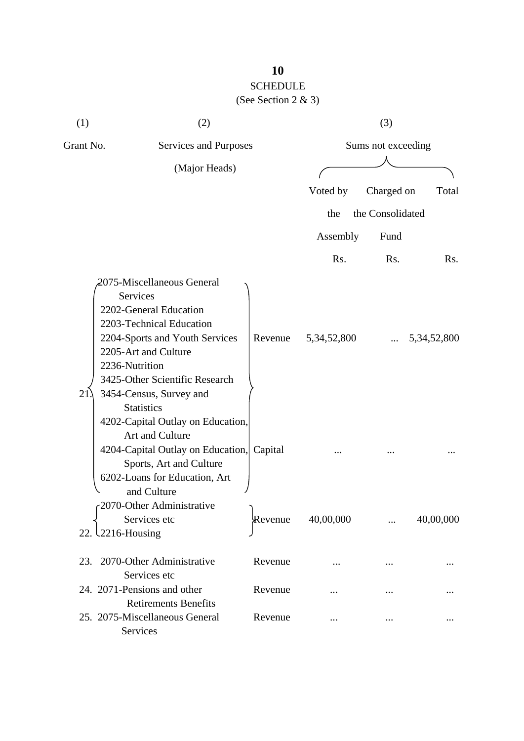## SCHEDULE

(See Section 2 & 3)

| (1) | (2) | | (3) | | |
|---|---|---|---|---|---|
| Grant No. | Services and Purposes (Major Heads) | | Sums not exceeding | | |
| | | | Voted by the Assembly | Charged on the Consolidated Fund | Total |
| | | | Rs. | Rs. | Rs. |
| 21. | 2075-Miscellaneous General Services<br>2202-General Education<br>2203-Technical Education<br>2204-Sports and Youth Services<br>2205-Art and Culture<br>2236-Nutrition<br>3425-Other Scientific Research<br>3454-Census, Survey and Statistics | Revenue | 5,34,52,800 | ... | 5,34,52,800 |
| | 4202-Capital Outlay on Education, Art and Culture<br>4204-Capital Outlay on Education, Sports, Art and Culture<br>6202-Loans for Education, Art and Culture | Capital | ... | ... | ... |
| 22. | 2070-Other Administrative Services etc<br>2216-Housing | Revenue | 40,00,000 | ... | 40,00,000 |
| 23. | 2070-Other Administrative Services etc | Revenue | ... | ... | ... |
| 24. | 2071-Pensions and other Retirements Benefits | Revenue | ... | ... | ... |
| 25. | 2075-Miscellaneous General Services | Revenue | ... | ... | ... |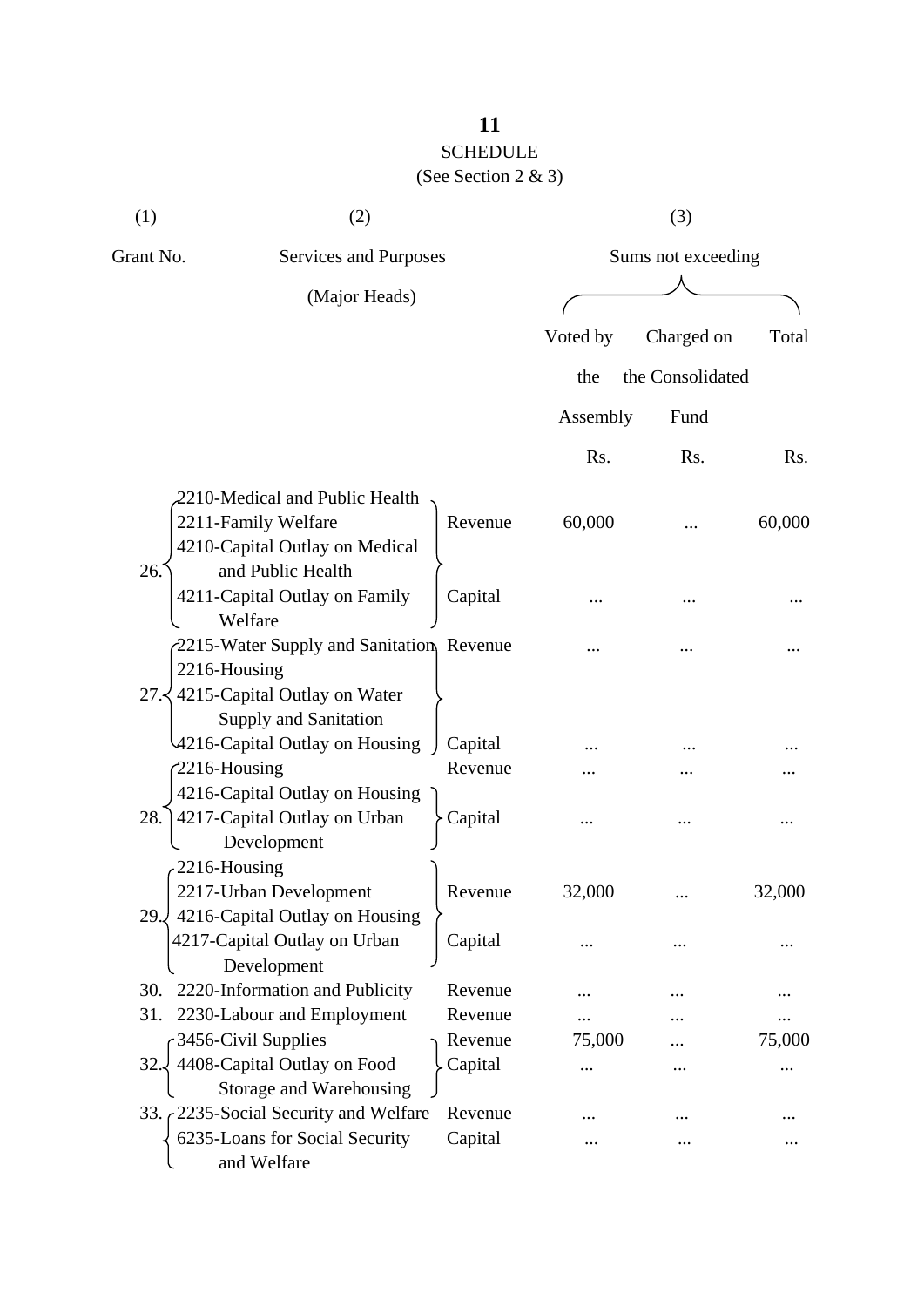## SCHEDULE

(See Section 2 & 3)

| (1) | (2) | | (3) | | |
|---|---|---|---|---|---|
| Grant No. | Services and Purposes (Major Heads) | | Sums not exceeding | | |
| | | | Voted by the Assembly | Charged on the Consolidated Fund | Total |
| | | | Rs. | Rs. | Rs. |
| 26. | 2210-Medical and Public Health<br>2211-Family Welfare | Revenue | 60,000 | ... | 60,000 |
| | 4210-Capital Outlay on Medical and Public Health<br>4211-Capital Outlay on Family Welfare | Capital | ... | ... | ... |
| 27. | 2215-Water Supply and Sanitation<br>2216-Housing | Revenue | ... | ... | ... |
| | 4215-Capital Outlay on Water Supply and Sanitation<br>4216-Capital Outlay on Housing | Capital | ... | ... | ... |
| 28. | 2216-Housing | Revenue | ... | ... | ... |
| | 4216-Capital Outlay on Housing<br>4217-Capital Outlay on Urban Development | Capital | ... | ... | ... |
| 29. | 2216-Housing<br>2217-Urban Development | Revenue | 32,000 | ... | 32,000 |
| | 4216-Capital Outlay on Housing<br>4217-Capital Outlay on Urban Development | Capital | ... | ... | ... |
| 30. | 2220-Information and Publicity | Revenue | ... | ... | ... |
| 31. | 2230-Labour and Employment | Revenue | ... | ... | ... |
| 32. | 3456-Civil Supplies | Revenue | 75,000 | ... | 75,000 |
| | 4408-Capital Outlay on Food Storage and Warehousing | Capital | ... | ... | ... |
| 33. | 2235-Social Security and Welfare | Revenue | ... | ... | ... |
| | 6235-Loans for Social Security and Welfare | Capital | ... | ... | ... |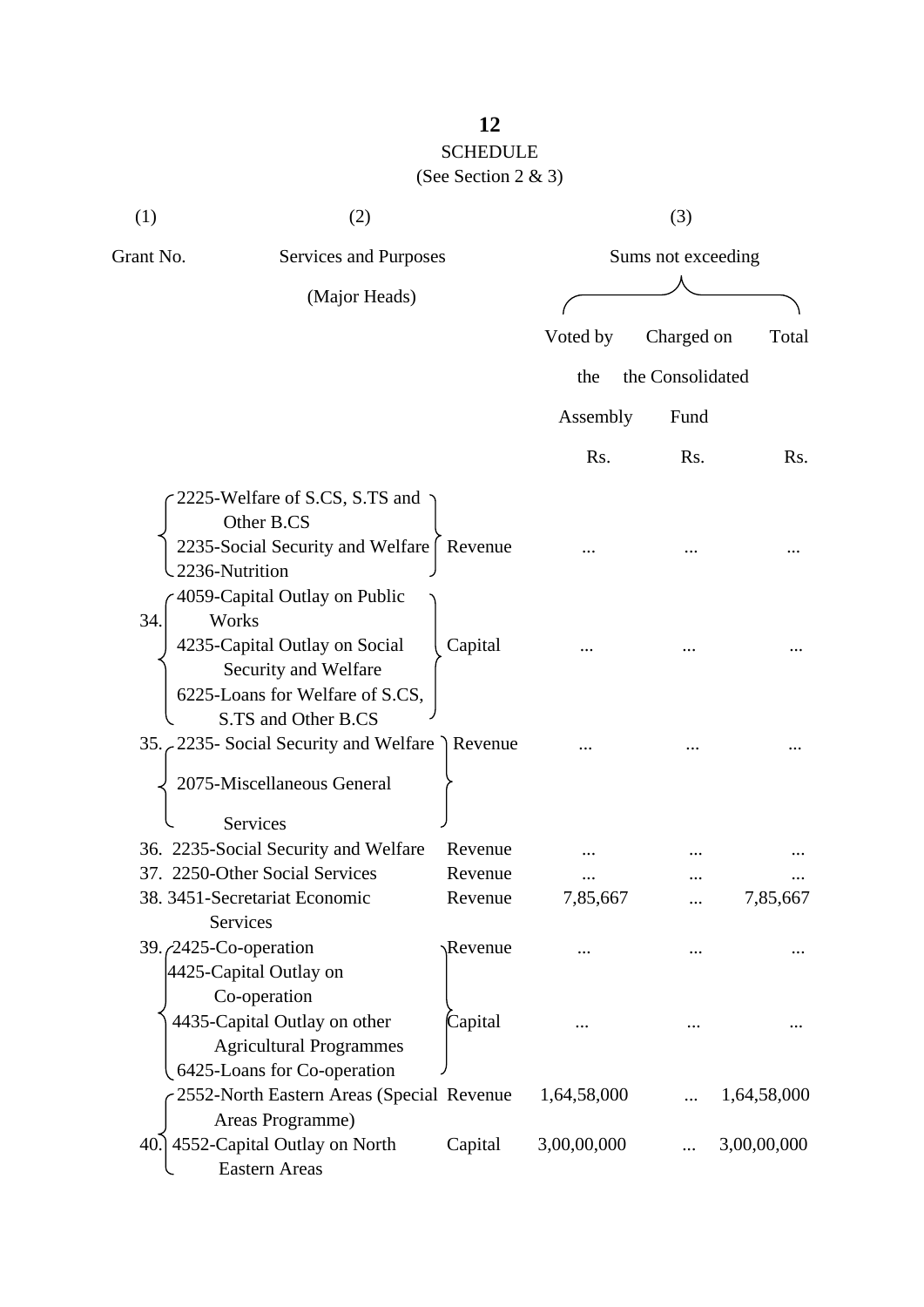## SCHEDULE

(See Section 2 & 3)

| (1) | (2) | | (3) | | |
|---|---|---|---|---|---|
| Grant No. | Services and Purposes (Major Heads) | | Sums not exceeding | | |
| | | | Voted by the Assembly | Charged on the Consolidated Fund | Total |
| | | | Rs. | Rs. | Rs. |
| | 2225-Welfare of S.CS, S.TS and Other B.CS<br>2235-Social Security and Welfare<br>2236-Nutrition | Revenue | ... | ... | ... |
| 34. | 4059-Capital Outlay on Public Works<br>4235-Capital Outlay on Social Security and Welfare<br>6225-Loans for Welfare of S.CS, S.TS and Other B.CS | Capital | ... | ... | ... |
| 35. | 2235- Social Security and Welfare<br>2075-Miscellaneous General Services | Revenue | ... | ... | ... |
| 36. | 2235-Social Security and Welfare | Revenue | ... | ... | ... |
| 37. | 2250-Other Social Services | Revenue | ... | ... | ... |
| 38. | 3451-Secretariat Economic Services | Revenue | 7,85,667 | ... | 7,85,667 |
| 39. | 2425-Co-operation | Revenue | ... | ... | ... |
| | 4425-Capital Outlay on Co-operation<br>4435-Capital Outlay on other Agricultural Programmes<br>6425-Loans for Co-operation | Capital | ... | ... | ... |
| 40. | 2552-North Eastern Areas (Special Areas Programme) | Revenue | 1,64,58,000 | ... | 1,64,58,000 |
| | 4552-Capital Outlay on North Eastern Areas | Capital | 3,00,00,000 | ... | 3,00,00,000 |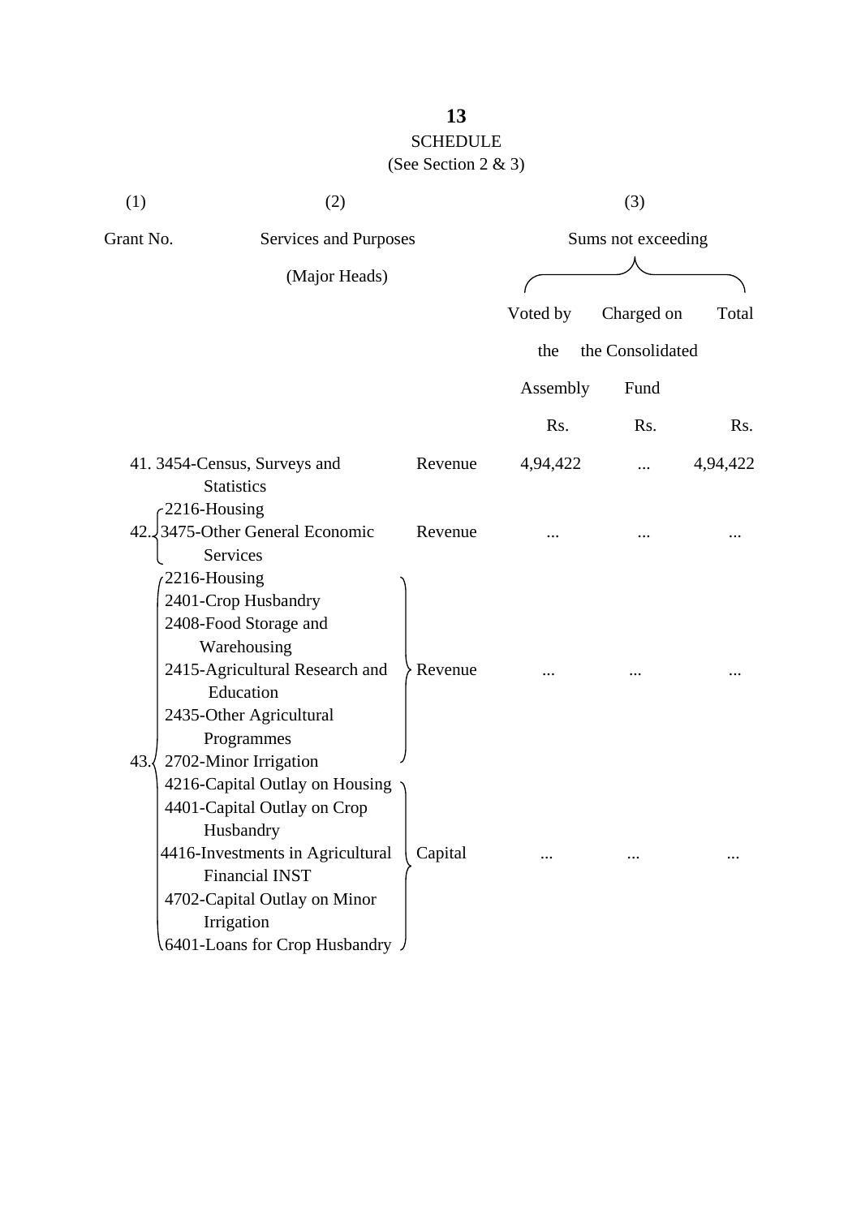**13**

SCHEDULE

(See Section 2 & 3)

| (1) | (2) | | (3) | | |
|---|---|---|---|---|---|
| Grant No. | Services and Purposes (Major Heads) | | Sums not exceeding | | |
| | | | Voted by the Assembly | Charged on the Consolidated Fund | Total |
| | | | Rs. | Rs. | Rs. |
| 41. | 3454-Census, Surveys and Statistics | Revenue | 4,94,422 | ... | 4,94,422 |
| 42. | 2216-Housing<br>3475-Other General Economic Services | Revenue | ... | ... | ... |
| 43. | 2216-Housing<br>2401-Crop Husbandry<br>2408-Food Storage and Warehousing<br>2415-Agricultural Research and Education<br>2435-Other Agricultural Programmes<br>2702-Minor Irrigation | Revenue | ... | ... | ... |
| | 4216-Capital Outlay on Housing<br>4401-Capital Outlay on Crop Husbandry<br>4416-Investments in Agricultural Financial INST<br>4702-Capital Outlay on Minor Irrigation<br>6401-Loans for Crop Husbandry | Capital | ... | ... | ... |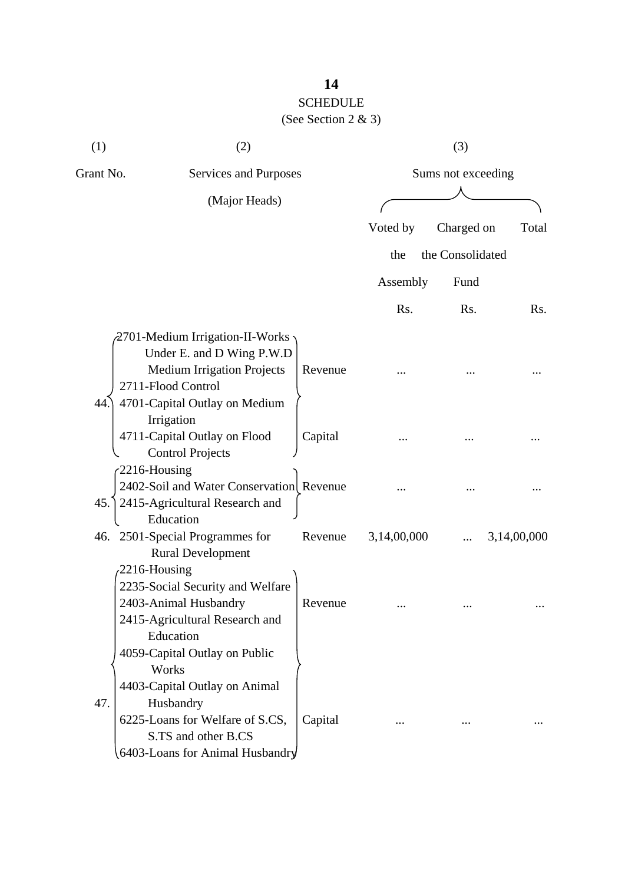## SCHEDULE

(See Section 2 & 3)

| (1) | (2) | | (3) | | |
|---|---|---|---|---|---|
| Grant No. | Services and Purposes (Major Heads) | | Sums not exceeding | | |
| | | | Voted by the Assembly | Charged on the Consolidated Fund | Total |
| | | | Rs. | Rs. | Rs. |
| 44. | 2701-Medium Irrigation-II-Works Under E. and D Wing P.W.D Medium Irrigation Projects<br>2711-Flood Control | Revenue | ... | ... | ... |
| | 4701-Capital Outlay on Medium Irrigation<br>4711-Capital Outlay on Flood Control Projects | Capital | ... | ... | ... |
| 45. | 2216-Housing<br>2402-Soil and Water Conservation<br>2415-Agricultural Research and Education | Revenue | ... | ... | ... |
| 46. | 2501-Special Programmes for Rural Development | Revenue | 3,14,00,000 | ... | 3,14,00,000 |
| 47. | 2216-Housing<br>2235-Social Security and Welfare<br>2403-Animal Husbandry<br>2415-Agricultural Research and Education | Revenue | ... | ... | ... |
| | 4059-Capital Outlay on Public Works<br>4403-Capital Outlay on Animal Husbandry<br>6225-Loans for Welfare of S.CS, S.TS and other B.CS<br>6403-Loans for Animal Husbandry | Capital | ... | ... | ... |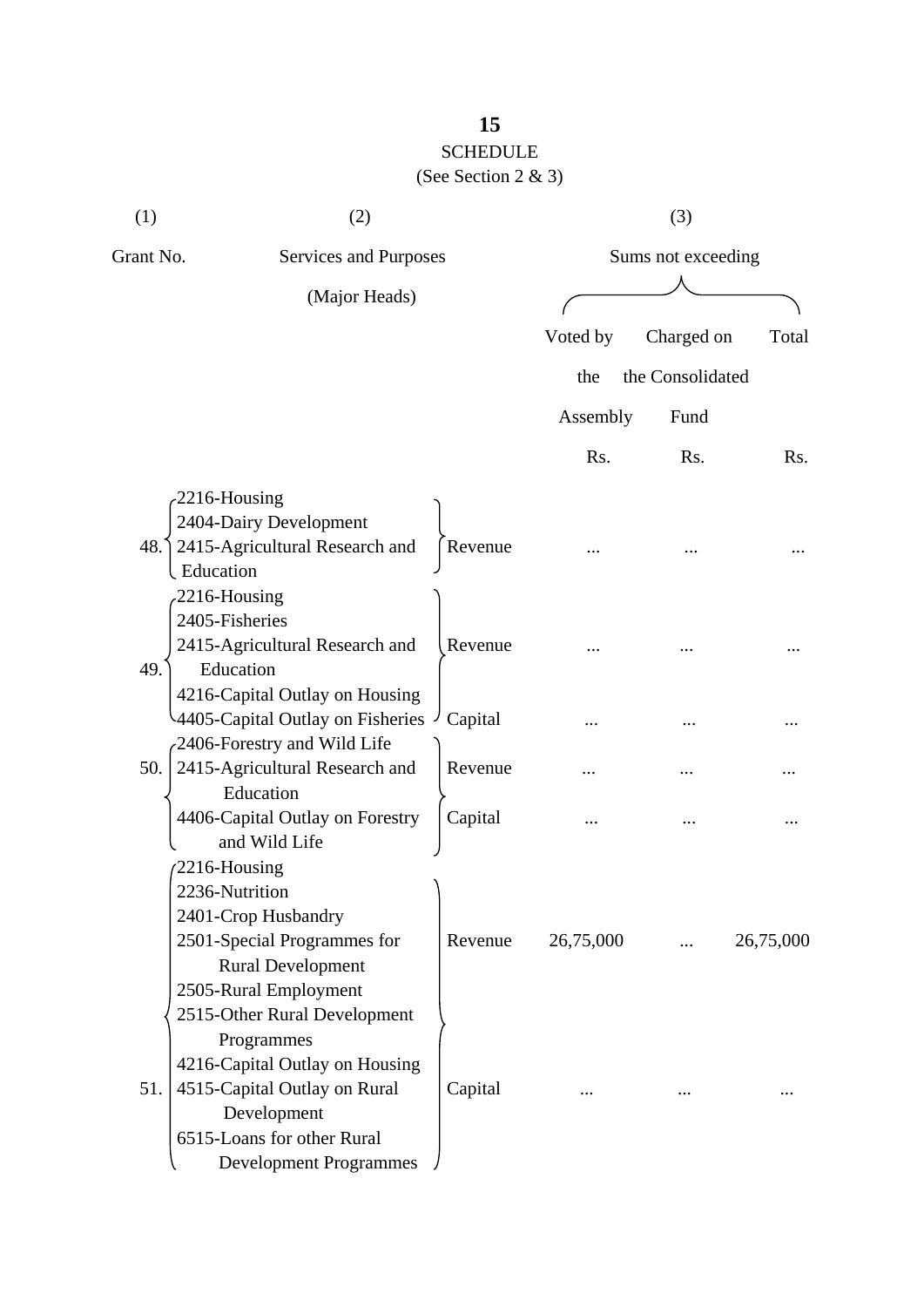# SCHEDULE

(See Section 2 & 3)

| (1) Grant No. | (2) Services and Purposes (Major Heads) | | (3) Sums not exceeding — Voted by the Assembly Rs. | Charged on the Consolidated Fund Rs. | Total Rs. |
|---|---|---|---|---|---|
| 48. | 2216-Housing<br>2404-Dairy Development<br>2415-Agricultural Research and Education | Revenue | ... | ... | ... |
| 49. | 2216-Housing<br>2405-Fisheries<br>2415-Agricultural Research and Education | Revenue | ... | ... | ... |
| | 4216-Capital Outlay on Housing<br>4405-Capital Outlay on Fisheries | Capital | ... | ... | ... |
| 50. | 2406-Forestry and Wild Life<br>2415-Agricultural Research and Education | Revenue | ... | ... | ... |
| | 4406-Capital Outlay on Forestry and Wild Life | Capital | ... | ... | ... |
| 51. | 2216-Housing<br>2236-Nutrition<br>2401-Crop Husbandry<br>2501-Special Programmes for Rural Development<br>2505-Rural Employment<br>2515-Other Rural Development Programmes | Revenue | 26,75,000 | ... | 26,75,000 |
| | 4216-Capital Outlay on Housing<br>4515-Capital Outlay on Rural Development<br>6515-Loans for other Rural Development Programmes | Capital | ... | ... | ... |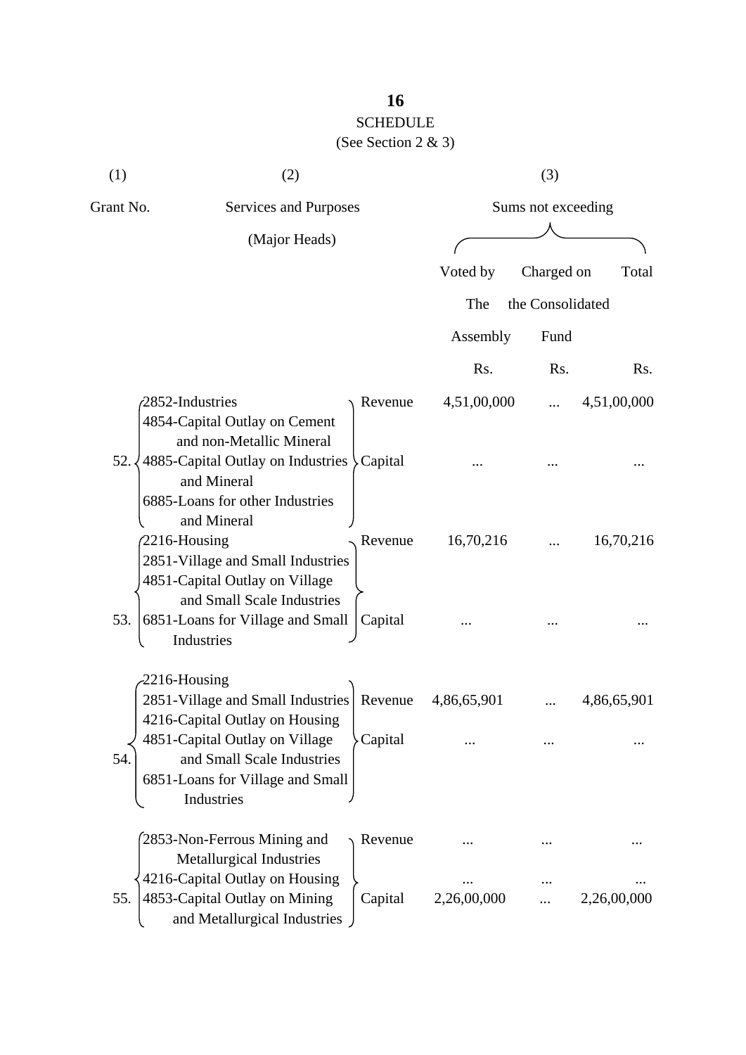## SCHEDULE

(See Section 2 & 3)

| (1) | (2) | | (3) | | |
|---|---|---|---|---|---|
| Grant No. | Services and Purposes (Major Heads) | | Sums not exceeding | | |
| | | | Voted by The Assembly | Charged on the Consolidated Fund | Total |
| | | | Rs. | Rs. | Rs. |
| 52. | 2852-Industries<br>4854-Capital Outlay on Cement and non-Metallic Mineral<br>4885-Capital Outlay on Industries and Mineral<br>6885-Loans for other Industries and Mineral | Revenue | 4,51,00,000 | ... | 4,51,00,000 |
| | | Capital | ... | ... | ... |
| 53. | 2216-Housing<br>2851-Village and Small Industries<br>4851-Capital Outlay on Village and Small Scale Industries<br>6851-Loans for Village and Small Industries | Revenue | 16,70,216 | ... | 16,70,216 |
| | | Capital | ... | ... | ... |
| 54. | 2216-Housing<br>2851-Village and Small Industries<br>4216-Capital Outlay on Housing<br>4851-Capital Outlay on Village and Small Scale Industries<br>6851-Loans for Village and Small Industries | Revenue | 4,86,65,901 | ... | 4,86,65,901 |
| | | Capital | ... | ... | ... |
| 55. | 2853-Non-Ferrous Mining and Metallurgical Industries<br>4216-Capital Outlay on Housing<br>4853-Capital Outlay on Mining and Metallurgical Industries | Revenue | ... | ... | ... |
| | | | ... | ... | ... |
| | | Capital | 2,26,00,000 | ... | 2,26,00,000 |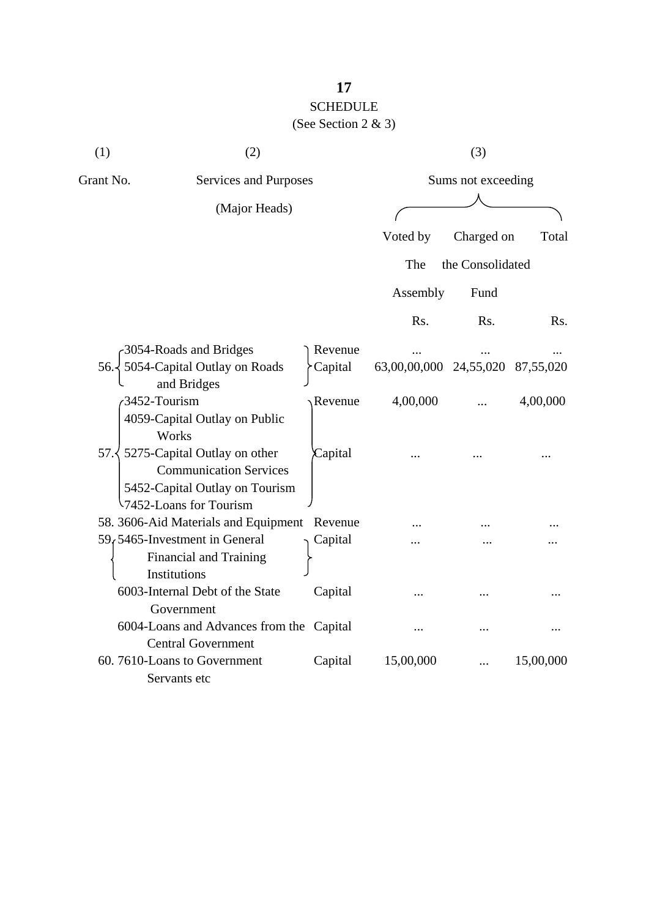## SCHEDULE

(See Section 2 & 3)

| (1) | (2) | | (3) | | |
|---|---|---|---|---|---|
| Grant No. | Services and Purposes (Major Heads) | | Sums not exceeding | | |
| | | | Voted by The Assembly | Charged on the Consolidated Fund | Total |
| | | | Rs. | Rs. | Rs. |
| 56. | 3054-Roads and Bridges | Revenue | ... | ... | ... |
| | 5054-Capital Outlay on Roads and Bridges | Capital | 63,00,00,000 | 24,55,020 | 87,55,020 |
| 57. | 3452-Tourism | Revenue | 4,00,000 | ... | 4,00,000 |
| | 4059-Capital Outlay on Public Works | Capital | ... | ... | ... |
| | 5275-Capital Outlay on other Communication Services | | | | |
| | 5452-Capital Outlay on Tourism | | | | |
| | 7452-Loans for Tourism | | | | |
| 58. | 3606-Aid Materials and Equipment | Revenue | ... | ... | ... |
| 59. | 5465-Investment in General Financial and Training Institutions | Capital | ... | ... | ... |
| | 6003-Internal Debt of the State Government | Capital | ... | ... | ... |
| | 6004-Loans and Advances from the Central Government | Capital | ... | ... | ... |
| 60. | 7610-Loans to Government Servants etc | Capital | 15,00,000 | ... | 15,00,000 |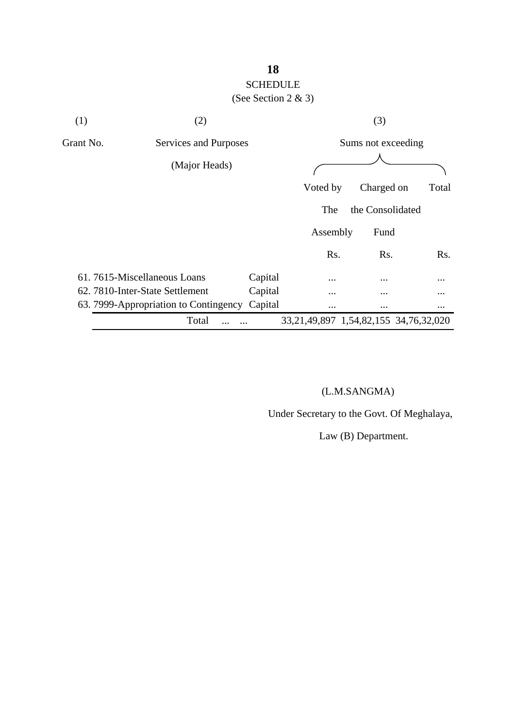# SCHEDULE

(See Section 2 & 3)

| (1) | (2) | | (3) | | |
|---|---|---|---|---|---|
| Grant No. | Services and Purposes (Major Heads) | | Sums not exceeding | | |
| | | | Voted by The Assembly | Charged on the Consolidated Fund | Total |
| | | | Rs. | Rs. | Rs. |
| 61. | 7615-Miscellaneous Loans | Capital | ... | ... | ... |
| 62. | 7810-Inter-State Settlement | Capital | ... | ... | ... |
| 63. | 7999-Appropriation to Contingency | Capital | ... | ... | ... |
| | Total ... ... | | 33,21,49,897 | 1,54,82,155 | 34,76,32,020 |

(L.M.SANGMA)

Under Secretary to the Govt. Of Meghalaya,

Law (B) Department.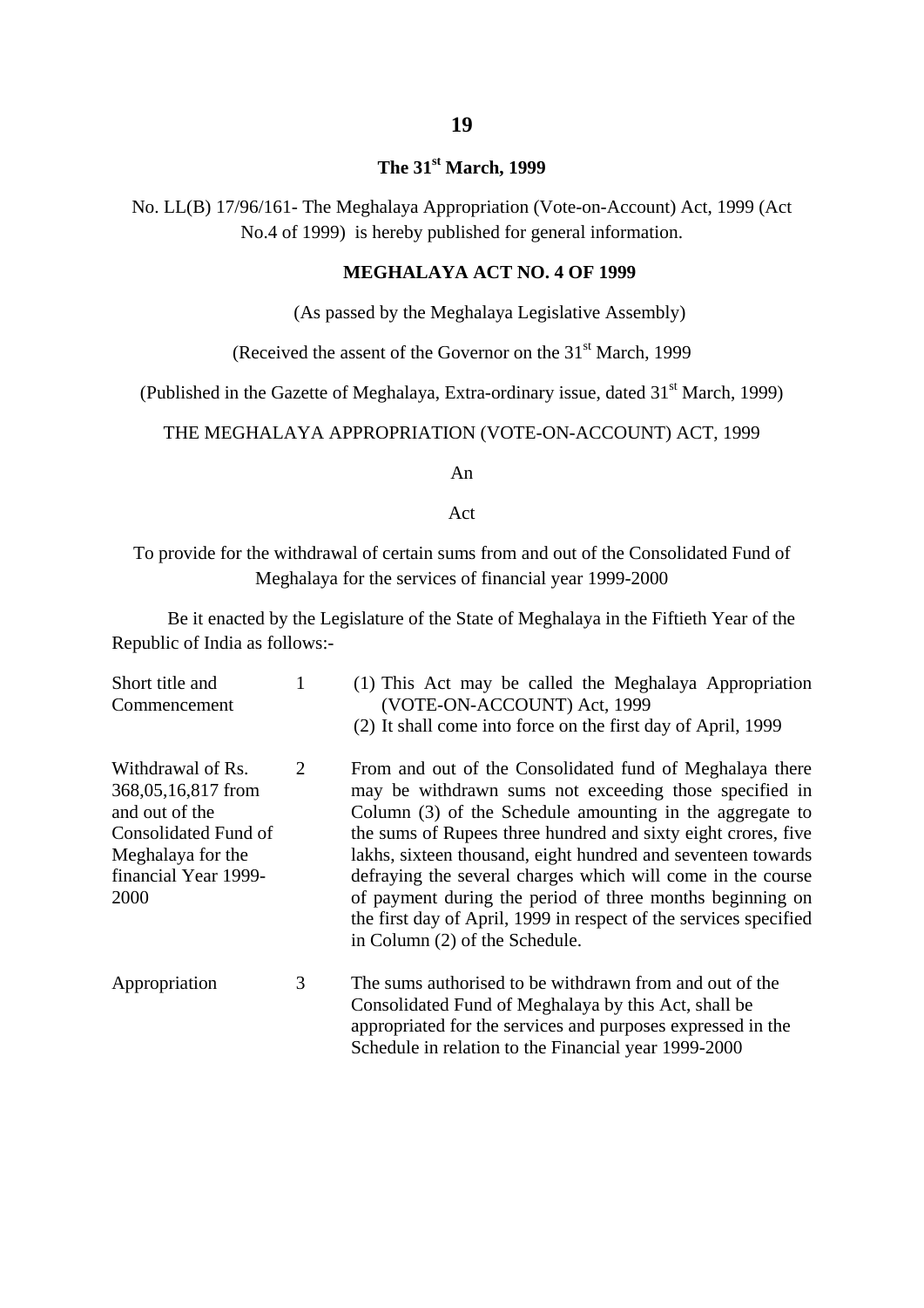## The 31st March, 1999

No. LL(B) 17/96/161- The Meghalaya Appropriation (Vote-on-Account) Act, 1999 (Act No.4 of 1999) is hereby published for general information.

### MEGHALAYA ACT NO. 4 OF 1999

(As passed by the Meghalaya Legislative Assembly)

(Received the assent of the Governor on the 31st March, 1999

(Published in the Gazette of Meghalaya, Extra-ordinary issue, dated 31st March, 1999)

THE MEGHALAYA APPROPRIATION (VOTE-ON-ACCOUNT) ACT, 1999

An

Act

To provide for the withdrawal of certain sums from and out of the Consolidated Fund of Meghalaya for the services of financial year 1999-2000

Be it enacted by the Legislature of the State of Meghalaya in the Fiftieth Year of the Republic of India as follows:-

| | | |
|---|---|---|
| Short title and Commencement | 1 | (1) This Act may be called the Meghalaya Appropriation (VOTE-ON-ACCOUNT) Act, 1999<br>(2) It shall come into force on the first day of April, 1999 |
| Withdrawal of Rs. 368,05,16,817 from and out of the Consolidated Fund of Meghalaya for the financial Year 1999-2000 | 2 | From and out of the Consolidated fund of Meghalaya there may be withdrawn sums not exceeding those specified in Column (3) of the Schedule amounting in the aggregate to the sums of Rupees three hundred and sixty eight crores, five lakhs, sixteen thousand, eight hundred and seventeen towards defraying the several charges which will come in the course of payment during the period of three months beginning on the first day of April, 1999 in respect of the services specified in Column (2) of the Schedule. |
| Appropriation | 3 | The sums authorised to be withdrawn from and out of the Consolidated Fund of Meghalaya by this Act, shall be appropriated for the services and purposes expressed in the Schedule in relation to the Financial year 1999-2000 |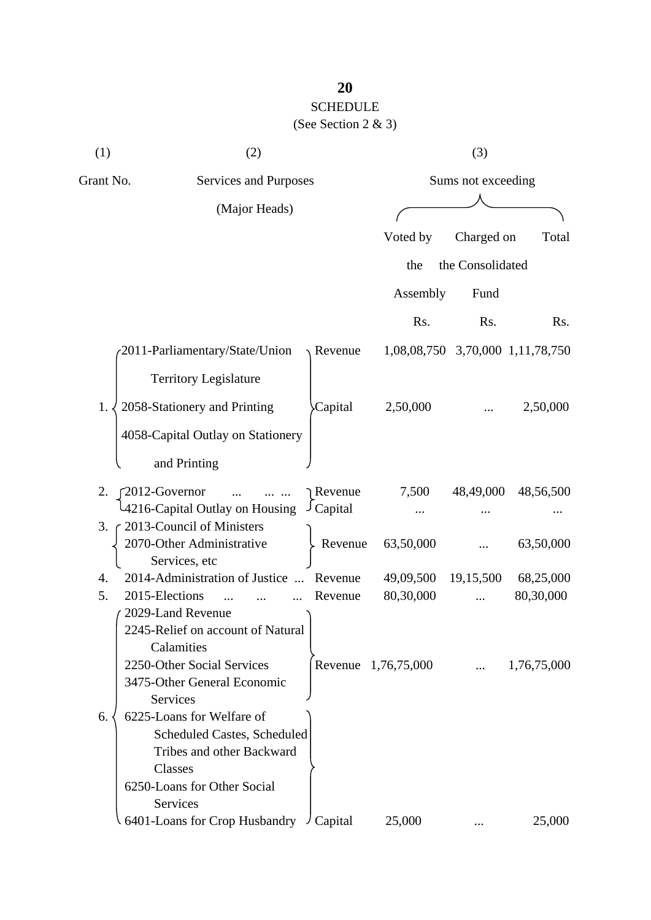## SCHEDULE

(See Section 2 & 3)

| (1) | (2) | | (3) | | |
|---|---|---|---|---|---|
| Grant No. | Services and Purposes (Major Heads) | | Sums not exceeding | | |
| | | | Voted by the Assembly | Charged on the Consolidated Fund | Total |
| | | | Rs. | Rs. | Rs. |
| 1. | 2011-Parliamentary/State/Union Territory Legislature | Revenue | 1,08,08,750 | 3,70,000 | 1,11,78,750 |
| | 2058-Stationery and Printing<br>4058-Capital Outlay on Stationery and Printing | Capital | 2,50,000 | ... | 2,50,000 |
| 2. | 2012-Governor ... ... ... | Revenue | 7,500 | 48,49,000 | 48,56,500 |
| | 4216-Capital Outlay on Housing | Capital | ... | ... | ... |
| 3. | 2013-Council of Ministers<br>2070-Other Administrative Services, etc | Revenue | 63,50,000 | ... | 63,50,000 |
| 4. | 2014-Administration of Justice ... | Revenue | 49,09,500 | 19,15,500 | 68,25,000 |
| 5. | 2015-Elections ... ... ... | Revenue | 80,30,000 | ... | 80,30,000 |
| 6. | 2029-Land Revenue<br>2245-Relief on account of Natural Calamities<br>2250-Other Social Services<br>3475-Other General Economic Services | Revenue | 1,76,75,000 | ... | 1,76,75,000 |
| | 6225-Loans for Welfare of Scheduled Castes, Scheduled Tribes and other Backward Classes<br>6250-Loans for Other Social Services<br>6401-Loans for Crop Husbandry | Capital | 25,000 | ... | 25,000 |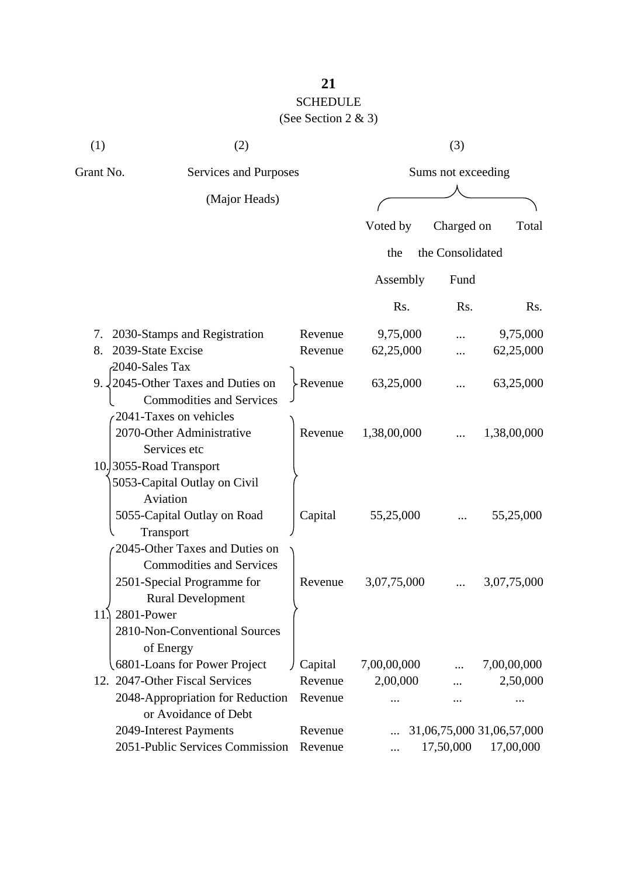## SCHEDULE

(See Section 2 & 3)

| (1) | (2) | | (3) | | |
|---|---|---|---|---|---|
| Grant No. | Services and Purposes (Major Heads) | | Sums not exceeding | | |
| | | | Voted by the Assembly | Charged on the Consolidated Fund | Total |
| | | | Rs. | Rs. | Rs. |
| 7. | 2030-Stamps and Registration | Revenue | 9,75,000 | ... | 9,75,000 |
| 8. | 2039-State Excise | Revenue | 62,25,000 | ... | 62,25,000 |
| 9. | 2040-Sales Tax<br>2045-Other Taxes and Duties on Commodities and Services | Revenue | 63,25,000 | ... | 63,25,000 |
| 10. | 2041-Taxes on vehicles<br>2070-Other Administrative Services etc<br>3055-Road Transport | Revenue | 1,38,00,000 | ... | 1,38,00,000 |
| | 5053-Capital Outlay on Civil Aviation<br>5055-Capital Outlay on Road Transport | Capital | 55,25,000 | ... | 55,25,000 |
| 11. | 2045-Other Taxes and Duties on Commodities and Services<br>2501-Special Programme for Rural Development<br>2801-Power<br>2810-Non-Conventional Sources of Energy | Revenue | 3,07,75,000 | ... | 3,07,75,000 |
| | 6801-Loans for Power Project | Capital | 7,00,00,000 | ... | 7,00,00,000 |
| 12. | 2047-Other Fiscal Services | Revenue | 2,00,000 | ... | 2,50,000 |
| | 2048-Appropriation for Reduction or Avoidance of Debt | Revenue | ... | ... | ... |
| | 2049-Interest Payments | Revenue | ... | 31,06,75,000 | 31,06,57,000 |
| | 2051-Public Services Commission | Revenue | ... | 17,50,000 | 17,00,000 |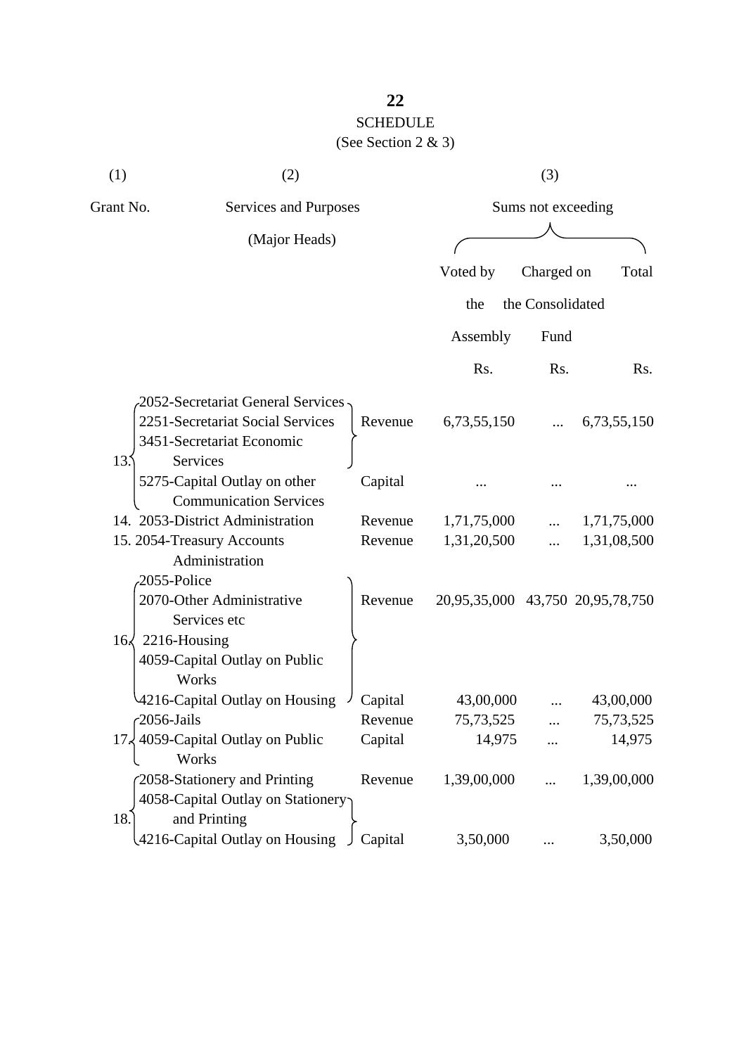# SCHEDULE

(See Section 2 & 3)

| (1) | (2) | | (3) | | |
|---|---|---|---|---|---|
| Grant No. | Services and Purposes (Major Heads) | | Sums not exceeding | | |
| | | | Voted by the Assembly | Charged on the Consolidated Fund | Total |
| | | | Rs. | Rs. | Rs. |
| 13. | 2052-Secretariat General Services<br>2251-Secretariat Social Services<br>3451-Secretariat Economic Services | Revenue | 6,73,55,150 | ... | 6,73,55,150 |
| | 5275-Capital Outlay on other Communication Services | Capital | ... | ... | ... |
| 14. | 2053-District Administration | Revenue | 1,71,75,000 | ... | 1,71,75,000 |
| 15. | 2054-Treasury Accounts Administration | Revenue | 1,31,20,500 | ... | 1,31,08,500 |
| 16. | 2055-Police<br>2070-Other Administrative Services etc<br>2216-Housing<br>4059-Capital Outlay on Public Works | Revenue | 20,95,35,000 | 43,750 | 20,95,78,750 |
| | 4216-Capital Outlay on Housing | Capital | 43,00,000 | ... | 43,00,000 |
| 17. | 2056-Jails | Revenue | 75,73,525 | ... | 75,73,525 |
| | 4059-Capital Outlay on Public Works | Capital | 14,975 | ... | 14,975 |
| 18. | 2058-Stationery and Printing | Revenue | 1,39,00,000 | ... | 1,39,00,000 |
| | 4058-Capital Outlay on Stationery and Printing<br>4216-Capital Outlay on Housing | Capital | 3,50,000 | ... | 3,50,000 |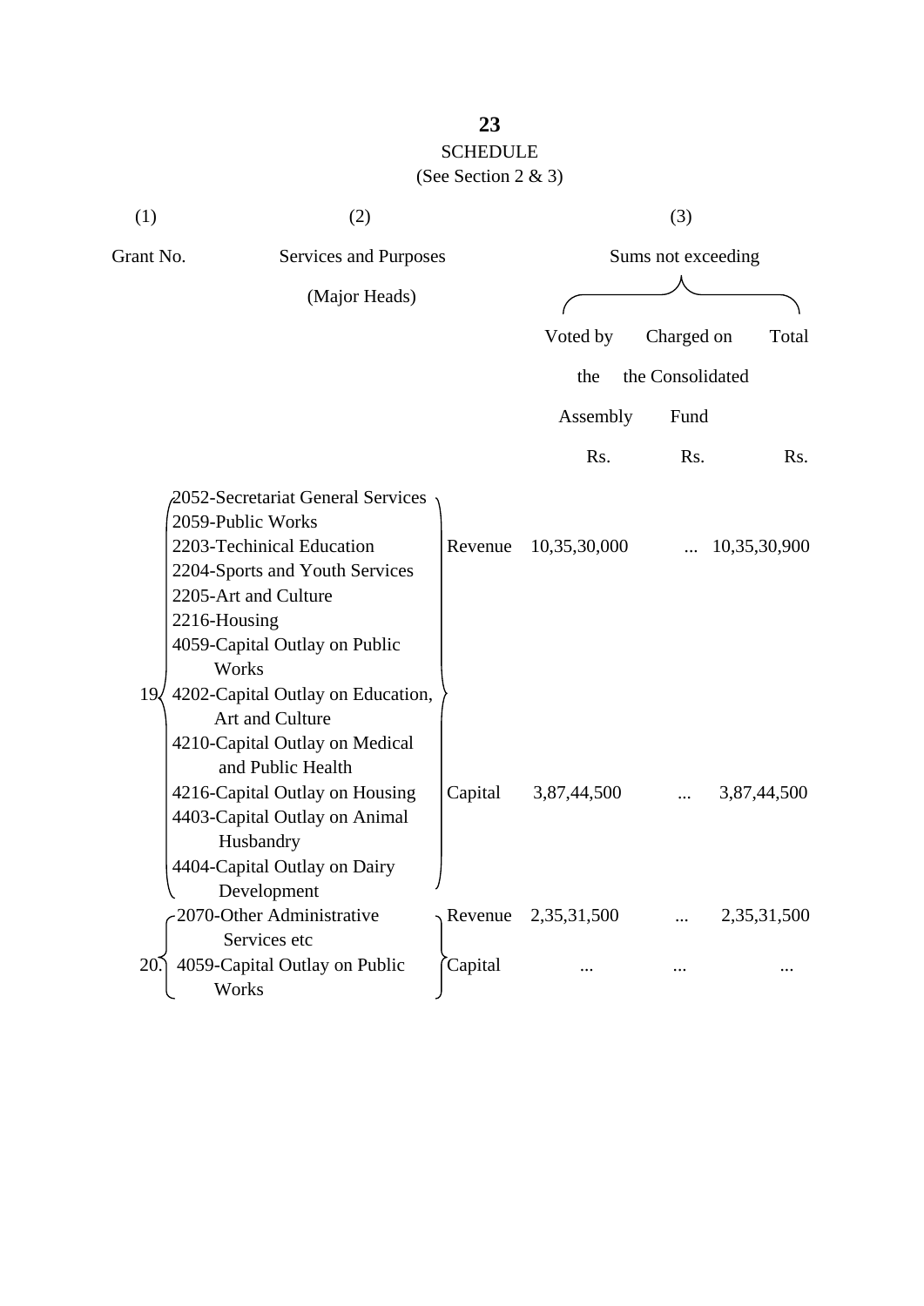SCHEDULE

(See Section 2 & 3)

| (1) | (2) | | (3) | | |
|---|---|---|---|---|---|
| Grant No. | Services and Purposes (Major Heads) | | Sums not exceeding | | |
| | | | Voted by the Assembly | Charged on the Consolidated Fund | Total |
| | | | Rs. | Rs. | Rs. |
| 19 | 2052-Secretariat General Services<br>2059-Public Works<br>2203-Techinical Education<br>2204-Sports and Youth Services<br>2205-Art and Culture<br>2216-Housing | Revenue | 10,35,30,000 | ... | 10,35,30,900 |
| | 4059-Capital Outlay on Public Works<br>4202-Capital Outlay on Education, Art and Culture<br>4210-Capital Outlay on Medical and Public Health<br>4216-Capital Outlay on Housing<br>4403-Capital Outlay on Animal Husbandry<br>4404-Capital Outlay on Dairy Development | Capital | 3,87,44,500 | ... | 3,87,44,500 |
| 20. | 2070-Other Administrative Services etc | Revenue | 2,35,31,500 | ... | 2,35,31,500 |
| | 4059-Capital Outlay on Public Works | Capital | ... | ... | ... |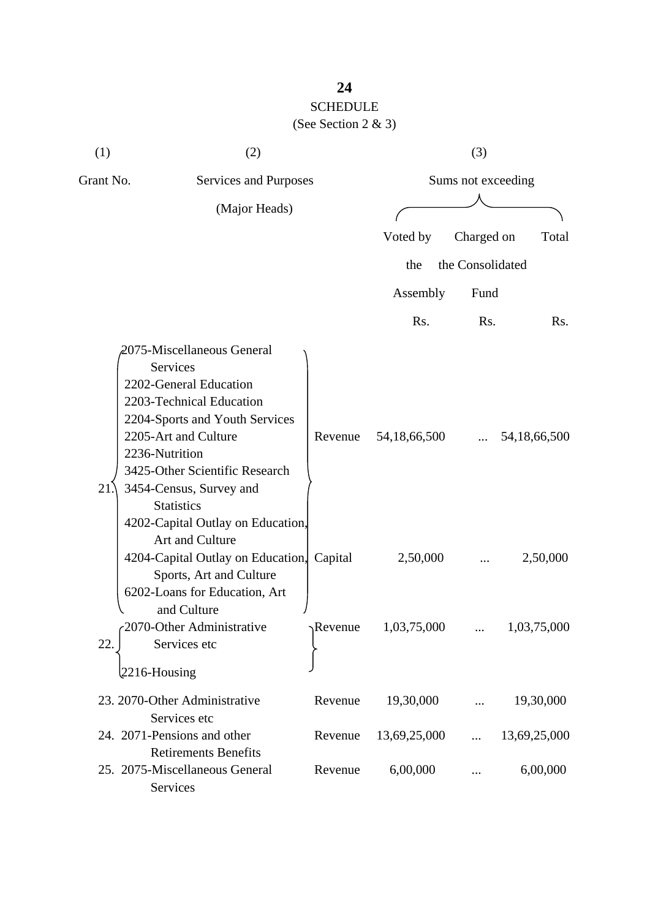## SCHEDULE

(See Section 2 & 3)

| (1) | (2) | | (3) | | |
|---|---|---|---|---|---|
| Grant No. | Services and Purposes (Major Heads) | | Sums not exceeding | | |
| | | | Voted by the Assembly | Charged on the Consolidated Fund | Total |
| | | | Rs. | Rs. | Rs. |
| 21. | 2075-Miscellaneous General Services<br>2202-General Education<br>2203-Technical Education<br>2204-Sports and Youth Services<br>2205-Art and Culture<br>2236-Nutrition<br>3425-Other Scientific Research<br>3454-Census, Survey and Statistics | Revenue | 54,18,66,500 | ... | 54,18,66,500 |
| | 4202-Capital Outlay on Education, Art and Culture<br>4204-Capital Outlay on Education, Sports, Art and Culture<br>6202-Loans for Education, Art and Culture | Capital | 2,50,000 | ... | 2,50,000 |
| 22. | 2070-Other Administrative Services etc<br>2216-Housing | Revenue | 1,03,75,000 | ... | 1,03,75,000 |
| 23. | 2070-Other Administrative Services etc | Revenue | 19,30,000 | ... | 19,30,000 |
| 24. | 2071-Pensions and other Retirements Benefits | Revenue | 13,69,25,000 | ... | 13,69,25,000 |
| 25. | 2075-Miscellaneous General Services | Revenue | 6,00,000 | ... | 6,00,000 |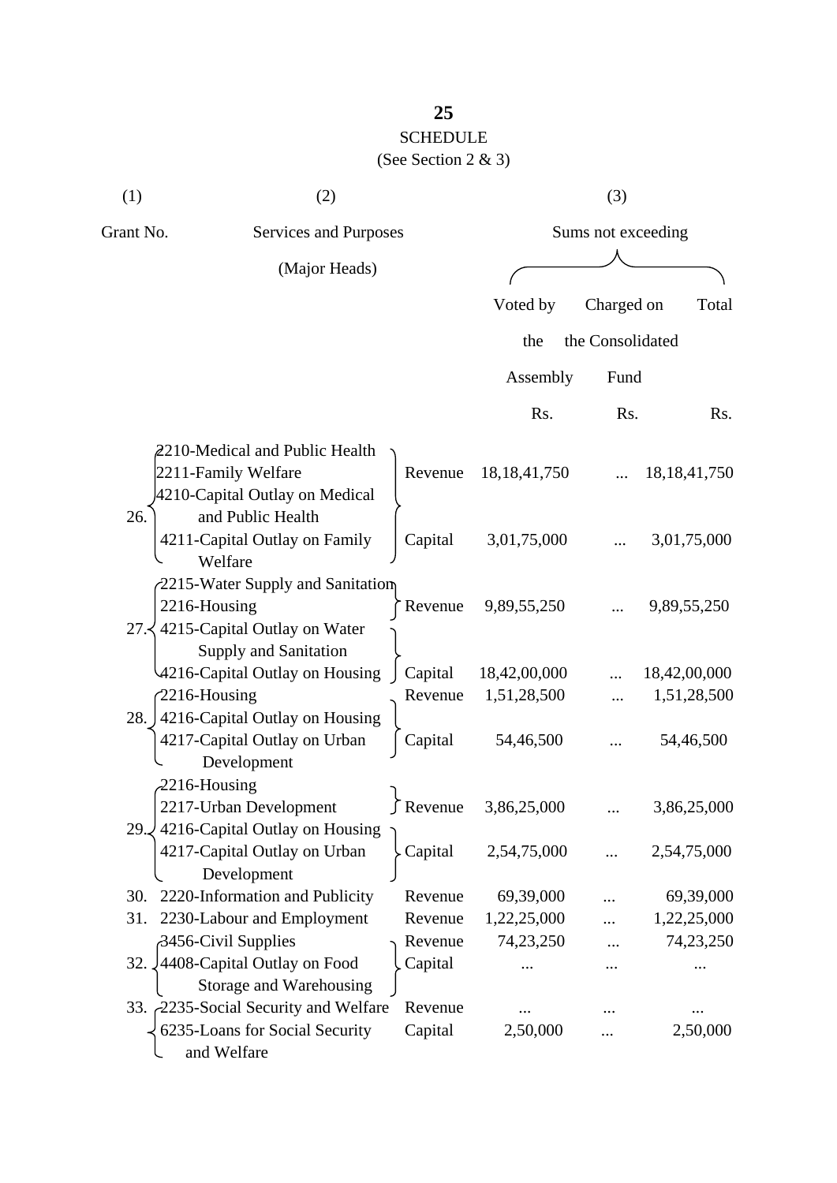# SCHEDULE

(See Section 2 & 3)

| (1) | (2) | | (3) | | |
|---|---|---|---|---|---|
| Grant No. | Services and Purposes (Major Heads) | | Sums not exceeding | | |
| | | | Voted by the Assembly | Charged on the Consolidated Fund | Total |
| | | | Rs. | Rs. | Rs. |
| 26. | 2210-Medical and Public Health<br>2211-Family Welfare | Revenue | 18,18,41,750 | ... | 18,18,41,750 |
| | 4210-Capital Outlay on Medical and Public Health<br>4211-Capital Outlay on Family Welfare | Capital | 3,01,75,000 | ... | 3,01,75,000 |
| 27. | 2215-Water Supply and Sanitation<br>2216-Housing | Revenue | 9,89,55,250 | ... | 9,89,55,250 |
| | 4215-Capital Outlay on Water Supply and Sanitation<br>4216-Capital Outlay on Housing | Capital | 18,42,00,000 | ... | 18,42,00,000 |
| 28. | 2216-Housing | Revenue | 1,51,28,500 | ... | 1,51,28,500 |
| | 4216-Capital Outlay on Housing<br>4217-Capital Outlay on Urban Development | Capital | 54,46,500 | ... | 54,46,500 |
| 29. | 2216-Housing<br>2217-Urban Development | Revenue | 3,86,25,000 | ... | 3,86,25,000 |
| | 4216-Capital Outlay on Housing<br>4217-Capital Outlay on Urban Development | Capital | 2,54,75,000 | ... | 2,54,75,000 |
| 30. | 2220-Information and Publicity | Revenue | 69,39,000 | ... | 69,39,000 |
| 31. | 2230-Labour and Employment | Revenue | 1,22,25,000 | ... | 1,22,25,000 |
| 32. | 3456-Civil Supplies | Revenue | 74,23,250 | ... | 74,23,250 |
| | 4408-Capital Outlay on Food Storage and Warehousing | Capital | ... | ... | ... |
| 33. | 2235-Social Security and Welfare | Revenue | ... | ... | ... |
| | 6235-Loans for Social Security and Welfare | Capital | 2,50,000 | ... | 2,50,000 |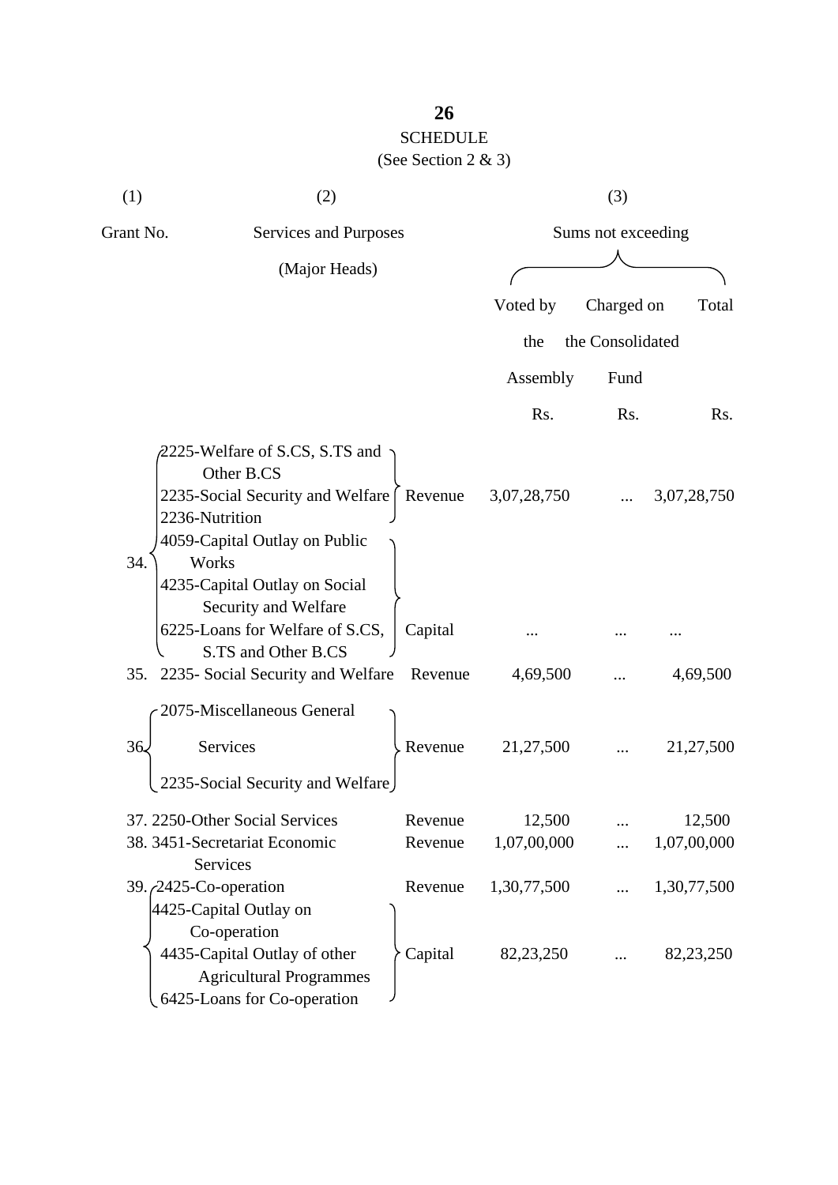## SCHEDULE

(See Section 2 & 3)

| (1) | (2) | | (3) | | |
|---|---|---|---|---|---|
| Grant No. | Services and Purposes (Major Heads) | | Sums not exceeding | | |
| | | | Voted by the Assembly | Charged on the Consolidated Fund | Total |
| | | | Rs. | Rs. | Rs. |
| 34. | 2225-Welfare of S.CS, S.TS and Other B.CS<br>2235-Social Security and Welfare<br>2236-Nutrition | Revenue | 3,07,28,750 | ... | 3,07,28,750 |
| | 4059-Capital Outlay on Public Works<br>4235-Capital Outlay on Social Security and Welfare<br>6225-Loans for Welfare of S.CS, S.TS and Other B.CS | Capital | ... | ... | ... |
| 35. | 2235- Social Security and Welfare | Revenue | 4,69,500 | ... | 4,69,500 |
| 36. | 2075-Miscellaneous General Services<br>2235-Social Security and Welfare | Revenue | 21,27,500 | ... | 21,27,500 |
| 37. | 2250-Other Social Services | Revenue | 12,500 | ... | 12,500 |
| 38. | 3451-Secretariat Economic Services | Revenue | 1,07,00,000 | ... | 1,07,00,000 |
| 39. | 2425-Co-operation | Revenue | 1,30,77,500 | ... | 1,30,77,500 |
| | 4425-Capital Outlay on Co-operation<br>4435-Capital Outlay of other Agricultural Programmes<br>6425-Loans for Co-operation | Capital | 82,23,250 | ... | 82,23,250 |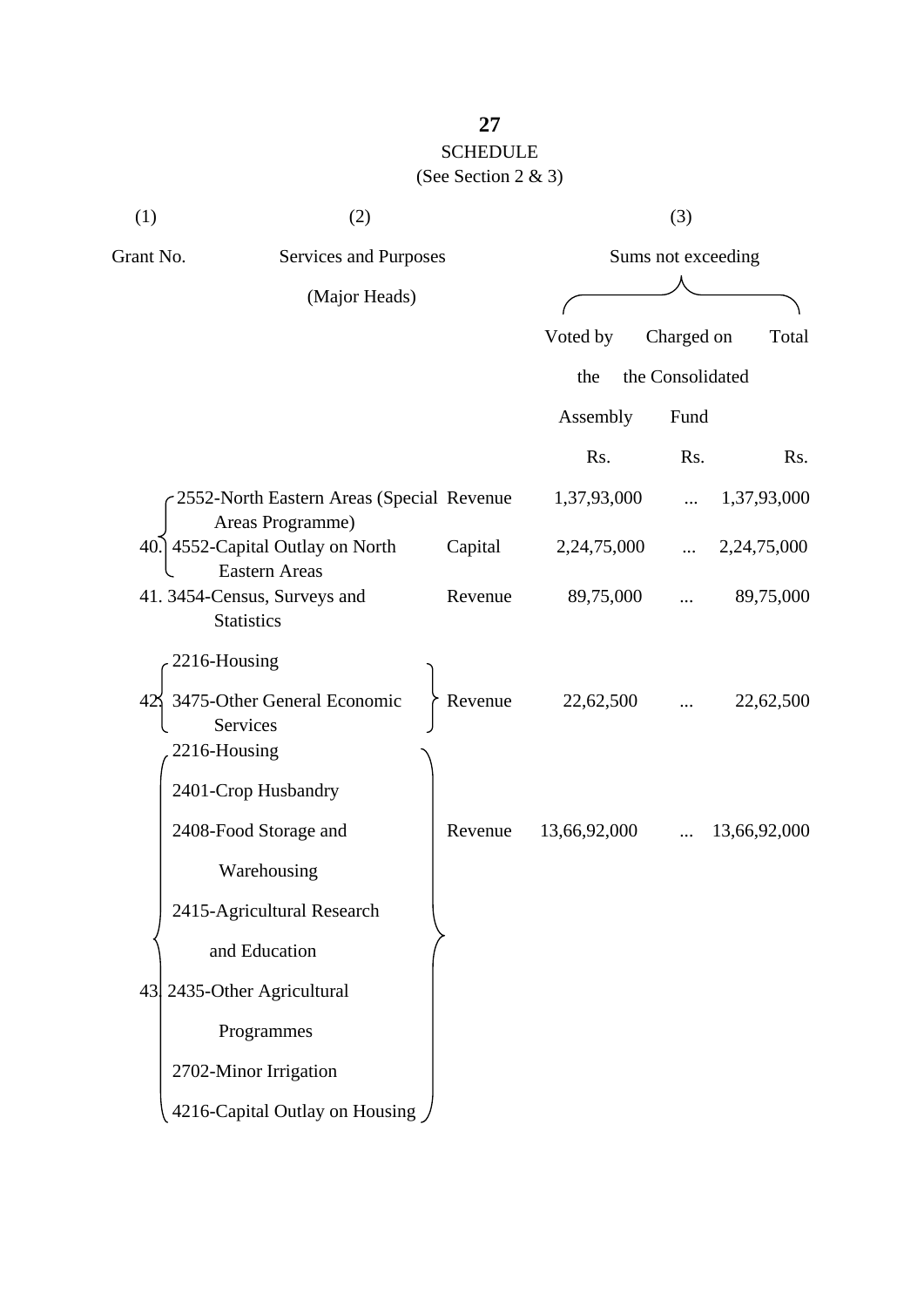## SCHEDULE

(See Section 2 & 3)

| (1) | (2) | | (3) | | |
|---|---|---|---|---|---|
| Grant No. | Services and Purposes (Major Heads) | | Sums not exceeding | | |
| | | | Voted by the Assembly | Charged on the Consolidated Fund | Total |
| | | | Rs. | Rs. | Rs. |
| 40. | 2552-North Eastern Areas (Special Areas Programme) | Revenue | 1,37,93,000 | ... | 1,37,93,000 |
| | 4552-Capital Outlay on North Eastern Areas | Capital | 2,24,75,000 | ... | 2,24,75,000 |
| 41. | 3454-Census, Surveys and Statistics | Revenue | 89,75,000 | ... | 89,75,000 |
| 42. | 2216-Housing<br>3475-Other General Economic Services | Revenue | 22,62,500 | ... | 22,62,500 |
| 43. | 2216-Housing<br>2401-Crop Husbandry<br>2408-Food Storage and Warehousing<br>2415-Agricultural Research and Education<br>2435-Other Agricultural Programmes<br>2702-Minor Irrigation<br>4216-Capital Outlay on Housing | Revenue | 13,66,92,000 | ... | 13,66,92,000 |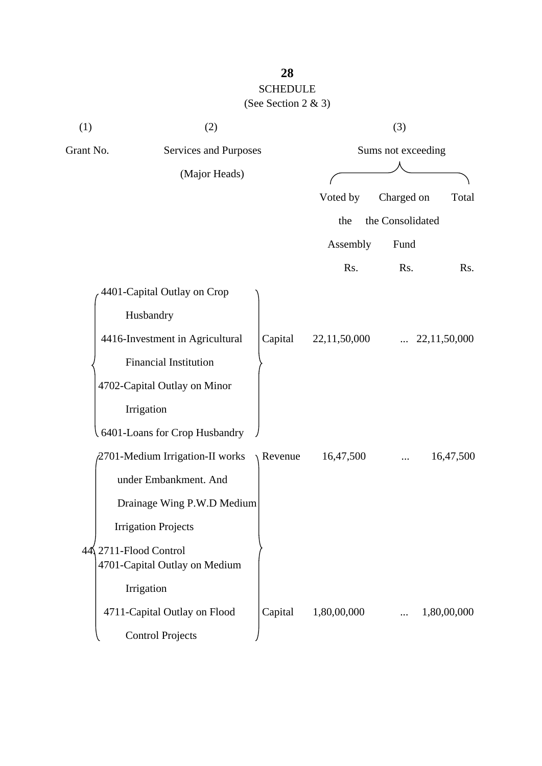# SCHEDULE

(See Section 2 & 3)

| (1) | (2) | | (3) | | |
|---|---|---|---|---|---|
| Grant No. | Services and Purposes (Major Heads) | | Sums not exceeding | | |
| | | | Voted by the Assembly | Charged on the Consolidated Fund | Total |
| | | | Rs. | Rs. | Rs. |
| | 4401-Capital Outlay on Crop Husbandry<br>4416-Investment in Agricultural Financial Institution<br>4702-Capital Outlay on Minor Irrigation<br>6401-Loans for Crop Husbandry | Capital | 22,11,50,000 | ... | 22,11,50,000 |
| 44 | 2701-Medium Irrigation-II works under Embankment. And Drainage Wing P.W.D Medium Irrigation Projects<br>2711-Flood Control | Revenue | 16,47,500 | ... | 16,47,500 |
| | 4701-Capital Outlay on Medium Irrigation<br>4711-Capital Outlay on Flood Control Projects | Capital | 1,80,00,000 | ... | 1,80,00,000 |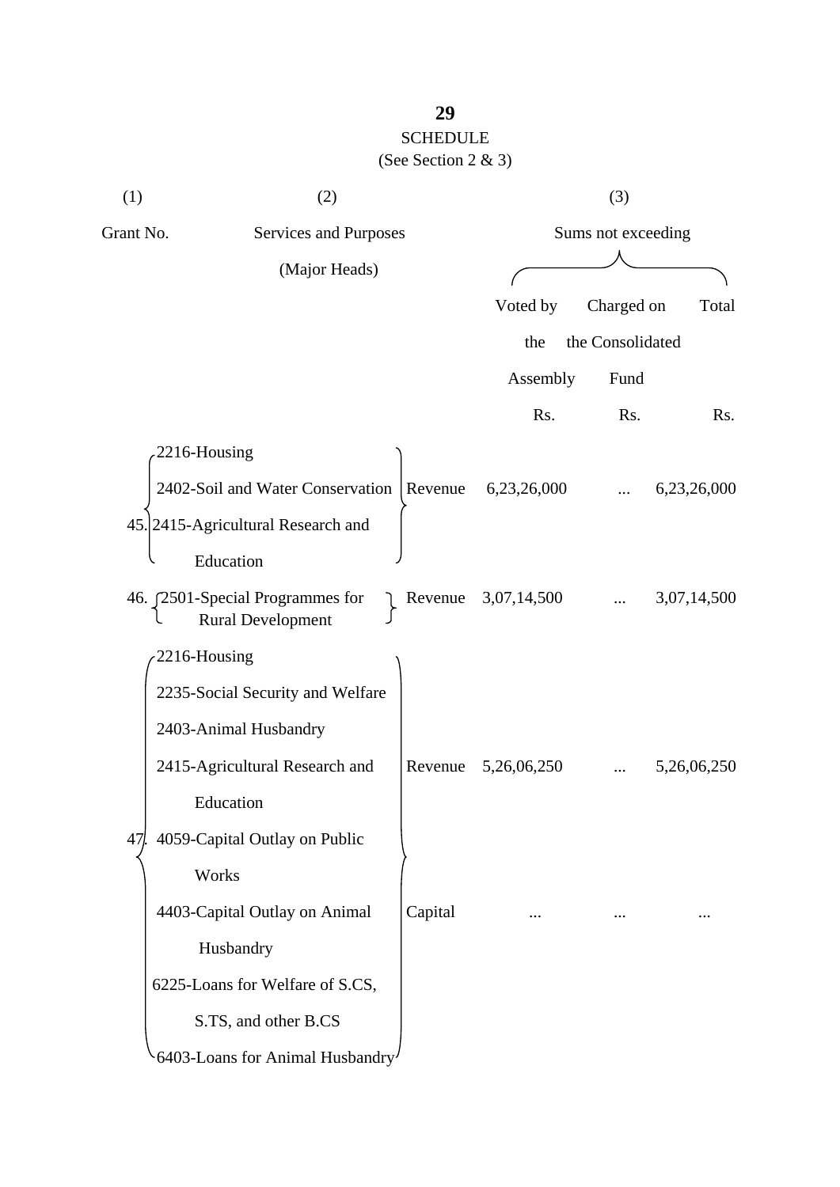SCHEDULE

(See Section 2 & 3)

| (1) | (2) | | (3) | | |
|---|---|---|---|---|---|
| Grant No. | Services and Purposes (Major Heads) | | Sums not exceeding | | |
| | | | Voted by the Assembly | Charged on the Consolidated Fund | Total |
| | | | Rs. | Rs. | Rs. |
| 45. | 2216-Housing<br>2402-Soil and Water Conservation<br>2415-Agricultural Research and Education | Revenue | 6,23,26,000 | ... | 6,23,26,000 |
| 46. | 2501-Special Programmes for Rural Development | Revenue | 3,07,14,500 | ... | 3,07,14,500 |
| 47. | 2216-Housing<br>2235-Social Security and Welfare<br>2403-Animal Husbandry<br>2415-Agricultural Research and Education | Revenue | 5,26,06,250 | ... | 5,26,06,250 |
| | 4059-Capital Outlay on Public Works<br>4403-Capital Outlay on Animal Husbandry<br>6225-Loans for Welfare of S.CS, S.TS, and other B.CS<br>6403-Loans for Animal Husbandry | Capital | ... | ... | ... |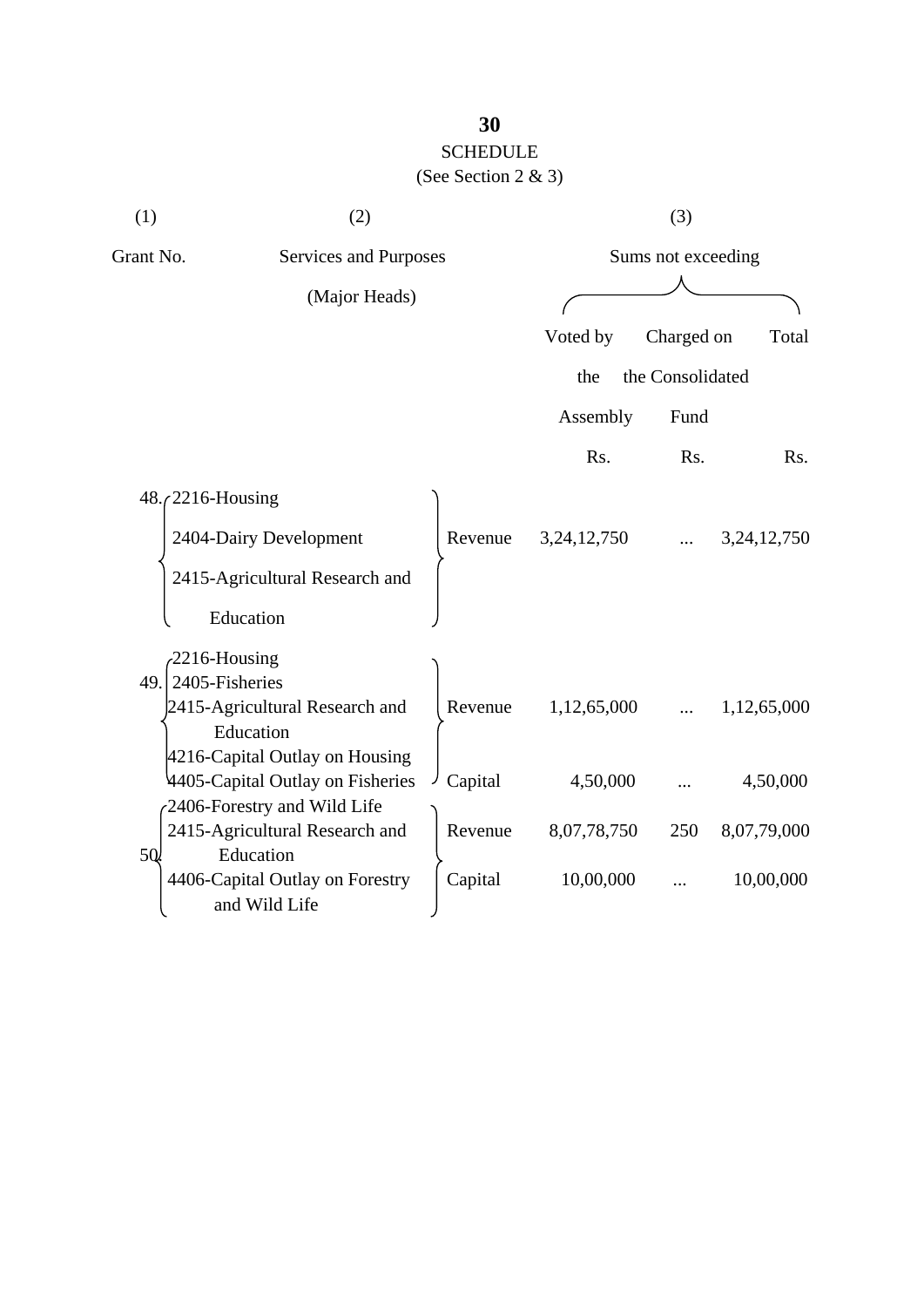## SCHEDULE

(See Section 2 & 3)

| (1) | (2) | | (3) | | |
|---|---|---|---|---|---|
| Grant No. | Services and Purposes (Major Heads) | | Sums not exceeding | | |
| | | | Voted by the Assembly | Charged on the Consolidated Fund | Total |
| | | | Rs. | Rs. | Rs. |
| 48. | 2216-Housing<br>2404-Dairy Development<br>2415-Agricultural Research and Education | Revenue | 3,24,12,750 | ... | 3,24,12,750 |
| 49. | 2216-Housing<br>2405-Fisheries<br>2415-Agricultural Research and Education | Revenue | 1,12,65,000 | ... | 1,12,65,000 |
| | 4216-Capital Outlay on Housing<br>4405-Capital Outlay on Fisheries | Capital | 4,50,000 | ... | 4,50,000 |
| 50. | 2406-Forestry and Wild Life<br>2415-Agricultural Research and Education | Revenue | 8,07,78,750 | 250 | 8,07,79,000 |
| | 4406-Capital Outlay on Forestry and Wild Life | Capital | 10,00,000 | ... | 10,00,000 |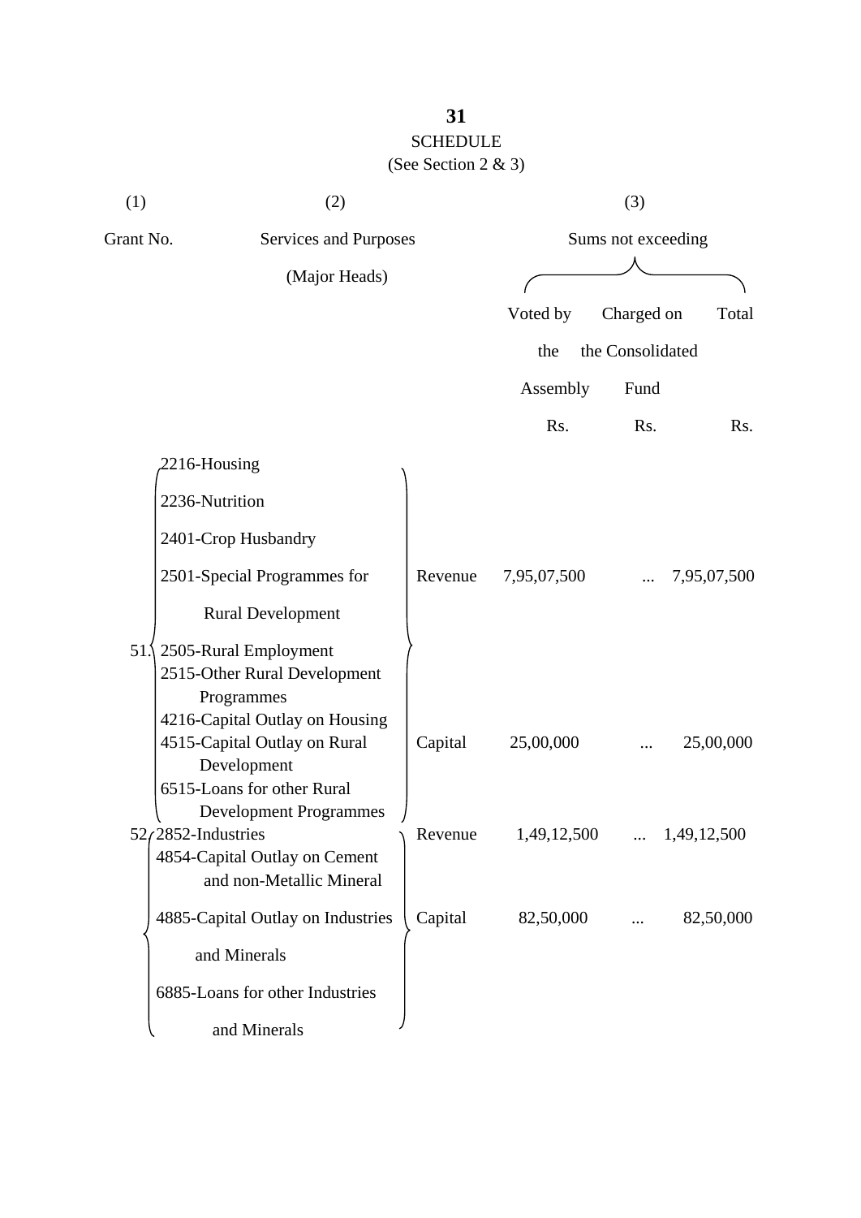## SCHEDULE

(See Section 2 & 3)

| (1) | (2) | | (3) | | |
|---|---|---|---|---|---|
| Grant No. | Services and Purposes (Major Heads) | | Sums not exceeding | | |
| | | | Voted by the Assembly | Charged on the Consolidated Fund | Total |
| | | | Rs. | Rs. | Rs. |
| 51. | 2216-Housing<br>2236-Nutrition<br>2401-Crop Husbandry<br>2501-Special Programmes for Rural Development<br>2505-Rural Employment<br>2515-Other Rural Development Programmes | Revenue | 7,95,07,500 | ... | 7,95,07,500 |
| | 4216-Capital Outlay on Housing<br>4515-Capital Outlay on Rural Development<br>6515-Loans for other Rural Development Programmes | Capital | 25,00,000 | ... | 25,00,000 |
| 52. | 2852-Industries | Revenue | 1,49,12,500 | ... | 1,49,12,500 |
| | 4854-Capital Outlay on Cement and non-Metallic Mineral<br>4885-Capital Outlay on Industries and Minerals<br>6885-Loans for other Industries and Minerals | Capital | 82,50,000 | ... | 82,50,000 |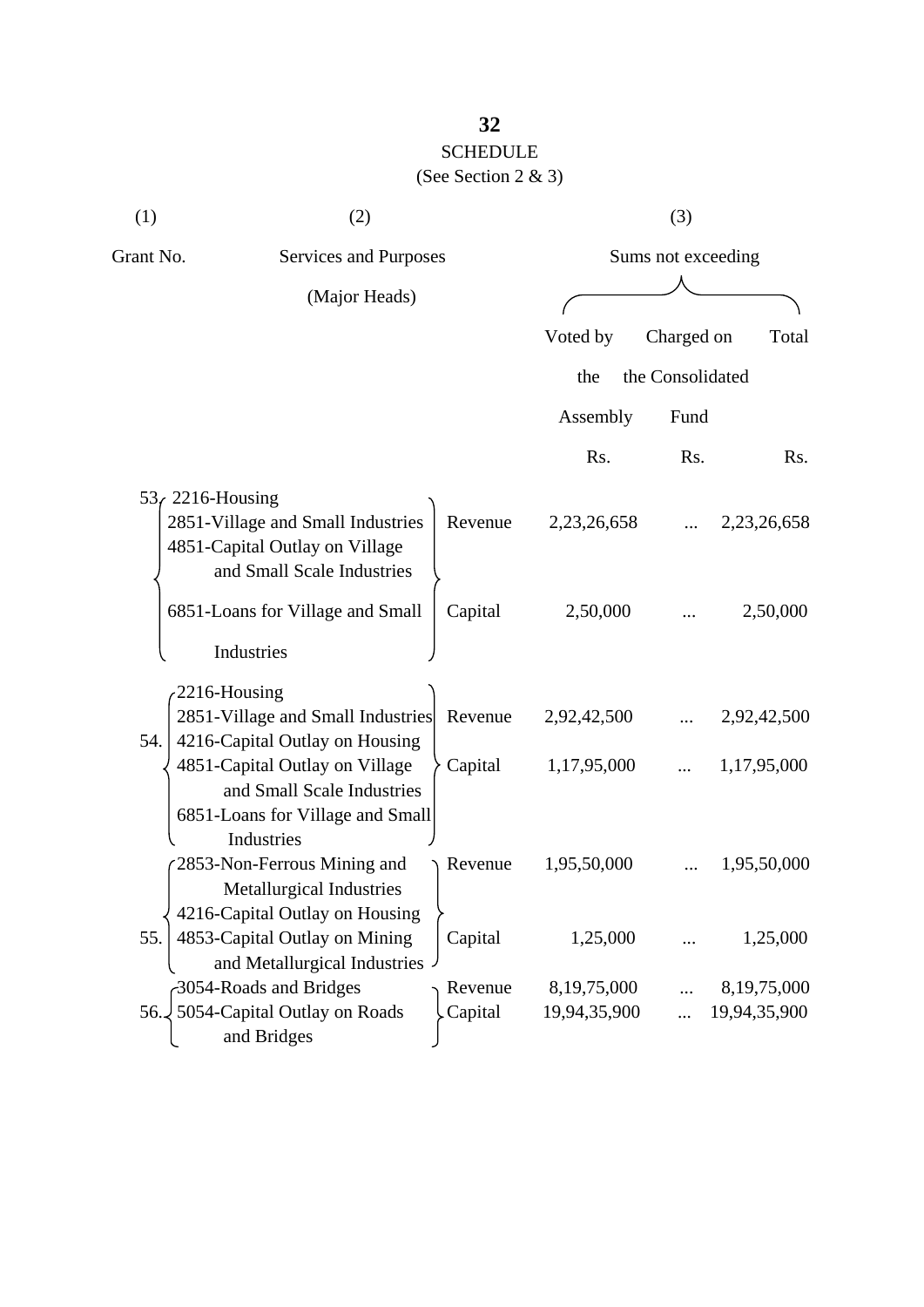# SCHEDULE

(See Section 2 & 3)

| (1) | (2) | | (3) | | |
|---|---|---|---|---|---|
| Grant No. | Services and Purposes (Major Heads) | | Sums not exceeding | | |
| | | | Voted by the Assembly | Charged on the Consolidated Fund | Total |
| | | | Rs. | Rs. | Rs. |
| 53. | 2216-Housing<br>2851-Village and Small Industries<br>4851-Capital Outlay on Village and Small Scale Industries<br>6851-Loans for Village and Small Industries | Revenue | 2,23,26,658 | ... | 2,23,26,658 |
| | | Capital | 2,50,000 | ... | 2,50,000 |
| 54. | 2216-Housing<br>2851-Village and Small Industries<br>4216-Capital Outlay on Housing<br>4851-Capital Outlay on Village and Small Scale Industries<br>6851-Loans for Village and Small Industries | Revenue | 2,92,42,500 | ... | 2,92,42,500 |
| | | Capital | 1,17,95,000 | ... | 1,17,95,000 |
| 55. | 2853-Non-Ferrous Mining and Metallurgical Industries<br>4216-Capital Outlay on Housing<br>4853-Capital Outlay on Mining and Metallurgical Industries | Revenue | 1,95,50,000 | ... | 1,95,50,000 |
| | | Capital | 1,25,000 | ... | 1,25,000 |
| 56. | 3054-Roads and Bridges<br>5054-Capital Outlay on Roads and Bridges | Revenue | 8,19,75,000 | ... | 8,19,75,000 |
| | | Capital | 19,94,35,900 | ... | 19,94,35,900 |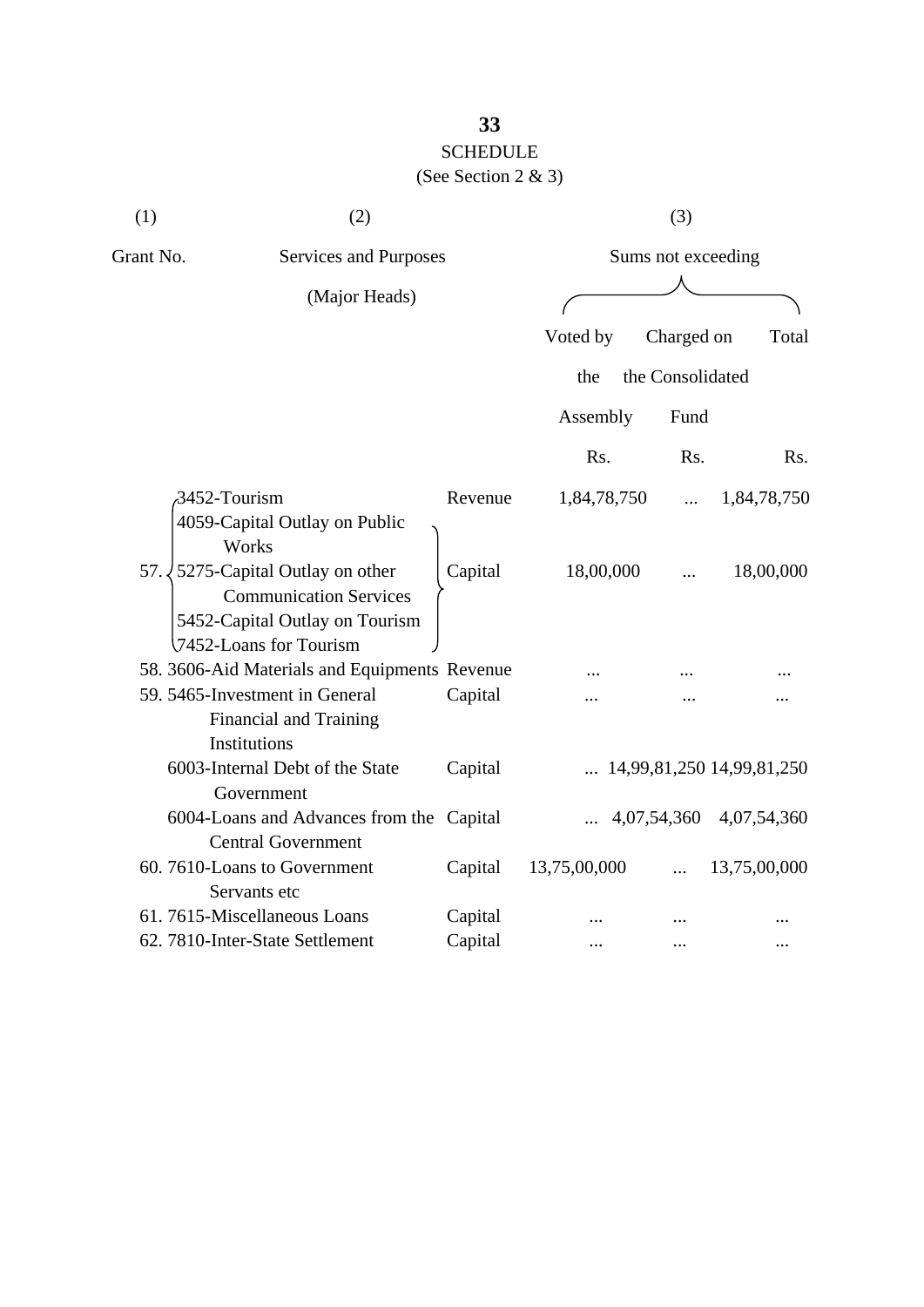**33**

SCHEDULE
(See Section 2 & 3)

| (1) | (2) | | (3) | | |
|---|---|---|---|---|---|
| Grant No. | Services and Purposes (Major Heads) | | Sums not exceeding | | |
| | | | Voted by the Assembly | Charged on the Consolidated Fund | Total |
| | | | Rs. | Rs. | Rs. |
| 57. | 3452-Tourism | Revenue | 1,84,78,750 | ... | 1,84,78,750 |
| | 4059-Capital Outlay on Public Works<br>5275-Capital Outlay on other Communication Services<br>5452-Capital Outlay on Tourism<br>7452-Loans for Tourism | Capital | 18,00,000 | ... | 18,00,000 |
| 58. | 3606-Aid Materials and Equipments | Revenue | ... | ... | ... |
| 59. | 5465-Investment in General Financial and Training Institutions | Capital | ... | ... | ... |
| | 6003-Internal Debt of the State Government | Capital | ... | 14,99,81,250 | 14,99,81,250 |
| | 6004-Loans and Advances from the Central Government | Capital | ... | 4,07,54,360 | 4,07,54,360 |
| 60. | 7610-Loans to Government Servants etc | Capital | 13,75,00,000 | ... | 13,75,00,000 |
| 61. | 7615-Miscellaneous Loans | Capital | ... | ... | ... |
| 62. | 7810-Inter-State Settlement | Capital | ... | ... | ... |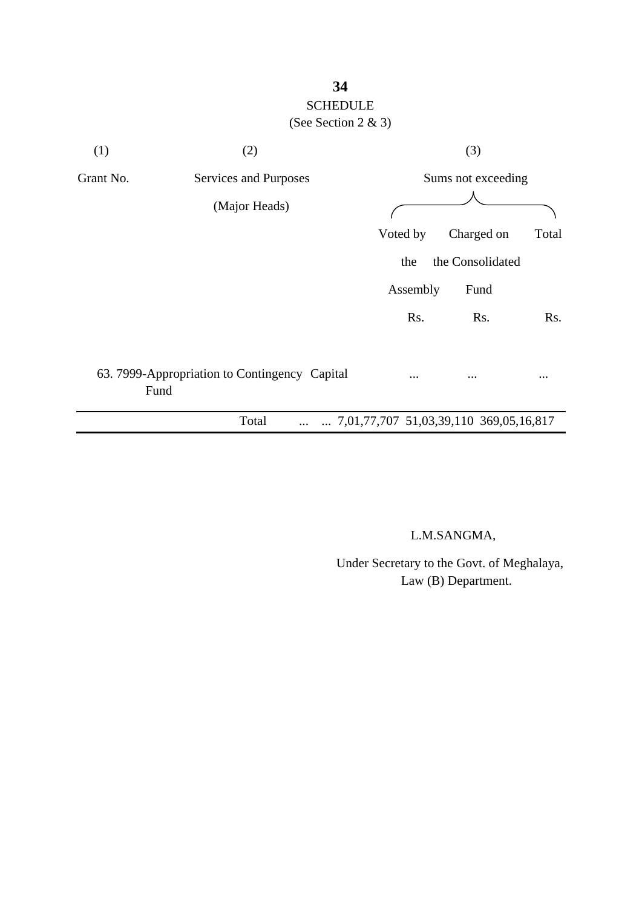## SCHEDULE

(See Section 2 & 3)

| (1) | (2) | (3) | | |
|---|---|---|---|---|
| Grant No. | Services and Purposes (Major Heads) | Sums not exceeding | | |
| | | Voted by the Assembly | Charged on the Consolidated Fund | Total |
| | | Rs. | Rs. | Rs. |
| 63. | 7999-Appropriation to Contingency Capital Fund | ... | ... | ... |
| | Total ... ... | 7,01,77,707 | 51,03,39,110 | 369,05,16,817 |

L.M.SANGMA,

Under Secretary to the Govt. of Meghalaya,
Law (B) Department.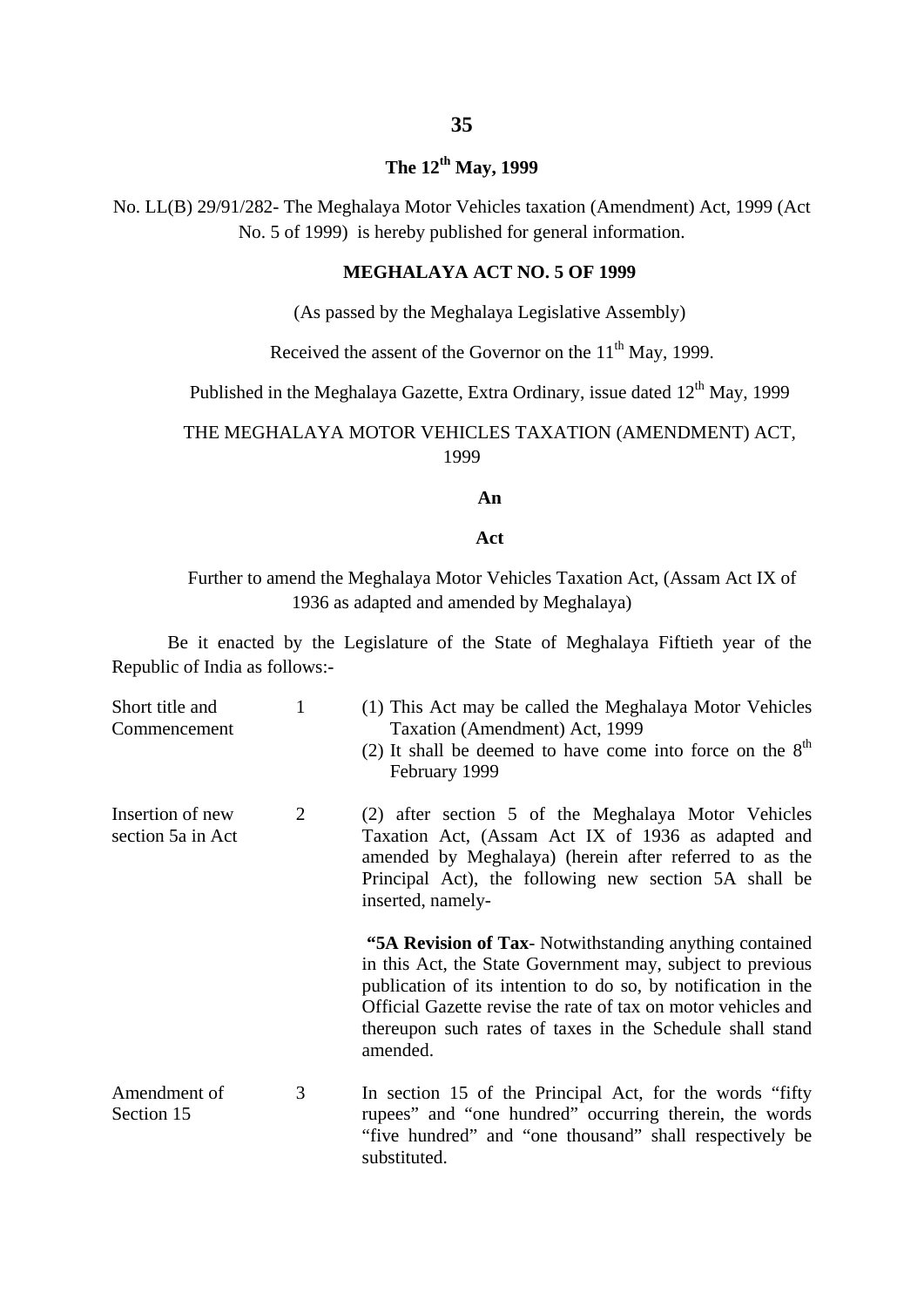**The 12th May, 1999**

No. LL(B) 29/91/282- The Meghalaya Motor Vehicles taxation (Amendment) Act, 1999 (Act No. 5 of 1999) is hereby published for general information.

**MEGHALAYA ACT NO. 5 OF 1999**

(As passed by the Meghalaya Legislative Assembly)

Received the assent of the Governor on the 11th May, 1999.

Published in the Meghalaya Gazette, Extra Ordinary, issue dated 12th May, 1999

THE MEGHALAYA MOTOR VEHICLES TAXATION (AMENDMENT) ACT, 1999

**An**

**Act**

Further to amend the Meghalaya Motor Vehicles Taxation Act, (Assam Act IX of 1936 as adapted and amended by Meghalaya)

Be it enacted by the Legislature of the State of Meghalaya Fiftieth year of the Republic of India as follows:-

Short title and Commencement

1 (1) This Act may be called the Meghalaya Motor Vehicles Taxation (Amendment) Act, 1999

(2) It shall be deemed to have come into force on the 8th February 1999

Insertion of new section 5a in Act

2 (2) after section 5 of the Meghalaya Motor Vehicles Taxation Act, (Assam Act IX of 1936 as adapted and amended by Meghalaya) (herein after referred to as the Principal Act), the following new section 5A shall be inserted, namely-

**"5A Revision of Tax**- Notwithstanding anything contained in this Act, the State Government may, subject to previous publication of its intention to do so, by notification in the Official Gazette revise the rate of tax on motor vehicles and thereupon such rates of taxes in the Schedule shall stand amended.

Amendment of Section 15

3 In section 15 of the Principal Act, for the words "fifty rupees" and "one hundred" occurring therein, the words "five hundred" and "one thousand" shall respectively be substituted.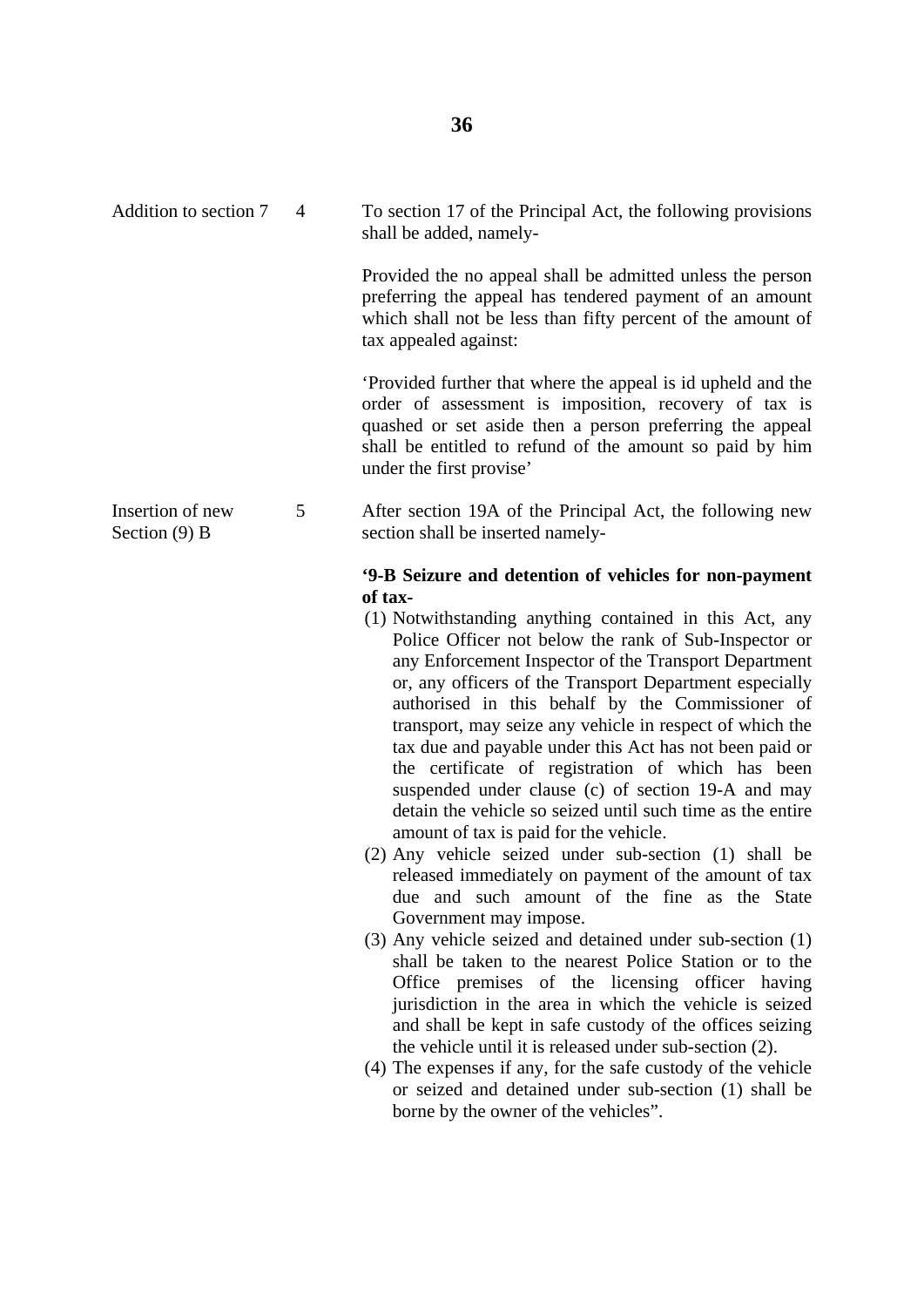| | | |
|---|---|---|
| Addition to section 7 | 4 | To section 17 of the Principal Act, the following provisions shall be added, namely-<br><br>Provided the no appeal shall be admitted unless the person preferring the appeal has tendered payment of an amount which shall not be less than fifty percent of the amount of tax appealed against:<br><br>'Provided further that where the appeal is id upheld and the order of assessment is imposition, recovery of tax is quashed or set aside then a person preferring the appeal shall be entitled to refund of the amount so paid by him under the first provise' |
| Insertion of new Section (9) B | 5 | After section 19A of the Principal Act, the following new section shall be inserted namely- |

**'9-B Seizure and detention of vehicles for non-payment of tax-**

(1) Notwithstanding anything contained in this Act, any Police Officer not below the rank of Sub-Inspector or any Enforcement Inspector of the Transport Department or, any officers of the Transport Department especially authorised in this behalf by the Commissioner of transport, may seize any vehicle in respect of which the tax due and payable under this Act has not been paid or the certificate of registration of which has been suspended under clause (c) of section 19-A and may detain the vehicle so seized until such time as the entire amount of tax is paid for the vehicle.

(2) Any vehicle seized under sub-section (1) shall be released immediately on payment of the amount of tax due and such amount of the fine as the State Government may impose.

(3) Any vehicle seized and detained under sub-section (1) shall be taken to the nearest Police Station or to the Office premises of the licensing officer having jurisdiction in the area in which the vehicle is seized and shall be kept in safe custody of the offices seizing the vehicle until it is released under sub-section (2).

(4) The expenses if any, for the safe custody of the vehicle or seized and detained under sub-section (1) shall be borne by the owner of the vehicles".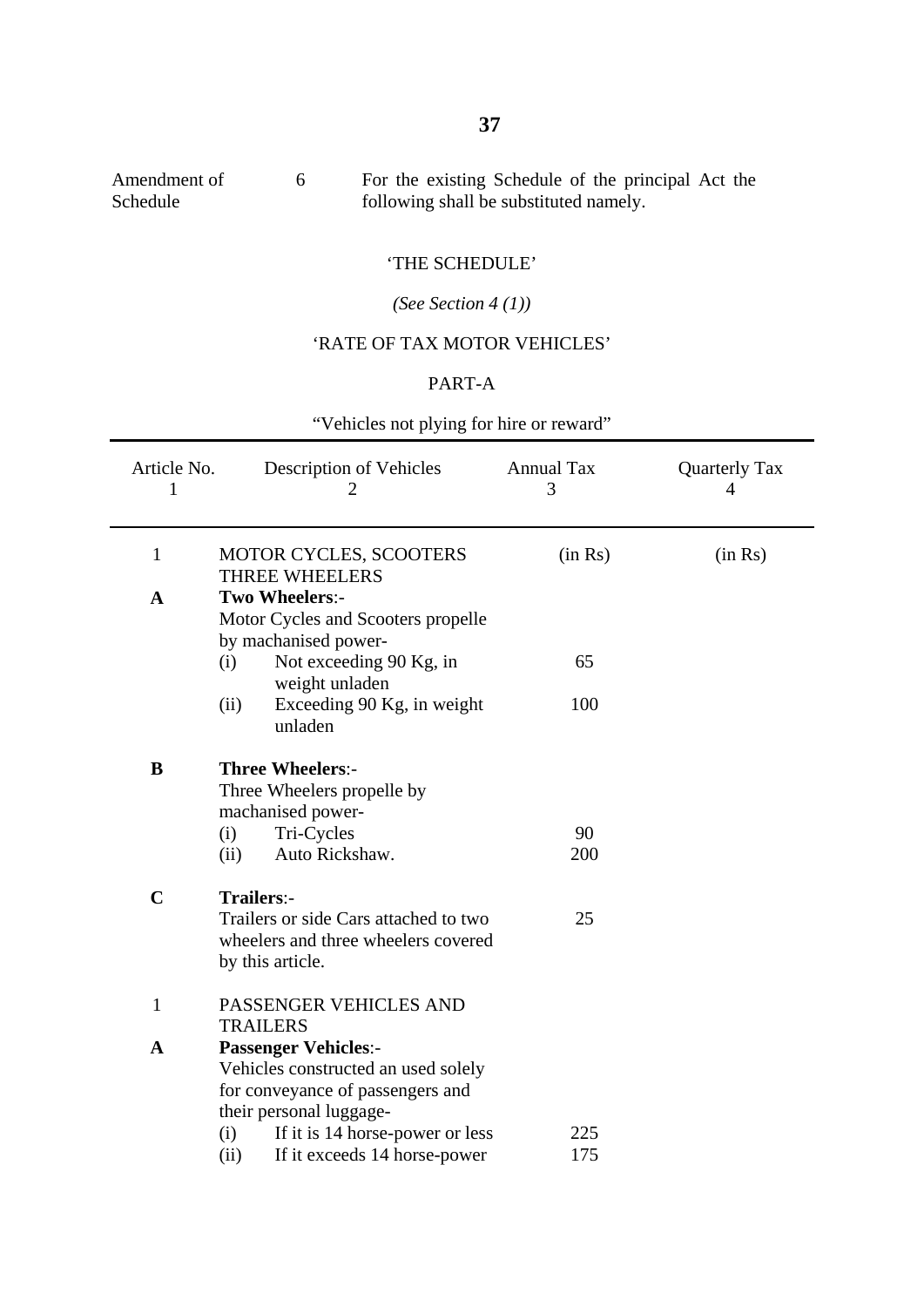| Amendment of Schedule | 6 | For the existing Schedule of the principal Act the following shall be substituted namely. |
|---|---|---|

'THE SCHEDULE'

*(See Section 4 (1))*

'RATE OF TAX MOTOR VEHICLES'

PART-A

"Vehicles not plying for hire or reward"

| Article No. 1 | Description of Vehicles 2 | Annual Tax 3 | Quarterly Tax 4 |
|---|---|---|---|
| 1 | MOTOR CYCLES, SCOOTERS THREE WHEELERS | (in Rs) | (in Rs) |
| **A** | **Two Wheelers**:- Motor Cycles and Scooters propelle by machanised power- | | |
| | (i) Not exceeding 90 Kg, in weight unladen | 65 | |
| | (ii) Exceeding 90 Kg, in weight unladen | 100 | |
| **B** | **Three Wheelers**:- Three Wheelers propelle by machanised power- | | |
| | (i) Tri-Cycles | 90 | |
| | (ii) Auto Rickshaw. | 200 | |
| **C** | **Trailers**:- Trailers or side Cars attached to two wheelers and three wheelers covered by this article. | 25 | |
| 1 | PASSENGER VEHICLES AND TRAILERS | | |
| **A** | **Passenger Vehicles**:- Vehicles constructed an used solely for conveyance of passengers and their personal luggage- | | |
| | (i) If it is 14 horse-power or less | 225 | |
| | (ii) If it exceeds 14 horse-power | 175 | |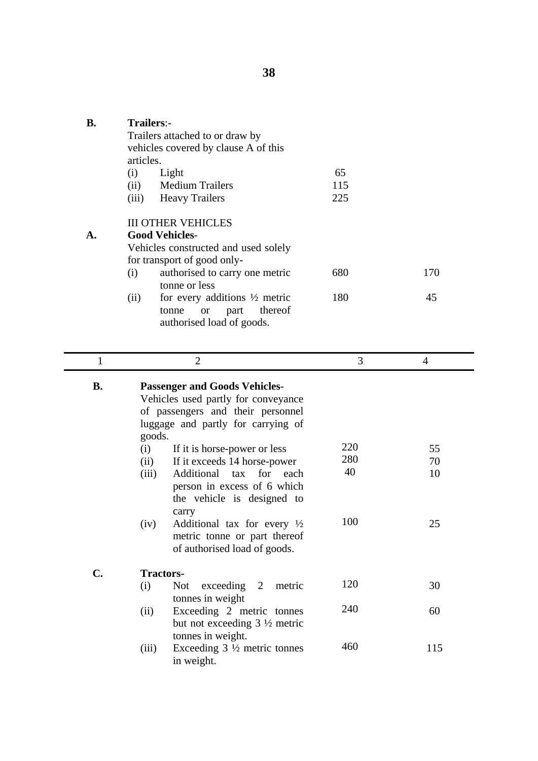| | | | |
|---|---|---|---|
| **B.** | **Trailers**:- Trailers attached to or draw by vehicles covered by clause A of this articles. | | |
| | (i) Light | 65 | |
| | (ii) Medium Trailers | 115 | |
| | (iii) Heavy Trailers | 225 | |
| | III OTHER VEHICLES | | |
| **A.** | **Good Vehicles**- Vehicles constructed and used solely for transport of good only- | | |
| | (i) authorised to carry one metric tonne or less | 680 | 170 |
| | (ii) for every additions ½ metric tonne or part thereof authorised load of goods. | 180 | 45 |

| 1 | 2 | 3 | 4 |
|---|---|---|---|
| **B.** | **Passenger and Goods Vehicles**- Vehicles used partly for conveyance of passengers and their personnel luggage and partly for carrying of goods. | | |
| | (i) If it is horse-power or less | 220 | 55 |
| | (ii) If it exceeds 14 horse-power | 280 | 70 |
| | (iii) Additional tax for each person in excess of 6 which the vehicle is designed to carry | 40 | 10 |
| | (iv) Additional tax for every ½ metric tonne or part thereof of authorised load of goods. | 100 | 25 |
| **C.** | **Tractors**- | | |
| | (i) Not exceeding 2 metric tonnes in weight | 120 | 30 |
| | (ii) Exceeding 2 metric tonnes but not exceeding 3 ½ metric tonnes in weight. | 240 | 60 |
| | (iii) Exceeding 3 ½ metric tonnes in weight. | 460 | 115 |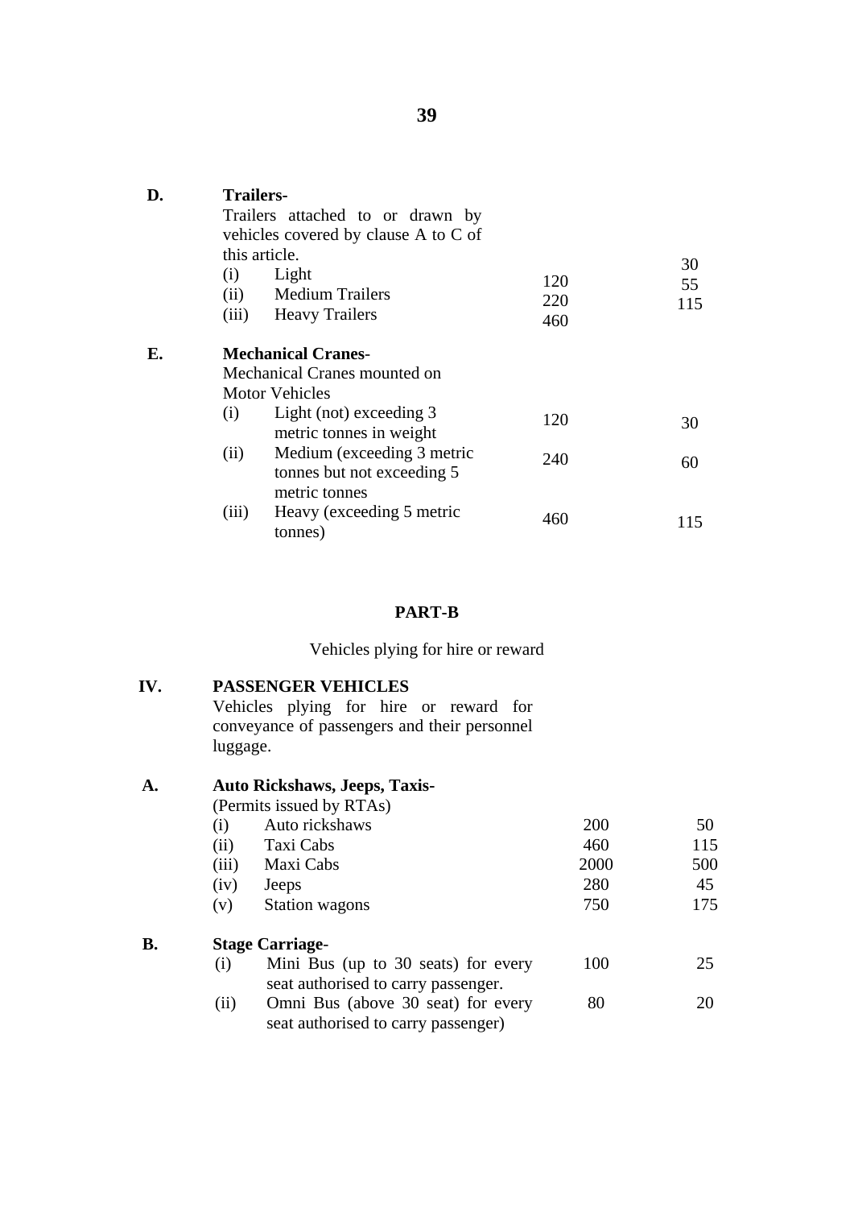| | | | |
|---|---|---|---|
| **D.** | **Trailers-** Trailers attached to or drawn by vehicles covered by clause A to C of this article. | | |
| | (i) Light | 120 | 30 |
| | (ii) Medium Trailers | 220 | 55 |
| | (iii) Heavy Trailers | 460 | 115 |
| **E.** | **Mechanical Cranes-** Mechanical Cranes mounted on Motor Vehicles | | |
| | (i) Light (not) exceeding 3 metric tonnes in weight | 120 | 30 |
| | (ii) Medium (exceeding 3 metric tonnes but not exceeding 5 metric tonnes | 240 | 60 |
| | (iii) Heavy (exceeding 5 metric tonnes) | 460 | 115 |

## PART-B

Vehicles plying for hire or reward

| | | | |
|---|---|---|---|
| **IV.** | **PASSENGER VEHICLES** Vehicles plying for hire or reward for conveyance of passengers and their personnel luggage. | | |
| **A.** | **Auto Rickshaws, Jeeps, Taxis-** (Permits issued by RTAs) | | |
| | (i) Auto rickshaws | 200 | 50 |
| | (ii) Taxi Cabs | 460 | 115 |
| | (iii) Maxi Cabs | 2000 | 500 |
| | (iv) Jeeps | 280 | 45 |
| | (v) Station wagons | 750 | 175 |
| **B.** | **Stage Carriage-** | | |
| | (i) Mini Bus (up to 30 seats) for every seat authorised to carry passenger. | 100 | 25 |
| | (ii) Omni Bus (above 30 seat) for every seat authorised to carry passenger) | 80 | 20 |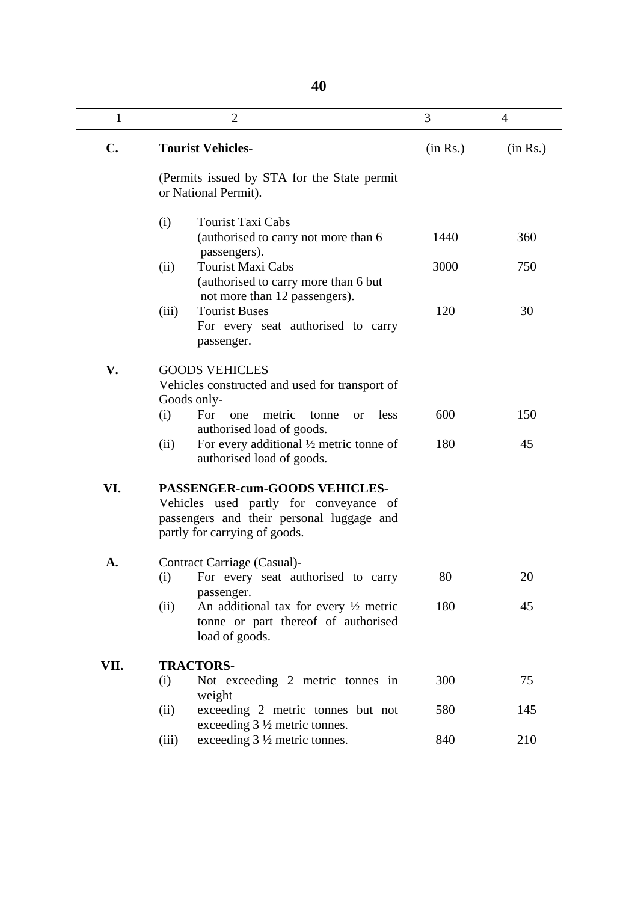| 1 | 2 | 3 | 4 |
|---|---|---|---|
| **C.** | **Tourist Vehicles-** | (in Rs.) | (in Rs.) |
| | (Permits issued by STA for the State permit or National Permit). | | |
| | (i) Tourist Taxi Cabs (authorised to carry not more than 6 passengers). | 1440 | 360 |
| | (ii) Tourist Maxi Cabs (authorised to carry more than 6 but not more than 12 passengers). | 3000 | 750 |
| | (iii) Tourist Buses For every seat authorised to carry passenger. | 120 | 30 |
| **V.** | GOODS VEHICLES Vehicles constructed and used for transport of Goods only- | | |
| | (i) For one metric tonne or less authorised load of goods. | 600 | 150 |
| | (ii) For every additional ½ metric tonne of authorised load of goods. | 180 | 45 |
| **VI.** | **PASSENGER-cum-GOODS VEHICLES-** Vehicles used partly for conveyance of passengers and their personal luggage and partly for carrying of goods. | | |
| **A.** | Contract Carriage (Casual)- | | |
| | (i) For every seat authorised to carry passenger. | 80 | 20 |
| | (ii) An additional tax for every ½ metric tonne or part thereof of authorised load of goods. | 180 | 45 |
| **VII.** | **TRACTORS-** | | |
| | (i) Not exceeding 2 metric tonnes in weight | 300 | 75 |
| | (ii) exceeding 2 metric tonnes but not exceeding 3 ½ metric tonnes. | 580 | 145 |
| | (iii) exceeding 3 ½ metric tonnes. | 840 | 210 |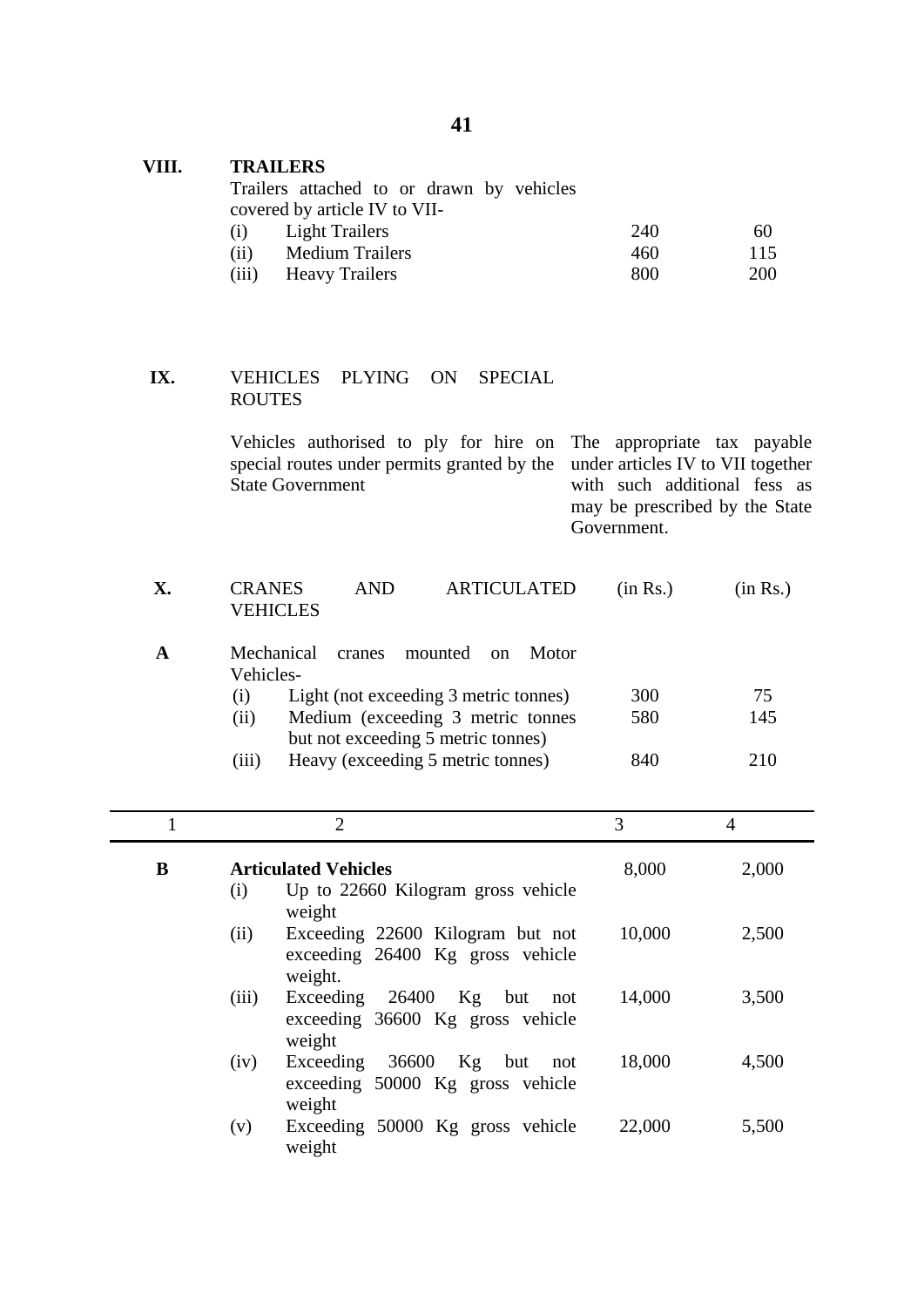| | | | |
|---|---|---|---|
| **VIII.** | **TRAILERS** | | |
| | Trailers attached to or drawn by vehicles covered by article IV to VII- | | |
| | (i) Light Trailers | 240 | 60 |
| | (ii) Medium Trailers | 460 | 115 |
| | (iii) Heavy Trailers | 800 | 200 |
| **IX.** | VEHICLES PLYING ON SPECIAL ROUTES | | |
| | Vehicles authorised to ply for hire on special routes under permits granted by the State Government | The appropriate tax payable under articles IV to VII together with such additional fess as may be prescribed by the State Government. | |
| **X.** | CRANES AND ARTICULATED VEHICLES | (in Rs.) | (in Rs.) |
| **A** | Mechanical cranes mounted on Motor Vehicles- | | |
| | (i) Light (not exceeding 3 metric tonnes) | 300 | 75 |
| | (ii) Medium (exceeding 3 metric tonnes but not exceeding 5 metric tonnes) | 580 | 145 |
| | (iii) Heavy (exceeding 5 metric tonnes) | 840 | 210 |

| 1 | 2 | 3 | 4 |
|---|---|---|---|
| **B** | **Articulated Vehicles** | | |
| | (i) Up to 22660 Kilogram gross vehicle weight | 8,000 | 2,000 |
| | (ii) Exceeding 22600 Kilogram but not exceeding 26400 Kg gross vehicle weight. | 10,000 | 2,500 |
| | (iii) Exceeding 26400 Kg but not exceeding 36600 Kg gross vehicle weight | 14,000 | 3,500 |
| | (iv) Exceeding 36600 Kg but not exceeding 50000 Kg gross vehicle weight | 18,000 | 4,500 |
| | (v) Exceeding 50000 Kg gross vehicle weight | 22,000 | 5,500 |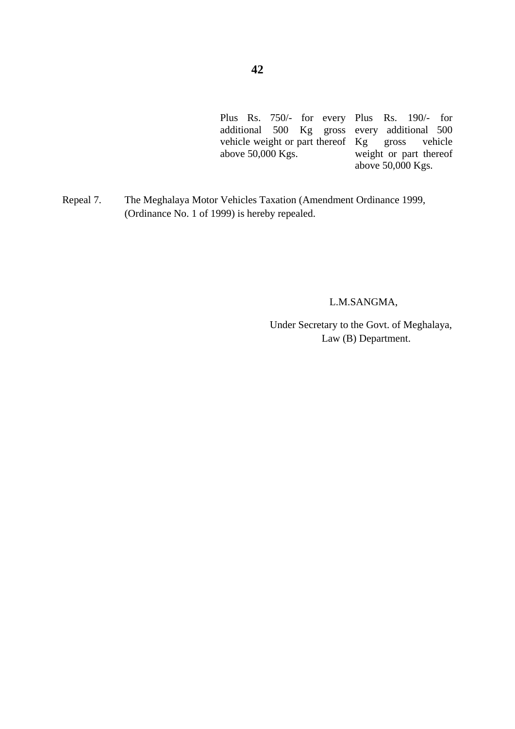| | | |
|---|---|---|
| | Plus Rs. 750/- for every additional 500 Kg gross vehicle weight or part thereof above 50,000 Kgs. | Plus Rs. 190/- for every additional 500 Kg gross vehicle weight or part thereof above 50,000 Kgs. |

Repeal 7. The Meghalaya Motor Vehicles Taxation (Amendment Ordinance 1999, (Ordinance No. 1 of 1999) is hereby repealed.

L.M.SANGMA,

Under Secretary to the Govt. of Meghalaya,
Law (B) Department.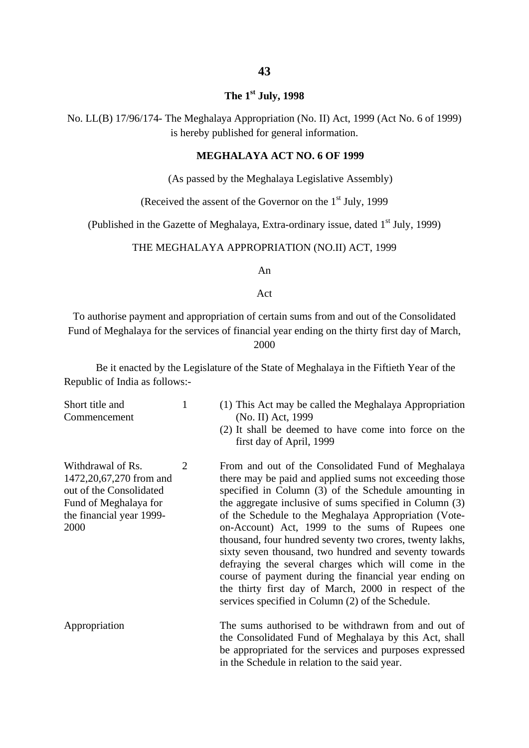**The 1st July, 1998**

No. LL(B) 17/96/174- The Meghalaya Appropriation (No. II) Act, 1999 (Act No. 6 of 1999) is hereby published for general information.

**MEGHALAYA ACT NO. 6 OF 1999**

(As passed by the Meghalaya Legislative Assembly)

(Received the assent of the Governor on the 1st July, 1999

(Published in the Gazette of Meghalaya, Extra-ordinary issue, dated 1st July, 1999)

THE MEGHALAYA APPROPRIATION (NO.II) ACT, 1999

An

Act

To authorise payment and appropriation of certain sums from and out of the Consolidated Fund of Meghalaya for the services of financial year ending on the thirty first day of March, 2000

Be it enacted by the Legislature of the State of Meghalaya in the Fiftieth Year of the Republic of India as follows:-

| | | |
|---|---|---|
| Short title and Commencement | 1 | (1) This Act may be called the Meghalaya Appropriation (No. II) Act, 1999<br>(2) It shall be deemed to have come into force on the first day of April, 1999 |
| Withdrawal of Rs. 1472,20,67,270 from and out of the Consolidated Fund of Meghalaya for the financial year 1999-2000 | 2 | From and out of the Consolidated Fund of Meghalaya there may be paid and applied sums not exceeding those specified in Column (3) of the Schedule amounting in the aggregate inclusive of sums specified in Column (3) of the Schedule to the Meghalaya Appropriation (Vote-on-Account) Act, 1999 to the sums of Rupees one thousand, four hundred seventy two crores, twenty lakhs, sixty seven thousand, two hundred and seventy towards defraying the several charges which will come in the course of payment during the financial year ending on the thirty first day of March, 2000 in respect of the services specified in Column (2) of the Schedule. |
| Appropriation | | The sums authorised to be withdrawn from and out of the Consolidated Fund of Meghalaya by this Act, shall be appropriated for the services and purposes expressed in the Schedule in relation to the said year. |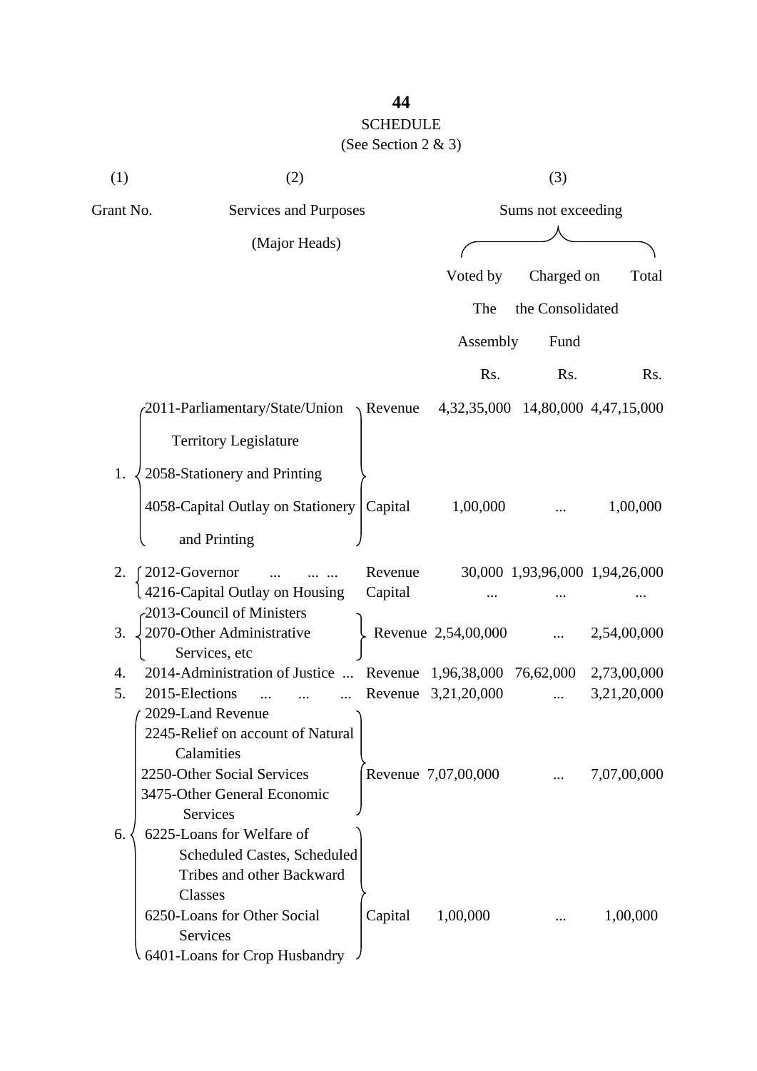**44**

SCHEDULE

(See Section 2 & 3)

| (1) | (2) | | (3) | | |
|---|---|---|---|---|---|
| Grant No. | Services and Purposes (Major Heads) | | Sums not exceeding | | |
| | | | Voted by The Assembly | Charged on the Consolidated Fund | Total |
| | | | Rs. | Rs. | Rs. |
| 1. | 2011-Parliamentary/State/Union Territory Legislature<br>2058-Stationery and Printing | Revenue | 4,32,35,000 | 14,80,000 | 4,47,15,000 |
| | 4058-Capital Outlay on Stationery and Printing | Capital | 1,00,000 | ... | 1,00,000 |
| 2. | 2012-Governor ... ... ... | Revenue | 30,000 | 1,93,96,000 | 1,94,26,000 |
| | 4216-Capital Outlay on Housing | Capital | ... | ... | ... |
| 3. | 2013-Council of Ministers<br>2070-Other Administrative Services, etc | Revenue | 2,54,00,000 | ... | 2,54,00,000 |
| 4. | 2014-Administration of Justice ... | Revenue | 1,96,38,000 | 76,62,000 | 2,73,00,000 |
| 5. | 2015-Elections ... ... ... | Revenue | 3,21,20,000 | ... | 3,21,20,000 |
| 6. | 2029-Land Revenue<br>2245-Relief on account of Natural Calamities<br>2250-Other Social Services<br>3475-Other General Economic Services | Revenue | 7,07,00,000 | ... | 7,07,00,000 |
| | 6225-Loans for Welfare of Scheduled Castes, Scheduled Tribes and other Backward Classes<br>6250-Loans for Other Social Services<br>6401-Loans for Crop Husbandry | Capital | 1,00,000 | ... | 1,00,000 |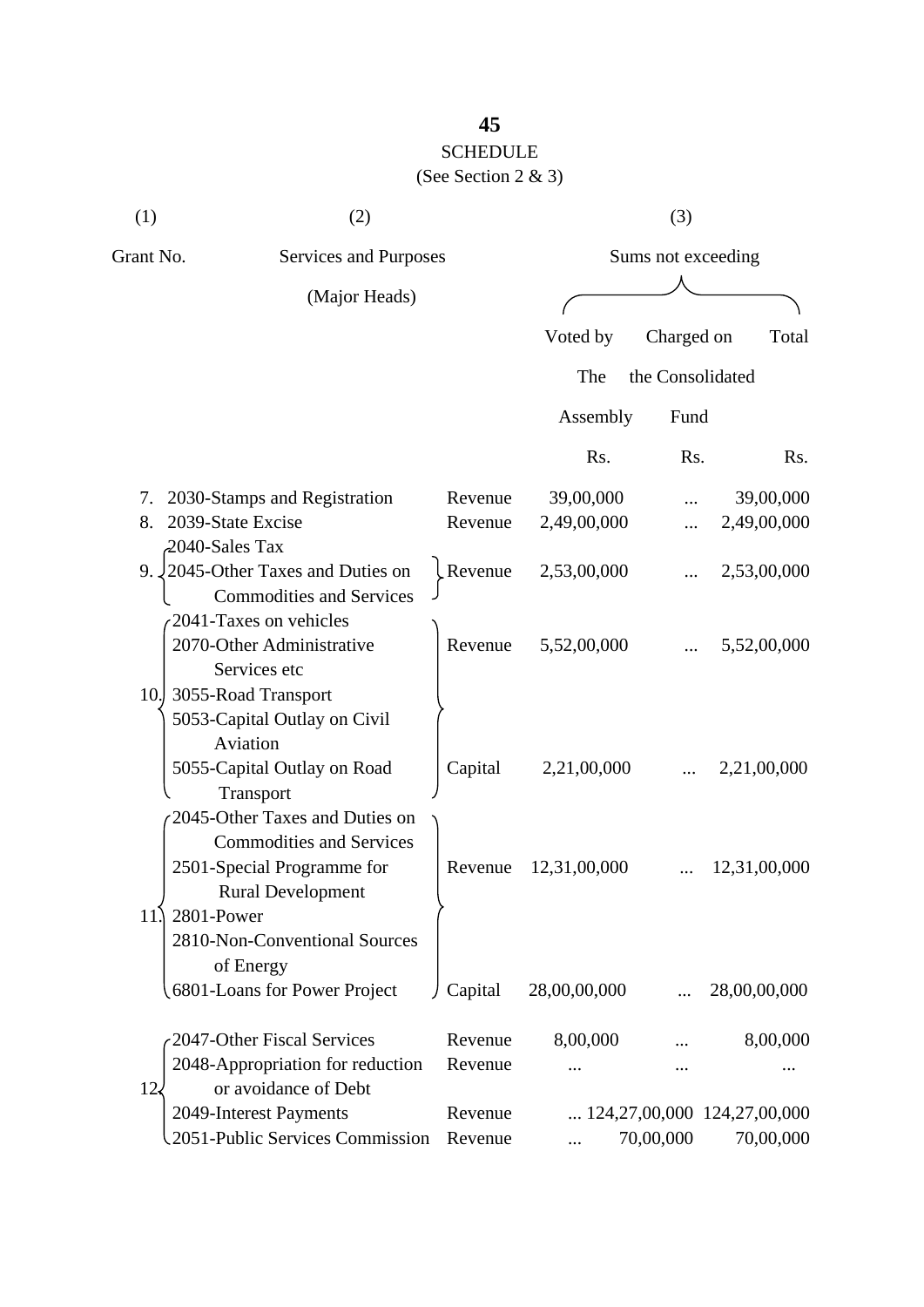# SCHEDULE

(See Section 2 & 3)

| (1) | (2) | | (3) | | |
|---|---|---|---|---|---|
| Grant No. | Services and Purposes (Major Heads) | | Sums not exceeding | | |
| | | | Voted by The Assembly | Charged on the Consolidated Fund | Total |
| | | | Rs. | Rs. | Rs. |
| 7. | 2030-Stamps and Registration | Revenue | 39,00,000 | ... | 39,00,000 |
| 8. | 2039-State Excise | Revenue | 2,49,00,000 | ... | 2,49,00,000 |
| 9. | 2040-Sales Tax<br>2045-Other Taxes and Duties on Commodities and Services | Revenue | 2,53,00,000 | ... | 2,53,00,000 |
| 10. | 2041-Taxes on vehicles<br>2070-Other Administrative Services etc<br>3055-Road Transport | Revenue | 5,52,00,000 | ... | 5,52,00,000 |
| | 5053-Capital Outlay on Civil Aviation<br>5055-Capital Outlay on Road Transport | Capital | 2,21,00,000 | ... | 2,21,00,000 |
| 11. | 2045-Other Taxes and Duties on Commodities and Services<br>2501-Special Programme for Rural Development<br>2801-Power<br>2810-Non-Conventional Sources of Energy | Revenue | 12,31,00,000 | ... | 12,31,00,000 |
| | 6801-Loans for Power Project | Capital | 28,00,00,000 | ... | 28,00,00,000 |
| 12. | 2047-Other Fiscal Services | Revenue | 8,00,000 | ... | 8,00,000 |
| | 2048-Appropriation for reduction or avoidance of Debt | Revenue | ... | ... | ... |
| | 2049-Interest Payments | Revenue | ... | 124,27,00,000 | 124,27,00,000 |
| | 2051-Public Services Commission | Revenue | ... | 70,00,000 | 70,00,000 |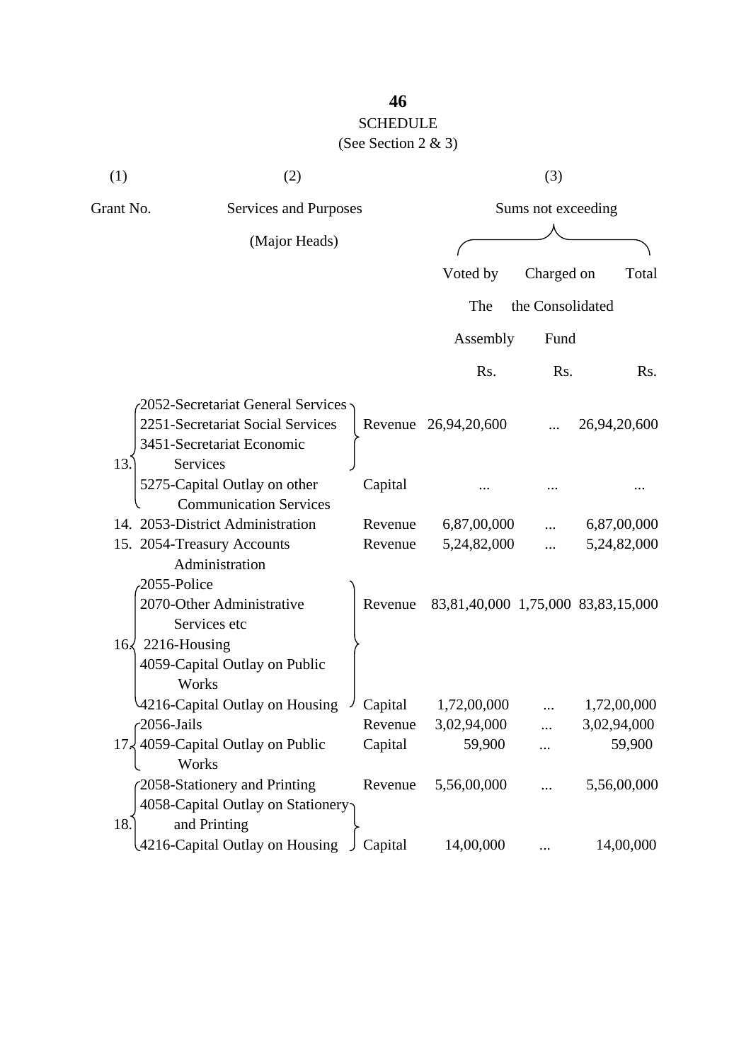## SCHEDULE

(See Section 2 & 3)

| (1) | (2) | | (3) | | |
|---|---|---|---|---|---|
| Grant No. | Services and Purposes (Major Heads) | | Sums not exceeding | | |
| | | | Voted by The Assembly | Charged on the Consolidated Fund | Total |
| | | | Rs. | Rs. | Rs. |
| 13. | 2052-Secretariat General Services<br>2251-Secretariat Social Services<br>3451-Secretariat Economic Services | Revenue | 26,94,20,600 | ... | 26,94,20,600 |
| | 5275-Capital Outlay on other Communication Services | Capital | ... | ... | ... |
| 14. | 2053-District Administration | Revenue | 6,87,00,000 | ... | 6,87,00,000 |
| 15. | 2054-Treasury Accounts Administration | Revenue | 5,24,82,000 | ... | 5,24,82,000 |
| 16. | 2055-Police<br>2070-Other Administrative Services etc<br>2216-Housing | Revenue | 83,81,40,000 | 1,75,000 | 83,83,15,000 |
| | 4059-Capital Outlay on Public Works<br>4216-Capital Outlay on Housing | Capital | 1,72,00,000 | ... | 1,72,00,000 |
| 17. | 2056-Jails | Revenue | 3,02,94,000 | ... | 3,02,94,000 |
| | 4059-Capital Outlay on Public Works | Capital | 59,900 | ... | 59,900 |
| 18. | 2058-Stationery and Printing | Revenue | 5,56,00,000 | ... | 5,56,00,000 |
| | 4058-Capital Outlay on Stationery and Printing<br>4216-Capital Outlay on Housing | Capital | 14,00,000 | ... | 14,00,000 |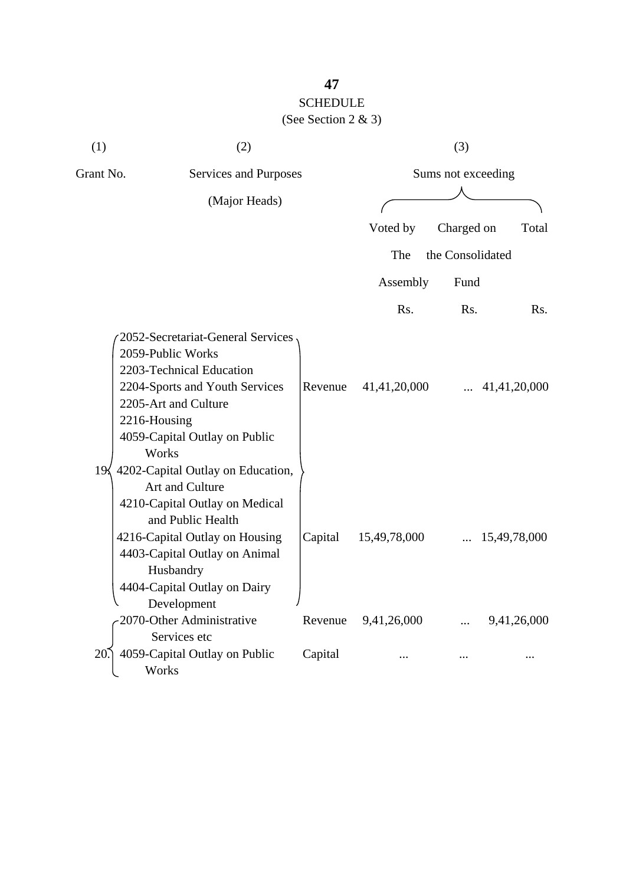SCHEDULE

(See Section 2 & 3)

| (1) | (2) | | (3) | | |
|---|---|---|---|---|---|
| Grant No. | Services and Purposes (Major Heads) | | Sums not exceeding | | |
| | | | Voted by The Assembly | Charged on the Consolidated Fund | Total |
| | | | Rs. | Rs. | Rs. |
| 19. | 2052-Secretariat-General Services<br>2059-Public Works<br>2203-Technical Education<br>2204-Sports and Youth Services<br>2205-Art and Culture<br>2216-Housing | Revenue | 41,41,20,000 | ... | 41,41,20,000 |
| | 4059-Capital Outlay on Public Works<br>4202-Capital Outlay on Education, Art and Culture<br>4210-Capital Outlay on Medical and Public Health<br>4216-Capital Outlay on Housing<br>4403-Capital Outlay on Animal Husbandry<br>4404-Capital Outlay on Dairy Development | Capital | 15,49,78,000 | ... | 15,49,78,000 |
| 20. | 2070-Other Administrative Services etc | Revenue | 9,41,26,000 | ... | 9,41,26,000 |
| | 4059-Capital Outlay on Public Works | Capital | ... | ... | ... |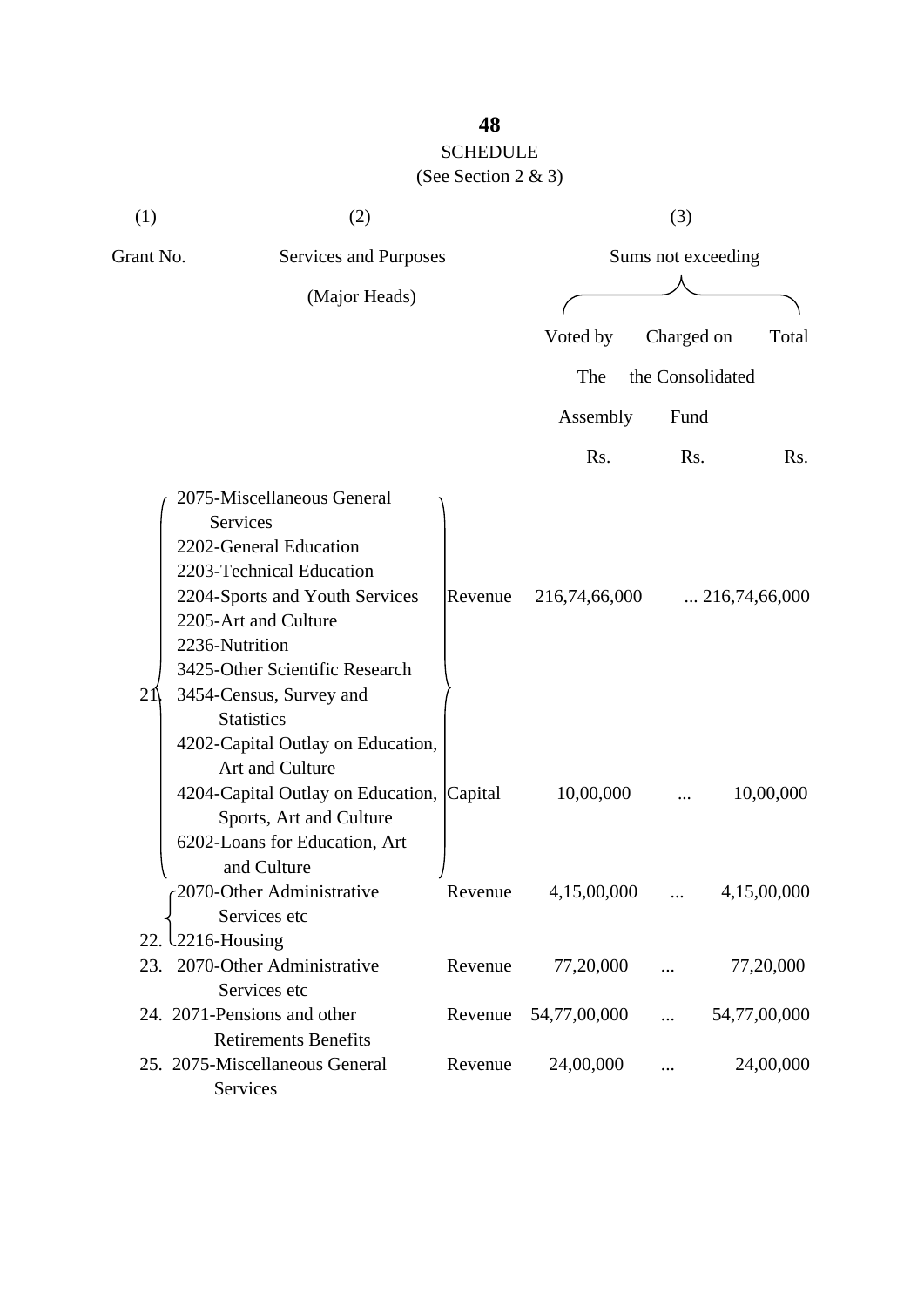## SCHEDULE

(See Section 2 & 3)

| (1) | (2) | | (3) | | |
|---|---|---|---|---|---|
| Grant No. | Services and Purposes (Major Heads) | | Sums not exceeding | | |
| | | | Voted by The Assembly | Charged on the Consolidated Fund | Total |
| | | | Rs. | Rs. | Rs. |
| 21. | 2075-Miscellaneous General Services<br>2202-General Education<br>2203-Technical Education<br>2204-Sports and Youth Services<br>2205-Art and Culture<br>2236-Nutrition<br>3425-Other Scientific Research<br>3454-Census, Survey and Statistics | Revenue | 216,74,66,000 | ... | 216,74,66,000 |
| | 4202-Capital Outlay on Education, Art and Culture<br>4204-Capital Outlay on Education, Sports, Art and Culture<br>6202-Loans for Education, Art and Culture | Capital | 10,00,000 | ... | 10,00,000 |
| 22. | 2070-Other Administrative Services etc<br>2216-Housing | Revenue | 4,15,00,000 | ... | 4,15,00,000 |
| 23. | 2070-Other Administrative Services etc | Revenue | 77,20,000 | ... | 77,20,000 |
| 24. | 2071-Pensions and other Retirements Benefits | Revenue | 54,77,00,000 | ... | 54,77,00,000 |
| 25. | 2075-Miscellaneous General Services | Revenue | 24,00,000 | ... | 24,00,000 |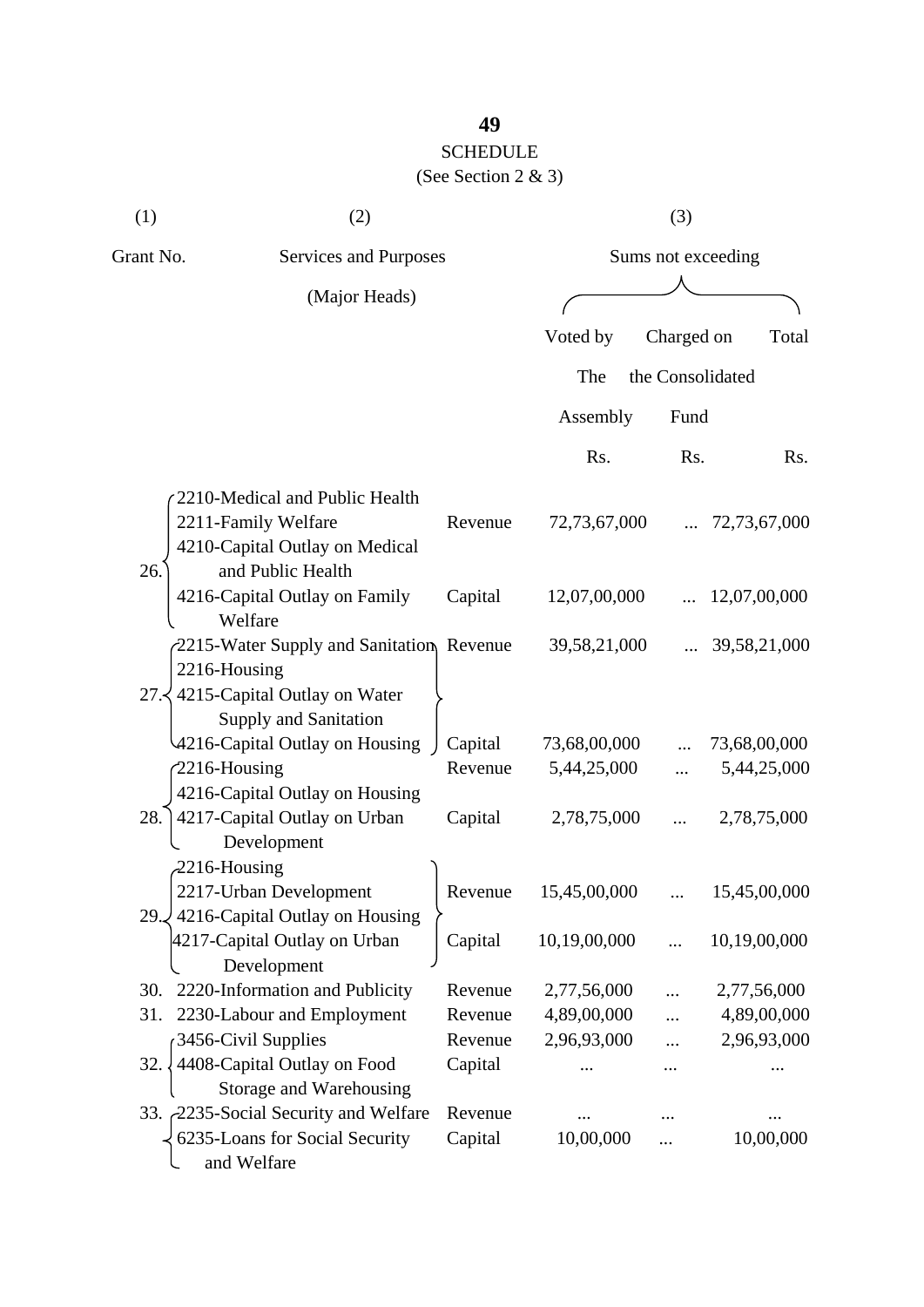## SCHEDULE

(See Section 2 & 3)

| (1) | (2) | | (3) | | |
|---|---|---|---|---|---|
| Grant No. | Services and Purposes (Major Heads) | | Sums not exceeding | | |
| | | | Voted by The Assembly | Charged on the Consolidated Fund | Total |
| | | | Rs. | Rs. | Rs. |
| 26. | 2210-Medical and Public Health<br>2211-Family Welfare | Revenue | 72,73,67,000 | ... | 72,73,67,000 |
| | 4210-Capital Outlay on Medical and Public Health<br>4216-Capital Outlay on Family Welfare | Capital | 12,07,00,000 | ... | 12,07,00,000 |
| 27. | 2215-Water Supply and Sanitation<br>2216-Housing | Revenue | 39,58,21,000 | ... | 39,58,21,000 |
| | 4215-Capital Outlay on Water Supply and Sanitation<br>4216-Capital Outlay on Housing | Capital | 73,68,00,000 | ... | 73,68,00,000 |
| 28. | 2216-Housing | Revenue | 5,44,25,000 | ... | 5,44,25,000 |
| | 4216-Capital Outlay on Housing<br>4217-Capital Outlay on Urban Development | Capital | 2,78,75,000 | ... | 2,78,75,000 |
| 29. | 2216-Housing<br>2217-Urban Development | Revenue | 15,45,00,000 | ... | 15,45,00,000 |
| | 4216-Capital Outlay on Housing<br>4217-Capital Outlay on Urban Development | Capital | 10,19,00,000 | ... | 10,19,00,000 |
| 30. | 2220-Information and Publicity | Revenue | 2,77,56,000 | ... | 2,77,56,000 |
| 31. | 2230-Labour and Employment | Revenue | 4,89,00,000 | ... | 4,89,00,000 |
| 32. | 3456-Civil Supplies | Revenue | 2,96,93,000 | ... | 2,96,93,000 |
| | 4408-Capital Outlay on Food Storage and Warehousing | Capital | ... | ... | ... |
| 33. | 2235-Social Security and Welfare | Revenue | ... | ... | ... |
| | 6235-Loans for Social Security and Welfare | Capital | 10,00,000 | ... | 10,00,000 |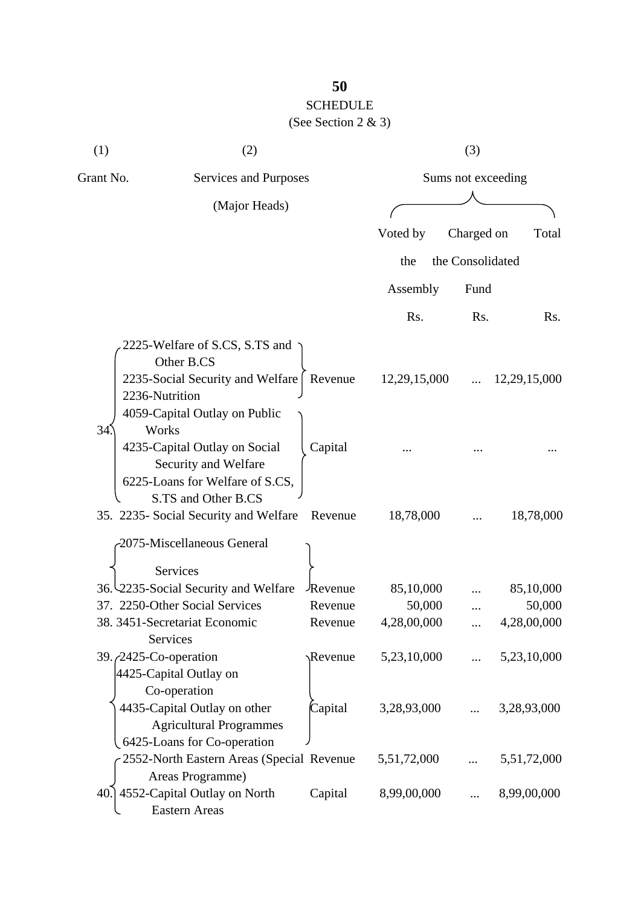## SCHEDULE

(See Section 2 & 3)

| (1) | (2) | | (3) | | |
|---|---|---|---|---|---|
| Grant No. | Services and Purposes (Major Heads) | | Sums not exceeding | | |
| | | | Voted by the Assembly | Charged on the Consolidated Fund | Total |
| | | | Rs. | Rs. | Rs. |
| 34. | 2225-Welfare of S.CS, S.TS and Other B.CS<br>2235-Social Security and Welfare<br>2236-Nutrition | Revenue | 12,29,15,000 | ... | 12,29,15,000 |
| | 4059-Capital Outlay on Public Works<br>4235-Capital Outlay on Social Security and Welfare<br>6225-Loans for Welfare of S.CS, S.TS and Other B.CS | Capital | ... | ... | ... |
| 35. | 2235- Social Security and Welfare | Revenue | 18,78,000 | ... | 18,78,000 |
| 36. | 2075-Miscellaneous General Services<br>2235-Social Security and Welfare | Revenue | 85,10,000 | ... | 85,10,000 |
| 37. | 2250-Other Social Services | Revenue | 50,000 | ... | 50,000 |
| 38. | 3451-Secretariat Economic Services | Revenue | 4,28,00,000 | ... | 4,28,00,000 |
| 39. | 2425-Co-operation | Revenue | 5,23,10,000 | ... | 5,23,10,000 |
| | 4425-Capital Outlay on Co-operation<br>4435-Capital Outlay on other Agricultural Programmes<br>6425-Loans for Co-operation | Capital | 3,28,93,000 | ... | 3,28,93,000 |
| 40. | 2552-North Eastern Areas (Special Areas Programme) | Revenue | 5,51,72,000 | ... | 5,51,72,000 |
| | 4552-Capital Outlay on North Eastern Areas | Capital | 8,99,00,000 | ... | 8,99,00,000 |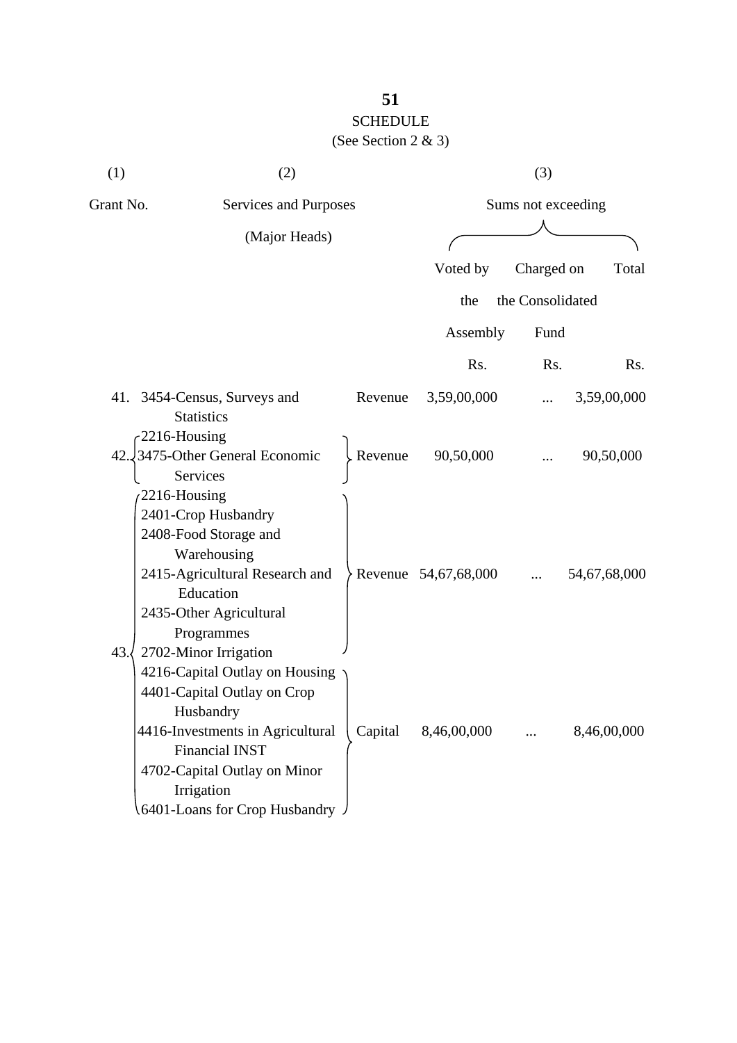# SCHEDULE

(See Section 2 & 3)

| (1) | (2) | | (3) | | |
|---|---|---|---|---|---|
| Grant No. | Services and Purposes (Major Heads) | | Sums not exceeding | | |
| | | | Voted by the Assembly | Charged on the Consolidated Fund | Total |
| | | | Rs. | Rs. | Rs. |
| 41. | 3454-Census, Surveys and Statistics | Revenue | 3,59,00,000 | ... | 3,59,00,000 |
| 42. | 2216-Housing<br>3475-Other General Economic Services | Revenue | 90,50,000 | ... | 90,50,000 |
| 43. | 2216-Housing<br>2401-Crop Husbandry<br>2408-Food Storage and Warehousing<br>2415-Agricultural Research and Education<br>2435-Other Agricultural Programmes<br>2702-Minor Irrigation | Revenue | 54,67,68,000 | ... | 54,67,68,000 |
| | 4216-Capital Outlay on Housing<br>4401-Capital Outlay on Crop Husbandry<br>4416-Investments in Agricultural Financial INST<br>4702-Capital Outlay on Minor Irrigation<br>6401-Loans for Crop Husbandry | Capital | 8,46,00,000 | ... | 8,46,00,000 |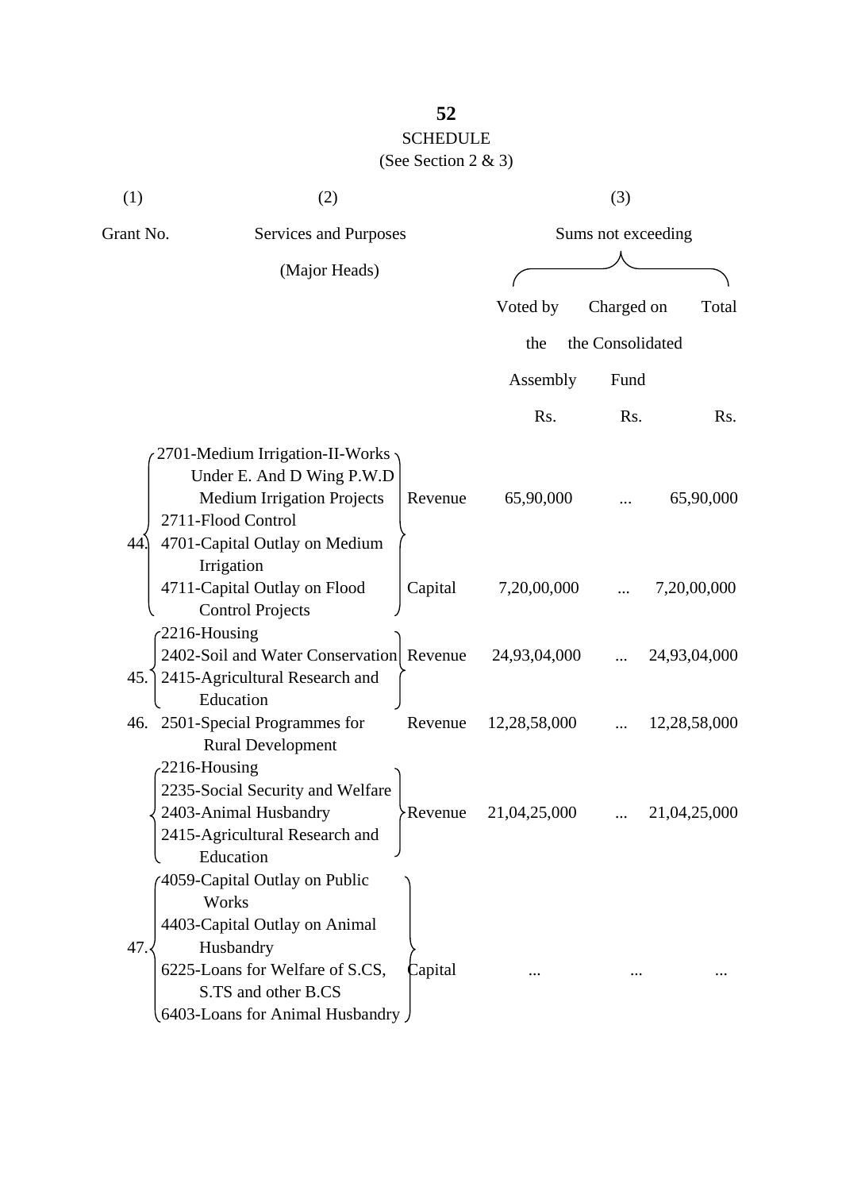SCHEDULE

(See Section 2 & 3)

| (1) Grant No. | (2) Services and Purposes (Major Heads) | | (3) Sums not exceeding Voted by the Assembly Rs. | Charged on the Consolidated Fund Rs. | Total Rs. |
|---|---|---|---|---|---|
| 44. | 2701-Medium Irrigation-II-Works Under E. And D Wing P.W.D Medium Irrigation Projects<br>2711-Flood Control | Revenue | 65,90,000 | ... | 65,90,000 |
| | 4701-Capital Outlay on Medium Irrigation<br>4711-Capital Outlay on Flood Control Projects | Capital | 7,20,00,000 | ... | 7,20,00,000 |
| 45. | 2216-Housing<br>2402-Soil and Water Conservation<br>2415-Agricultural Research and Education | Revenue | 24,93,04,000 | ... | 24,93,04,000 |
| 46. | 2501-Special Programmes for Rural Development | Revenue | 12,28,58,000 | ... | 12,28,58,000 |
| 47. | 2216-Housing<br>2235-Social Security and Welfare<br>2403-Animal Husbandry<br>2415-Agricultural Research and Education | Revenue | 21,04,25,000 | ... | 21,04,25,000 |
| | 4059-Capital Outlay on Public Works<br>4403-Capital Outlay on Animal Husbandry<br>6225-Loans for Welfare of S.CS, S.TS and other B.CS<br>6403-Loans for Animal Husbandry | Capital | ... | ... | ... |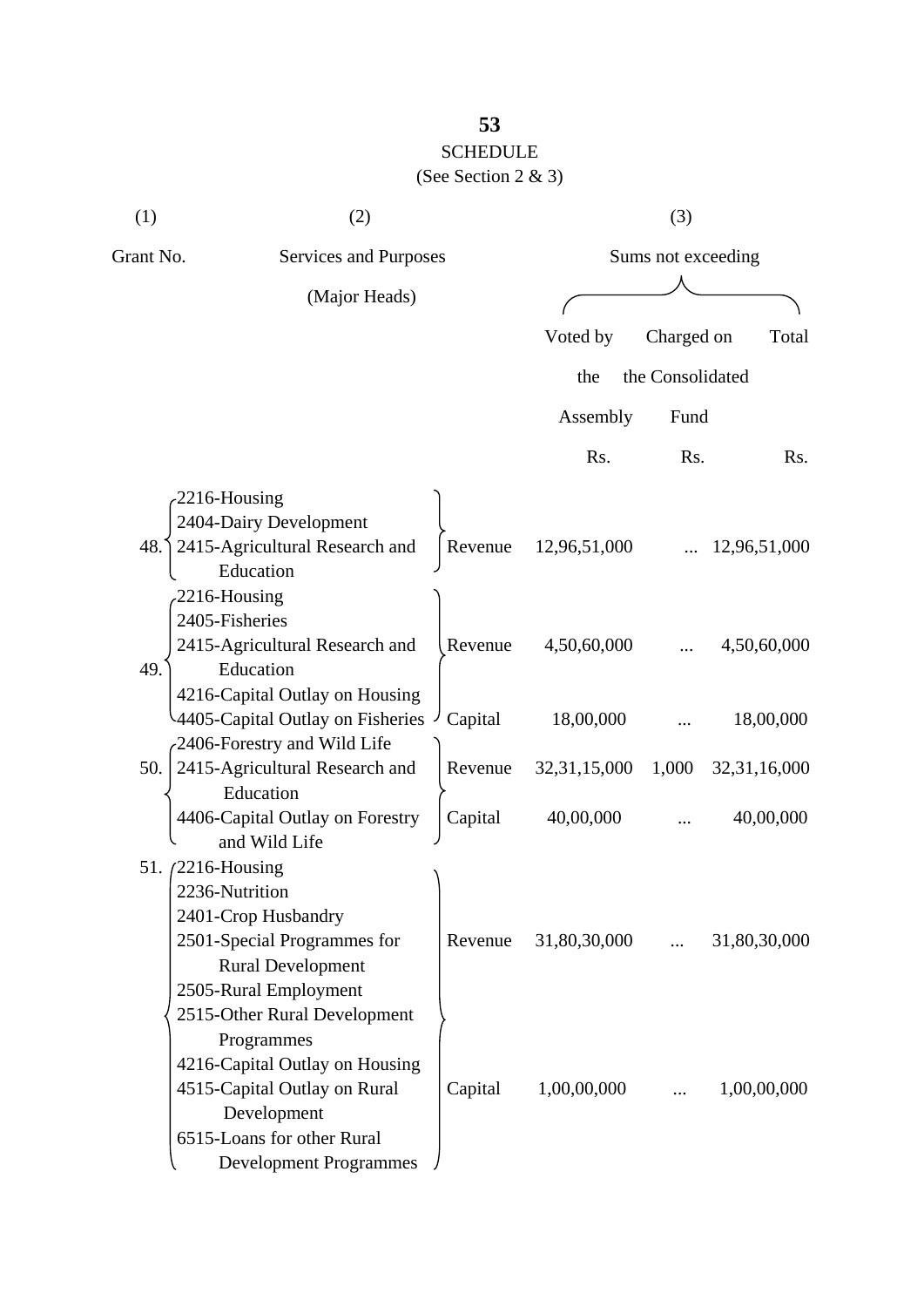## SCHEDULE

(See Section 2 & 3)

| (1) Grant No. | (2) Services and Purposes (Major Heads) | | (3) Sums not exceeding Voted by the Assembly Rs. | Charged on the Consolidated Fund Rs. | Total Rs. |
|---|---|---|---|---|---|
| 48. | 2216-Housing<br>2404-Dairy Development<br>2415-Agricultural Research and Education | Revenue | 12,96,51,000 | ... | 12,96,51,000 |
| 49. | 2216-Housing<br>2405-Fisheries<br>2415-Agricultural Research and Education | Revenue | 4,50,60,000 | ... | 4,50,60,000 |
| | 4216-Capital Outlay on Housing<br>4405-Capital Outlay on Fisheries | Capital | 18,00,000 | ... | 18,00,000 |
| 50. | 2406-Forestry and Wild Life<br>2415-Agricultural Research and Education | Revenue | 32,31,15,000 | 1,000 | 32,31,16,000 |
| | 4406-Capital Outlay on Forestry and Wild Life | Capital | 40,00,000 | ... | 40,00,000 |
| 51. | 2216-Housing<br>2236-Nutrition<br>2401-Crop Husbandry<br>2501-Special Programmes for Rural Development<br>2505-Rural Employment<br>2515-Other Rural Development Programmes | Revenue | 31,80,30,000 | ... | 31,80,30,000 |
| | 4216-Capital Outlay on Housing<br>4515-Capital Outlay on Rural Development<br>6515-Loans for other Rural Development Programmes | Capital | 1,00,00,000 | ... | 1,00,00,000 |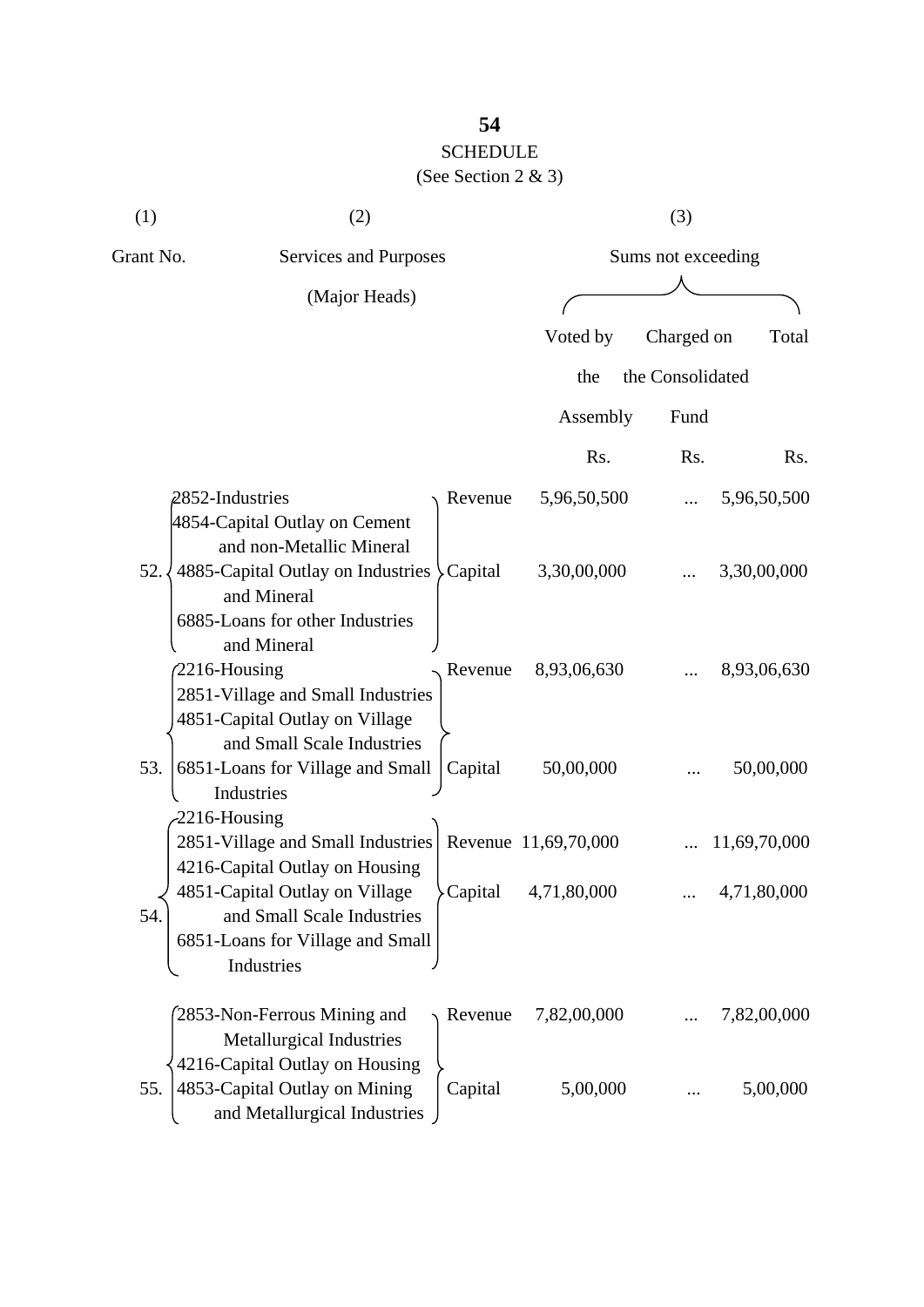# SCHEDULE

(See Section 2 & 3)

| (1) | (2) | | (3) | | |
|---|---|---|---|---|---|
| Grant No. | Services and Purposes (Major Heads) | | Sums not exceeding | | |
| | | | Voted by the Assembly | Charged on the Consolidated Fund | Total |
| | | | Rs. | Rs. | Rs. |
| 52. | 2852-Industries<br>4854-Capital Outlay on Cement and non-Metallic Mineral<br>4885-Capital Outlay on Industries and Mineral<br>6885-Loans for other Industries and Mineral | Revenue | 5,96,50,500 | ... | 5,96,50,500 |
| | | Capital | 3,30,00,000 | ... | 3,30,00,000 |
| 53. | 2216-Housing<br>2851-Village and Small Industries<br>4851-Capital Outlay on Village and Small Scale Industries<br>6851-Loans for Village and Small Industries | Revenue | 8,93,06,630 | ... | 8,93,06,630 |
| | | Capital | 50,00,000 | ... | 50,00,000 |
| 54. | 2216-Housing<br>2851-Village and Small Industries<br>4216-Capital Outlay on Housing<br>4851-Capital Outlay on Village and Small Scale Industries<br>6851-Loans for Village and Small Industries | Revenue | 11,69,70,000 | ... | 11,69,70,000 |
| | | Capital | 4,71,80,000 | ... | 4,71,80,000 |
| 55. | 2853-Non-Ferrous Mining and Metallurgical Industries<br>4216-Capital Outlay on Housing<br>4853-Capital Outlay on Mining and Metallurgical Industries | Revenue | 7,82,00,000 | ... | 7,82,00,000 |
| | | Capital | 5,00,000 | ... | 5,00,000 |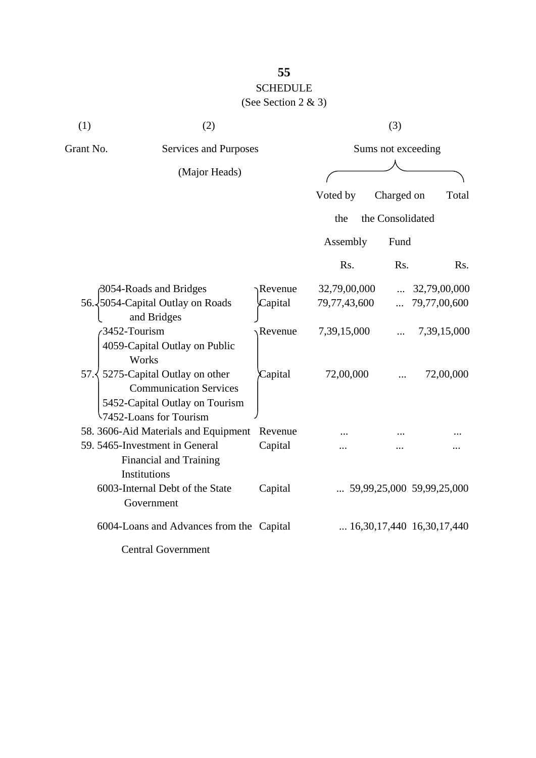# SCHEDULE

(See Section 2 & 3)

| (1) | (2) | | (3) | | |
|---|---|---|---|---|---|
| Grant No. | Services and Purposes (Major Heads) | | Sums not exceeding | | |
| | | | Voted by the Assembly | Charged on the Consolidated Fund | Total |
| | | | Rs. | Rs. | Rs. |
| 56. | 3054-Roads and Bridges | Revenue | 32,79,00,000 | ... | 32,79,00,000 |
| | 5054-Capital Outlay on Roads and Bridges | Capital | 79,77,43,600 | ... | 79,77,00,600 |
| 57. | 3452-Tourism | Revenue | 7,39,15,000 | ... | 7,39,15,000 |
| | 4059-Capital Outlay on Public Works<br>5275-Capital Outlay on other Communication Services<br>5452-Capital Outlay on Tourism<br>7452-Loans for Tourism | Capital | 72,00,000 | ... | 72,00,000 |
| 58. | 3606-Aid Materials and Equipment | Revenue | ... | ... | ... |
| 59. | 5465-Investment in General Financial and Training Institutions | Capital | ... | ... | ... |
| | 6003-Internal Debt of the State Government | Capital | ... | 59,99,25,000 | 59,99,25,000 |
| | 6004-Loans and Advances from the Central Government | Capital | ... | 16,30,17,440 | 16,30,17,440 |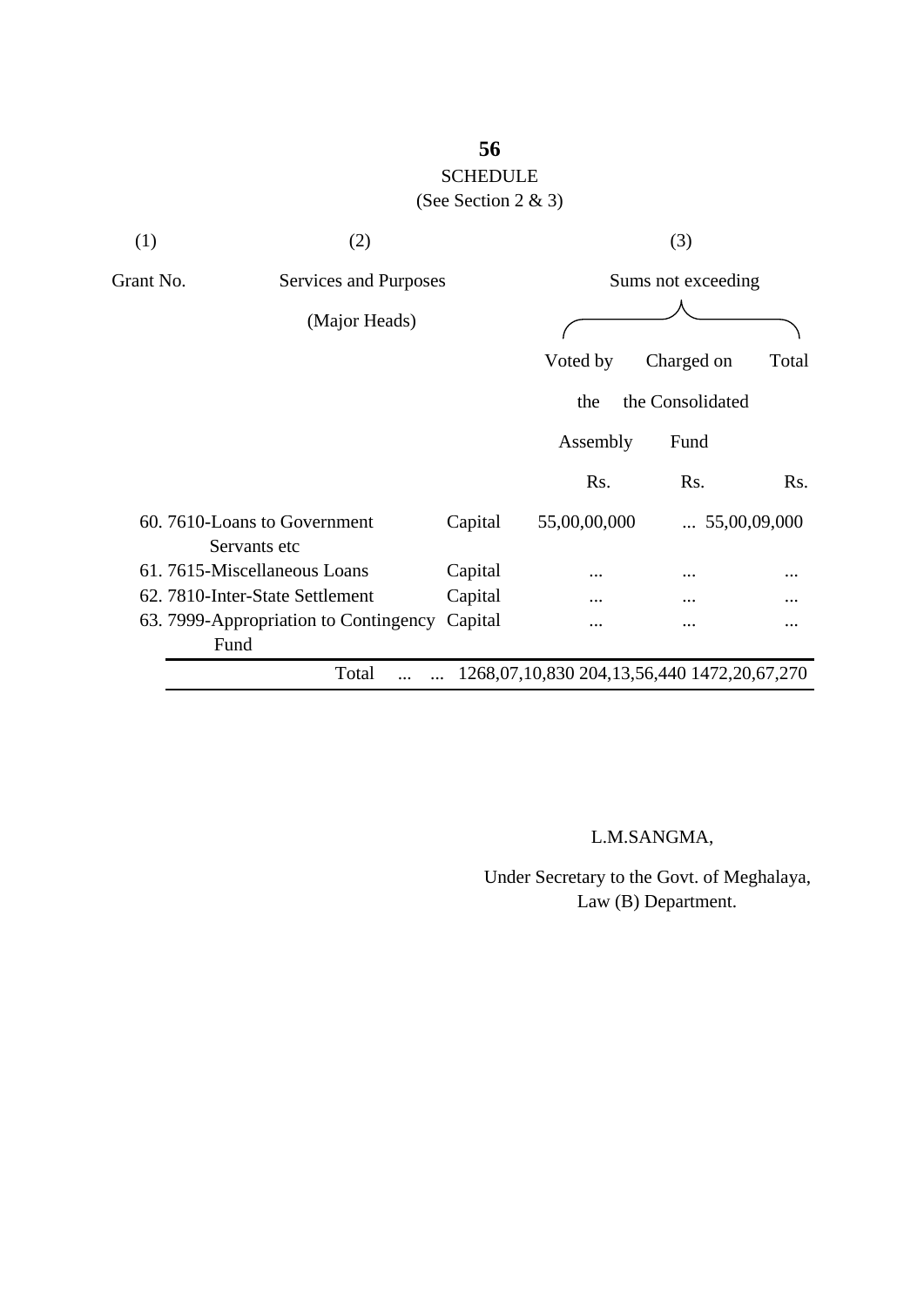# SCHEDULE

(See Section 2 & 3)

| (1) | (2) | | (3) | | |
|---|---|---|---|---|---|
| Grant No. | Services and Purposes (Major Heads) | | Sums not exceeding | | |
| | | | Voted by the Assembly | Charged on the Consolidated Fund | Total |
| | | | Rs. | Rs. | Rs. |
| 60. | 7610-Loans to Government Servants etc | Capital | 55,00,00,000 | ... | 55,00,09,000 |
| 61. | 7615-Miscellaneous Loans | Capital | ... | ... | ... |
| 62. | 7810-Inter-State Settlement | Capital | ... | ... | ... |
| 63. | 7999-Appropriation to Contingency Fund | Capital | ... | ... | ... |
| | Total ... ... | | 1268,07,10,830 | 204,13,56,440 | 1472,20,67,270 |

L.M.SANGMA,

Under Secretary to the Govt. of Meghalaya,
Law (B) Department.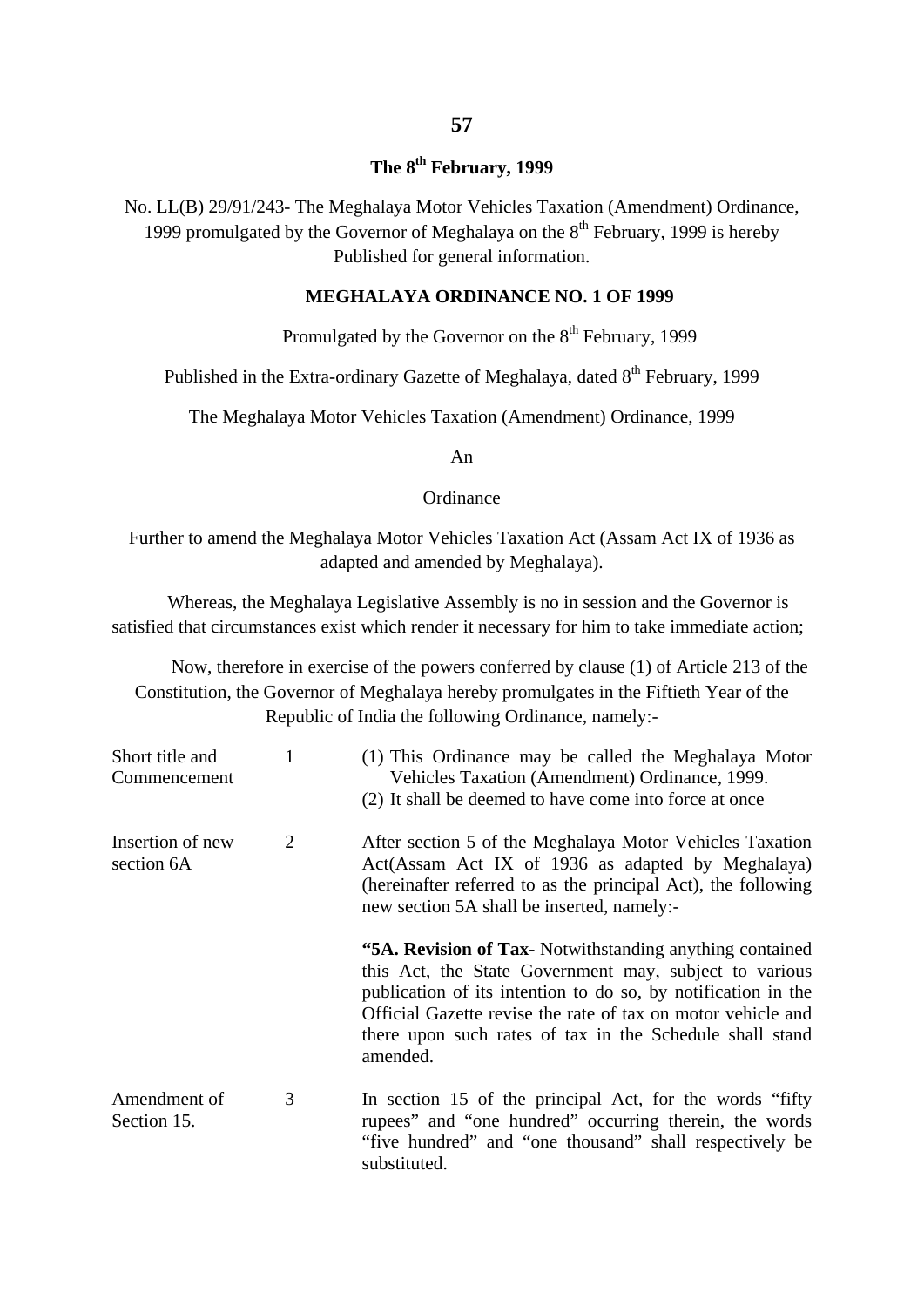**The 8th February, 1999**

No. LL(B) 29/91/243- The Meghalaya Motor Vehicles Taxation (Amendment) Ordinance, 1999 promulgated by the Governor of Meghalaya on the 8th February, 1999 is hereby Published for general information.

**MEGHALAYA ORDINANCE NO. 1 OF 1999**

Promulgated by the Governor on the 8th February, 1999

Published in the Extra-ordinary Gazette of Meghalaya, dated 8th February, 1999

The Meghalaya Motor Vehicles Taxation (Amendment) Ordinance, 1999

An

Ordinance

Further to amend the Meghalaya Motor Vehicles Taxation Act (Assam Act IX of 1936 as adapted and amended by Meghalaya).

Whereas, the Meghalaya Legislative Assembly is no in session and the Governor is satisfied that circumstances exist which render it necessary for him to take immediate action;

Now, therefore in exercise of the powers conferred by clause (1) of Article 213 of the Constitution, the Governor of Meghalaya hereby promulgates in the Fiftieth Year of the Republic of India the following Ordinance, namely:-

| | | |
|---|---|---|
| Short title and Commencement | 1 | (1) This Ordinance may be called the Meghalaya Motor Vehicles Taxation (Amendment) Ordinance, 1999.<br>(2) It shall be deemed to have come into force at once |
| Insertion of new section 6A | 2 | After section 5 of the Meghalaya Motor Vehicles Taxation Act(Assam Act IX of 1936 as adapted by Meghalaya) (hereinafter referred to as the principal Act), the following new section 5A shall be inserted, namely:-<br><br>**"5A. Revision of Tax**- Notwithstanding anything contained this Act, the State Government may, subject to various publication of its intention to do so, by notification in the Official Gazette revise the rate of tax on motor vehicle and there upon such rates of tax in the Schedule shall stand amended. |
| Amendment of Section 15. | 3 | In section 15 of the principal Act, for the words "fifty rupees" and "one hundred" occurring therein, the words "five hundred" and "one thousand" shall respectively be substituted. |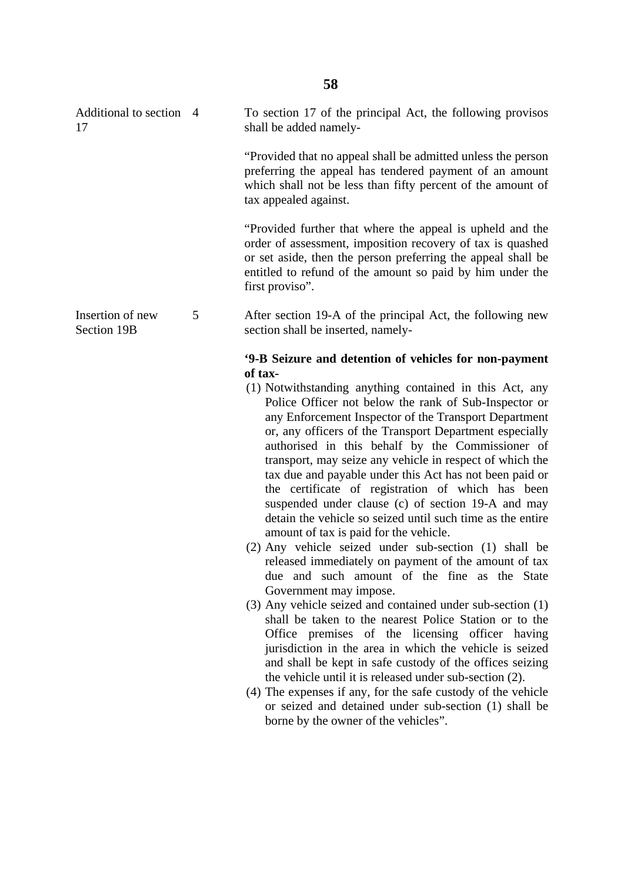| | | |
|---|---|---|
| Additional to section 17 | 4 | To section 17 of the principal Act, the following provisos shall be added namely- |

"Provided that no appeal shall be admitted unless the person preferring the appeal has tendered payment of an amount which shall not be less than fifty percent of the amount of tax appealed against.

"Provided further that where the appeal is upheld and the order of assessment, imposition recovery of tax is quashed or set aside, then the person preferring the appeal shall be entitled to refund of the amount so paid by him under the first proviso".

| | | |
|---|---|---|
| Insertion of new Section 19B | 5 | After section 19-A of the principal Act, the following new section shall be inserted, namely- |

**'9-B Seizure and detention of vehicles for non-payment of tax-**

(1) Notwithstanding anything contained in this Act, any Police Officer not below the rank of Sub-Inspector or any Enforcement Inspector of the Transport Department or, any officers of the Transport Department especially authorised in this behalf by the Commissioner of transport, may seize any vehicle in respect of which the tax due and payable under this Act has not been paid or the certificate of registration of which has been suspended under clause (c) of section 19-A and may detain the vehicle so seized until such time as the entire amount of tax is paid for the vehicle.

(2) Any vehicle seized under sub-section (1) shall be released immediately on payment of the amount of tax due and such amount of the fine as the State Government may impose.

(3) Any vehicle seized and contained under sub-section (1) shall be taken to the nearest Police Station or to the Office premises of the licensing officer having jurisdiction in the area in which the vehicle is seized and shall be kept in safe custody of the offices seizing the vehicle until it is released under sub-section (2).

(4) The expenses if any, for the safe custody of the vehicle or seized and detained under sub-section (1) shall be borne by the owner of the vehicles".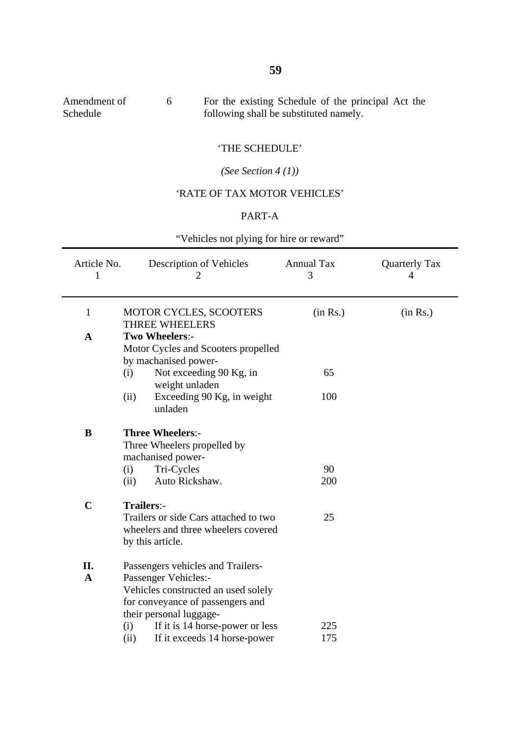Amendment of Schedule | 6 | For the existing Schedule of the principal Act the following shall be substituted namely.

'THE SCHEDULE'

*(See Section 4 (1))*

'RATE OF TAX MOTOR VEHICLES'

PART-A

"Vehicles not plying for hire or reward"

| Article No. 1 | Description of Vehicles 2 | Annual Tax 3 | Quarterly Tax 4 |
|---|---|---|---|
| 1 | MOTOR CYCLES, SCOOTERS THREE WHEELERS | (in Rs.) | (in Rs.) |
| **A** | **Two Wheelers**:- Motor Cycles and Scooters propelled by machanised power- | | |
| | (i) Not exceeding 90 Kg, in weight unladen | 65 | |
| | (ii) Exceeding 90 Kg, in weight unladen | 100 | |
| **B** | **Three Wheelers**:- Three Wheelers propelled by machanised power- | | |
| | (i) Tri-Cycles | 90 | |
| | (ii) Auto Rickshaw. | 200 | |
| **C** | **Trailers**:- Trailers or side Cars attached to two wheelers and three wheelers covered by this article. | 25 | |
| **II.** **A** | Passengers vehicles and Trailers- Passenger Vehicles:- Vehicles constructed an used solely for conveyance of passengers and their personal luggage- | | |
| | (i) If it is 14 horse-power or less | 225 | |
| | (ii) If it exceeds 14 horse-power | 175 | |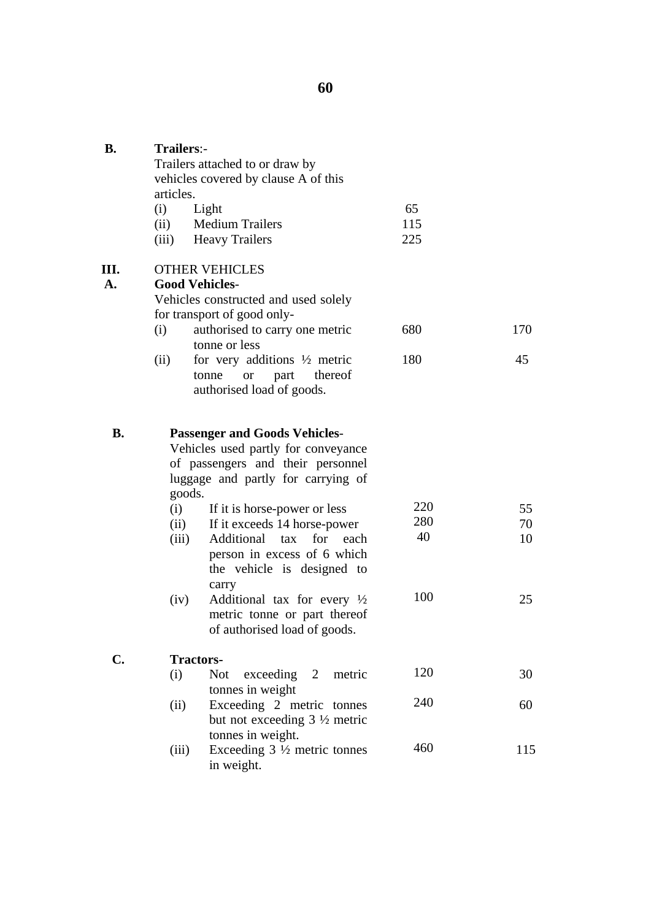| | | | |
|---|---|---|---|
| **B.** | **Trailers**:- Trailers attached to or draw by vehicles covered by clause A of this articles. | | |
| | (i) Light | 65 | |
| | (ii) Medium Trailers | 115 | |
| | (iii) Heavy Trailers | 225 | |
| **III.** | OTHER VEHICLES | | |
| **A.** | **Good Vehicles**- Vehicles constructed and used solely for transport of good only- | | |
| | (i) authorised to carry one metric tonne or less | 680 | 170 |
| | (ii) for very additions ½ metric tonne or part thereof authorised load of goods. | 180 | 45 |
| **B.** | **Passenger and Goods Vehicles**- Vehicles used partly for conveyance of passengers and their personnel luggage and partly for carrying of goods. | | |
| | (i) If it is horse-power or less | 220 | 55 |
| | (ii) If it exceeds 14 horse-power | 280 | 70 |
| | (iii) Additional tax for each person in excess of 6 which the vehicle is designed to carry | 40 | 10 |
| | (iv) Additional tax for every ½ metric tonne or part thereof of authorised load of goods. | 100 | 25 |
| **C.** | **Tractors**- | | |
| | (i) Not exceeding 2 metric tonnes in weight | 120 | 30 |
| | (ii) Exceeding 2 metric tonnes but not exceeding 3 ½ metric tonnes in weight. | 240 | 60 |
| | (iii) Exceeding 3 ½ metric tonnes in weight. | 460 | 115 |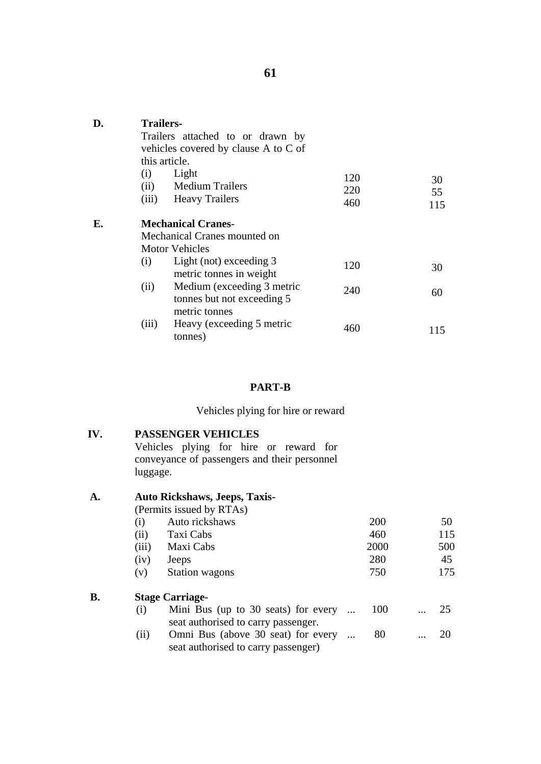| | | | |
|---|---|---|---|
| **D.** | **Trailers-** Trailers attached to or drawn by vehicles covered by clause A to C of this article. | | |
| | (i) Light | 120 | 30 |
| | (ii) Medium Trailers | 220 | 55 |
| | (iii) Heavy Trailers | 460 | 115 |
| **E.** | **Mechanical Cranes**- Mechanical Cranes mounted on Motor Vehicles | | |
| | (i) Light (not) exceeding 3 metric tonnes in weight | 120 | 30 |
| | (ii) Medium (exceeding 3 metric tonnes but not exceeding 5 metric tonnes | 240 | 60 |
| | (iii) Heavy (exceeding 5 metric tonnes) | 460 | 115 |

## PART-B

Vehicles plying for hire or reward

| | | | |
|---|---|---|---|
| **IV.** | **PASSENGER VEHICLES** Vehicles plying for hire or reward for conveyance of passengers and their personnel luggage. | | |
| **A.** | **Auto Rickshaws, Jeeps, Taxis-** (Permits issued by RTAs) | | |
| | (i) Auto rickshaws | 200 | 50 |
| | (ii) Taxi Cabs | 460 | 115 |
| | (iii) Maxi Cabs | 2000 | 500 |
| | (iv) Jeeps | 280 | 45 |
| | (v) Station wagons | 750 | 175 |
| **B.** | **Stage Carriage-** | | |
| | (i) Mini Bus (up to 30 seats) for every seat authorised to carry passenger. ... | 100 | ... 25 |
| | (ii) Omni Bus (above 30 seat) for every seat authorised to carry passenger) ... | 80 | ... 20 |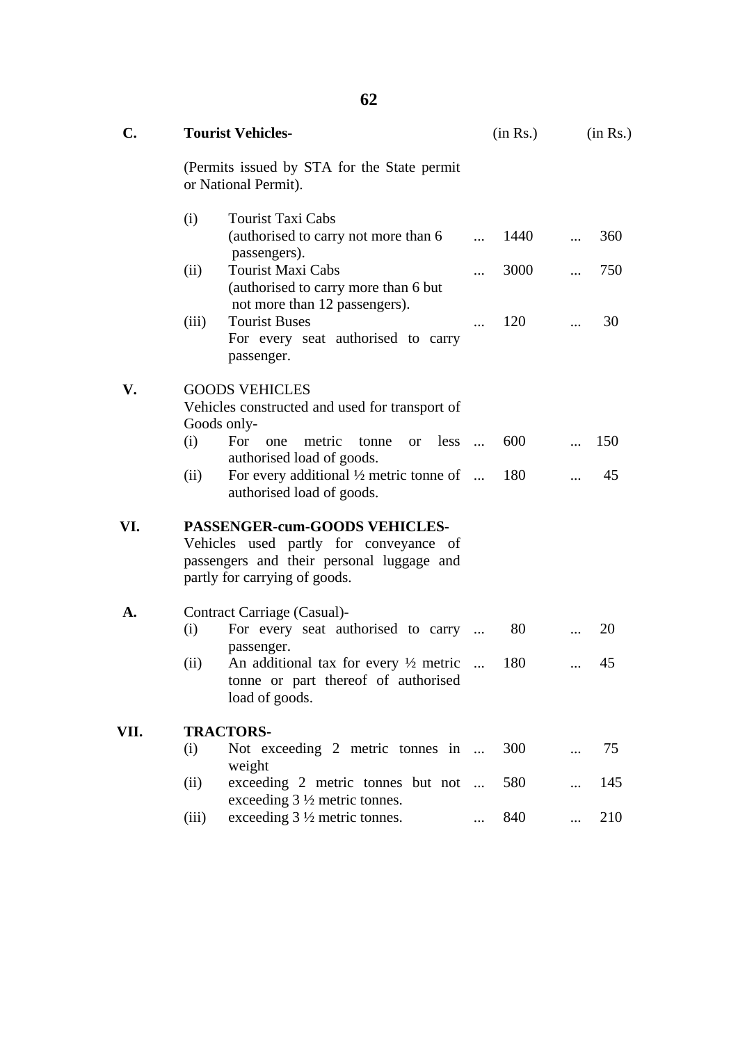| | | | (in Rs.) | (in Rs.) |
|---|---|---|---|---|
| **C.** | **Tourist Vehicles-** | | | |
| | (Permits issued by STA for the State permit or National Permit). | | | |
| | (i) | Tourist Taxi Cabs (authorised to carry not more than 6 passengers). | 1440 | 360 |
| | (ii) | Tourist Maxi Cabs (authorised to carry more than 6 but not more than 12 passengers). | 3000 | 750 |
| | (iii) | Tourist Buses For every seat authorised to carry passenger. | 120 | 30 |
| **V.** | GOODS VEHICLES Vehicles constructed and used for transport of Goods only- | | | |
| | (i) | For one metric tonne or less authorised load of goods. | 600 | 150 |
| | (ii) | For every additional ½ metric tonne of authorised load of goods. | 180 | 45 |
| **VI.** | **PASSENGER-cum-GOODS VEHICLES-** Vehicles used partly for conveyance of passengers and their personal luggage and partly for carrying of goods. | | | |
| **A.** | Contract Carriage (Casual)- | | | |
| | (i) | For every seat authorised to carry passenger. | 80 | 20 |
| | (ii) | An additional tax for every ½ metric tonne or part thereof of authorised load of goods. | 180 | 45 |
| **VII.** | **TRACTORS-** | | | |
| | (i) | Not exceeding 2 metric tonnes in weight | 300 | 75 |
| | (ii) | exceeding 2 metric tonnes but not exceeding 3 ½ metric tonnes. | 580 | 145 |
| | (iii) | exceeding 3 ½ metric tonnes. | 840 | 210 |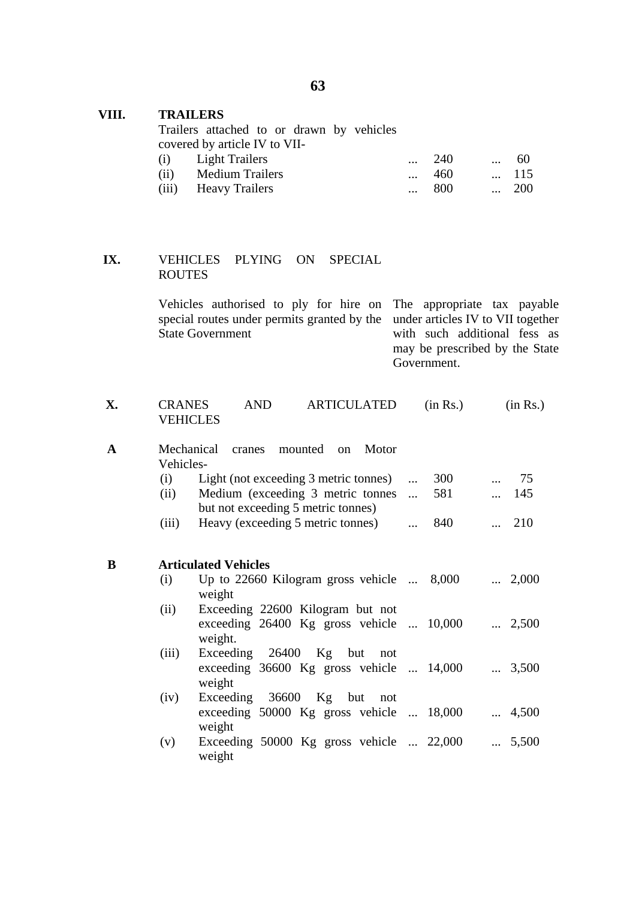| | | | |
|---|---|---|---|
| **VIII.** | **TRAILERS** | | |
| | Trailers attached to or drawn by vehicles covered by article IV to VII- | | |
| | (i) Light Trailers | ... 240 | ... 60 |
| | (ii) Medium Trailers | ... 460 | ... 115 |
| | (iii) Heavy Trailers | ... 800 | ... 200 |
| **IX.** | VEHICLES PLYING ON SPECIAL ROUTES | | |
| | Vehicles authorised to ply for hire on special routes under permits granted by the State Government | The appropriate tax payable under articles IV to VII together with such additional fess as may be prescribed by the State Government. | |
| **X.** | CRANES AND ARTICULATED VEHICLES | (in Rs.) | (in Rs.) |
| **A** | Mechanical cranes mounted on Motor Vehicles- | | |
| | (i) Light (not exceeding 3 metric tonnes) | ... 300 | ... 75 |
| | (ii) Medium (exceeding 3 metric tonnes but not exceeding 5 metric tonnes) | ... 581 | ... 145 |
| | (iii) Heavy (exceeding 5 metric tonnes) | ... 840 | ... 210 |
| **B** | **Articulated Vehicles** | | |
| | (i) Up to 22660 Kilogram gross vehicle weight | ... 8,000 | ... 2,000 |
| | (ii) Exceeding 22600 Kilogram but not exceeding 26400 Kg gross vehicle weight. | ... 10,000 | ... 2,500 |
| | (iii) Exceeding 26400 Kg but not exceeding 36600 Kg gross vehicle weight | ... 14,000 | ... 3,500 |
| | (iv) Exceeding 36600 Kg but not exceeding 50000 Kg gross vehicle weight | ... 18,000 | ... 4,500 |
| | (v) Exceeding 50000 Kg gross vehicle weight | ... 22,000 | ... 5,500 |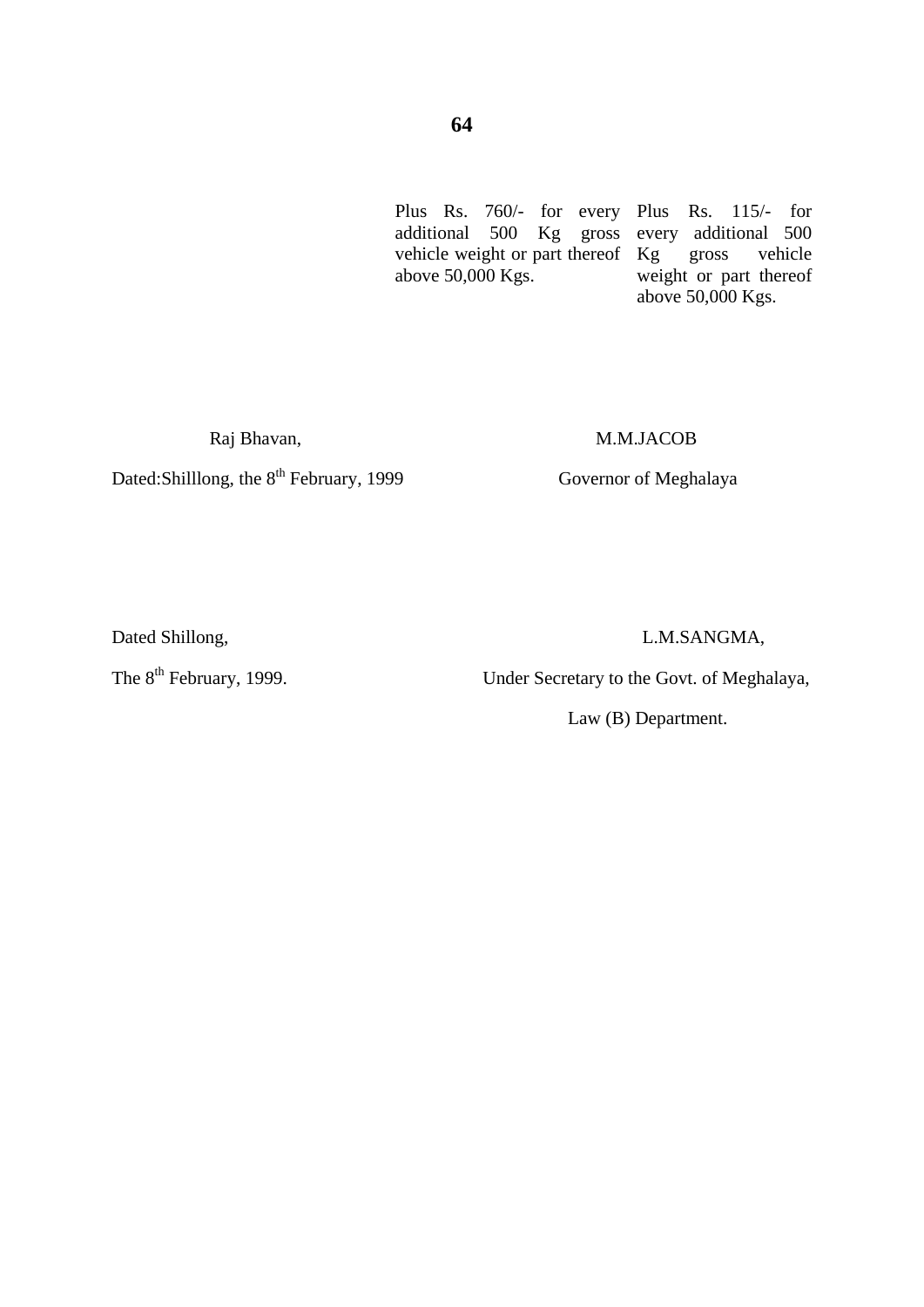| | | |
|---|---|---|
| | Plus Rs. 760/- for every additional 500 Kg gross vehicle weight or part thereof above 50,000 Kgs. | Plus Rs. 115/- for every additional 500 Kg gross vehicle weight or part thereof above 50,000 Kgs. |

Raj Bhavan,

Dated:Shilllong, the 8th February, 1999

M.M.JACOB

Governor of Meghalaya

Dated Shillong,

The 8th February, 1999.

L.M.SANGMA,

Under Secretary to the Govt. of Meghalaya,

Law (B) Department.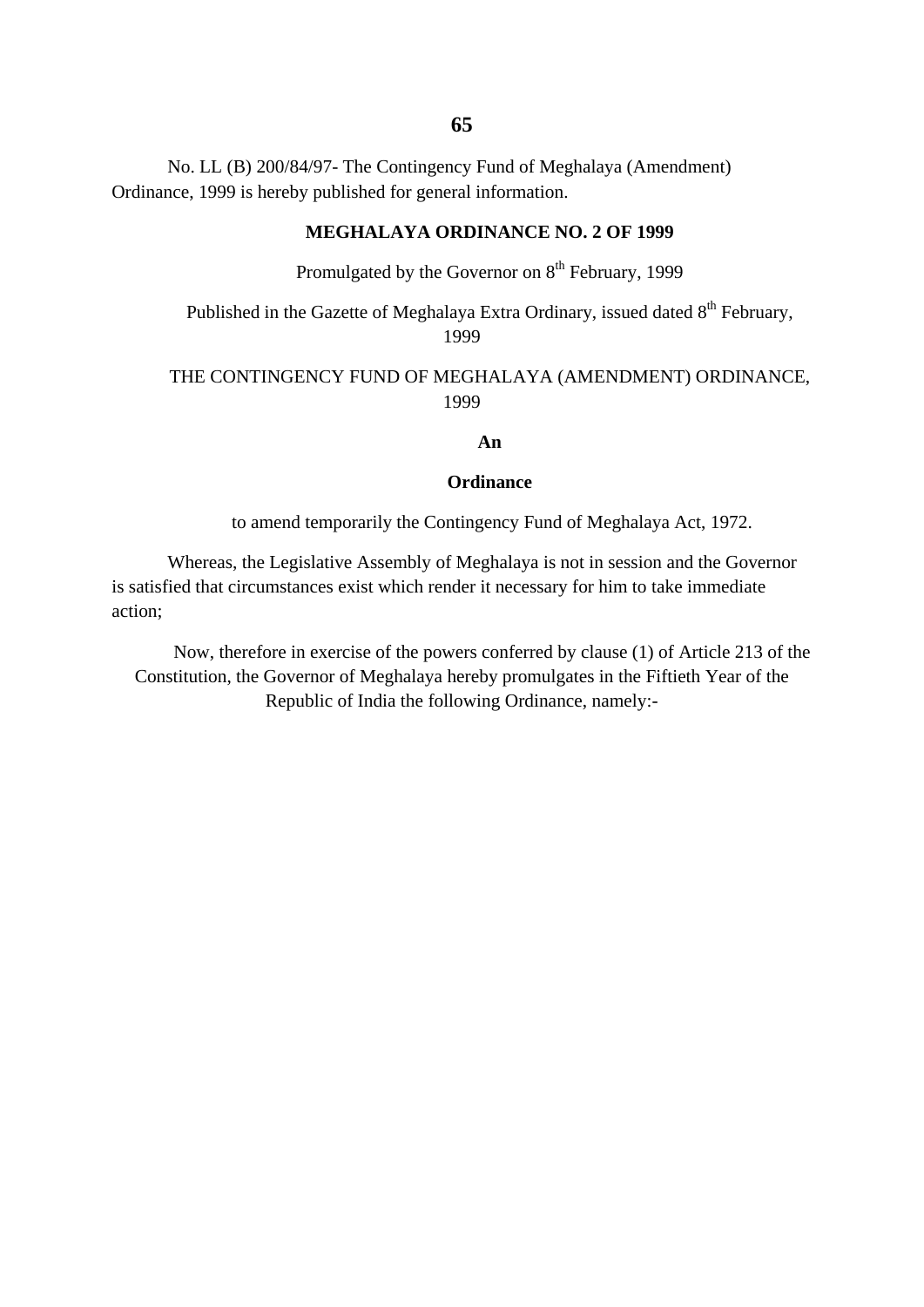No. LL (B) 200/84/97- The Contingency Fund of Meghalaya (Amendment) Ordinance, 1999 is hereby published for general information.

**MEGHALAYA ORDINANCE NO. 2 OF 1999**

Promulgated by the Governor on 8th February, 1999

Published in the Gazette of Meghalaya Extra Ordinary, issued dated 8th February, 1999

THE CONTINGENCY FUND OF MEGHALAYA (AMENDMENT) ORDINANCE, 1999

**An**

**Ordinance**

to amend temporarily the Contingency Fund of Meghalaya Act, 1972.

Whereas, the Legislative Assembly of Meghalaya is not in session and the Governor is satisfied that circumstances exist which render it necessary for him to take immediate action;

Now, therefore in exercise of the powers conferred by clause (1) of Article 213 of the Constitution, the Governor of Meghalaya hereby promulgates in the Fiftieth Year of the Republic of India the following Ordinance, namely:-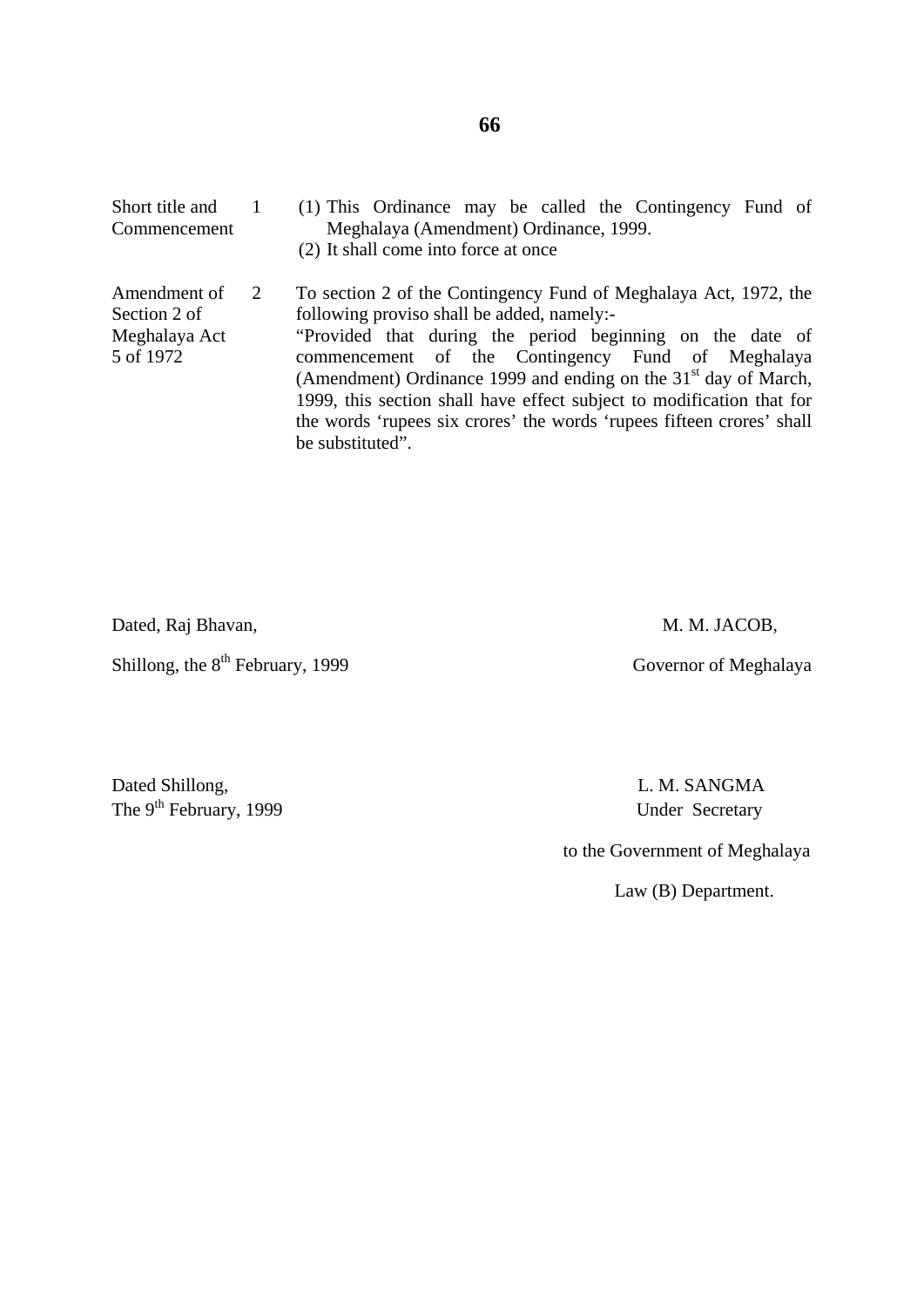| | | |
|---|---|---|
| Short title and Commencement | 1 | (1) This Ordinance may be called the Contingency Fund of Meghalaya (Amendment) Ordinance, 1999.<br>(2) It shall come into force at once |
| Amendment of Section 2 of Meghalaya Act 5 of 1972 | 2 | To section 2 of the Contingency Fund of Meghalaya Act, 1972, the following proviso shall be added, namely:-<br>"Provided that during the period beginning on the date of commencement of the Contingency Fund of Meghalaya (Amendment) Ordinance 1999 and ending on the 31st day of March, 1999, this section shall have effect subject to modification that for the words 'rupees six crores' the words 'rupees fifteen crores' shall be substituted". |

Dated, Raj Bhavan,

Shillong, the 8th February, 1999

M. M. JACOB,

Governor of Meghalaya

Dated Shillong,
The 9th February, 1999

L. M. SANGMA
Under Secretary

to the Government of Meghalaya

Law (B) Department.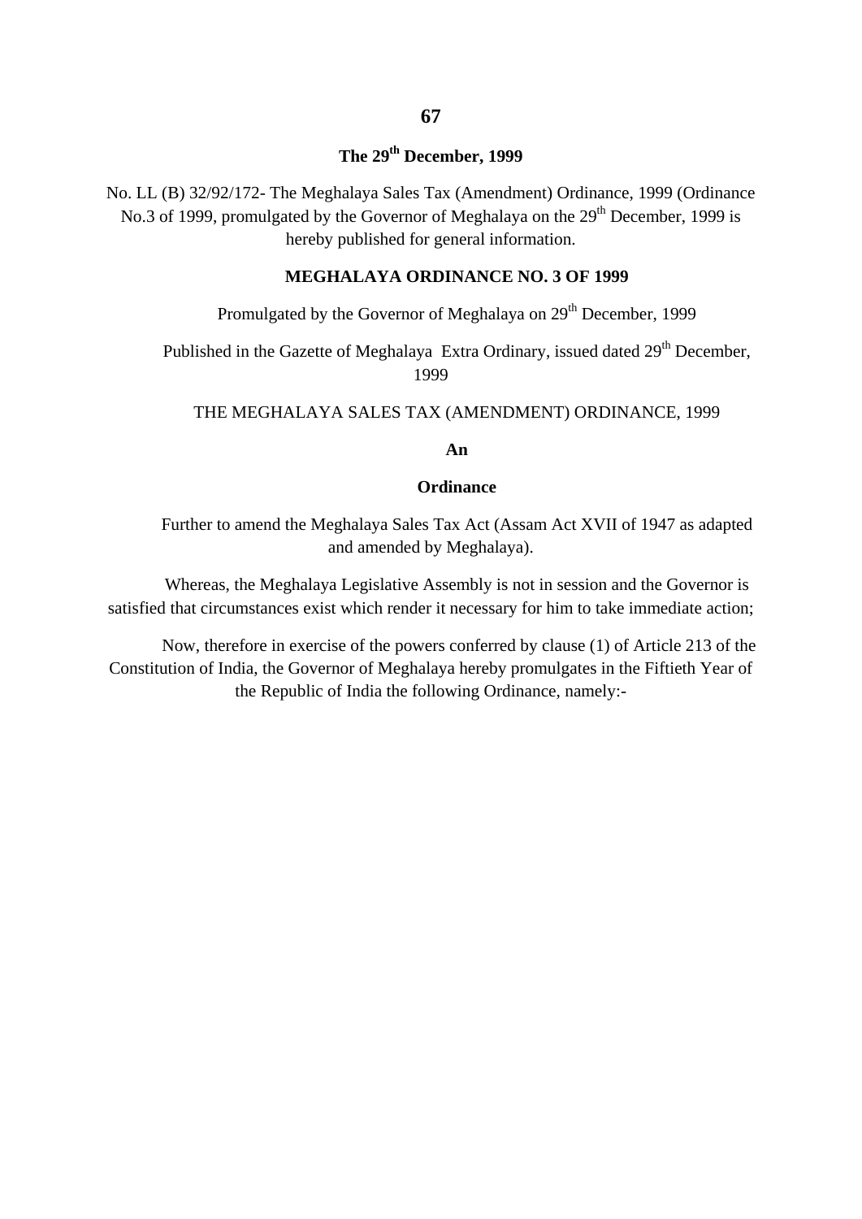**The 29th December, 1999**

No. LL (B) 32/92/172- The Meghalaya Sales Tax (Amendment) Ordinance, 1999 (Ordinance No.3 of 1999, promulgated by the Governor of Meghalaya on the 29th December, 1999 is hereby published for general information.

**MEGHALAYA ORDINANCE NO. 3 OF 1999**

Promulgated by the Governor of Meghalaya on 29th December, 1999

Published in the Gazette of Meghalaya Extra Ordinary, issued dated 29th December, 1999

THE MEGHALAYA SALES TAX (AMENDMENT) ORDINANCE, 1999

**An**

**Ordinance**

Further to amend the Meghalaya Sales Tax Act (Assam Act XVII of 1947 as adapted and amended by Meghalaya).

Whereas, the Meghalaya Legislative Assembly is not in session and the Governor is satisfied that circumstances exist which render it necessary for him to take immediate action;

Now, therefore in exercise of the powers conferred by clause (1) of Article 213 of the Constitution of India, the Governor of Meghalaya hereby promulgates in the Fiftieth Year of the Republic of India the following Ordinance, namely:-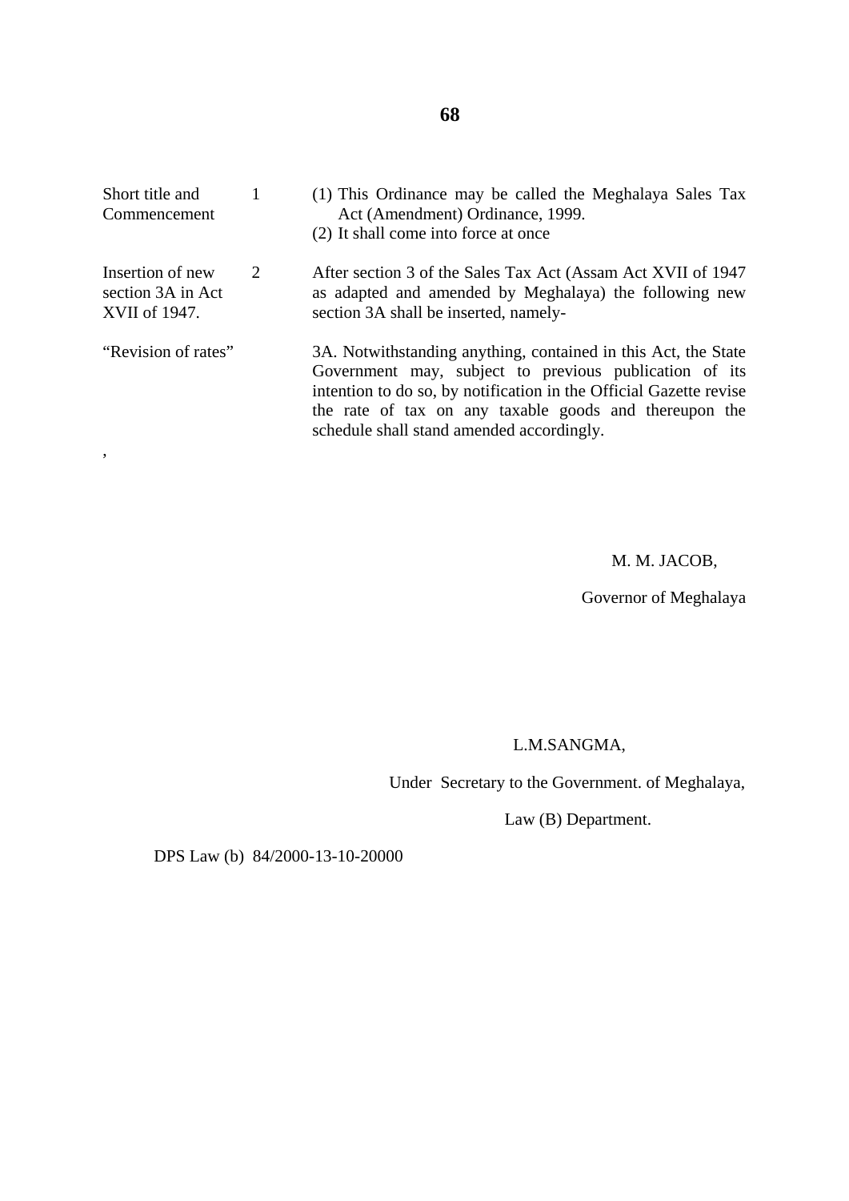| | | |
|---|---|---|
| Short title and Commencement | 1 | (1) This Ordinance may be called the Meghalaya Sales Tax Act (Amendment) Ordinance, 1999.<br>(2) It shall come into force at once |
| Insertion of new section 3A in Act XVII of 1947. | 2 | After section 3 of the Sales Tax Act (Assam Act XVII of 1947 as adapted and amended by Meghalaya) the following new section 3A shall be inserted, namely- |
| "Revision of rates" | | 3A. Notwithstanding anything, contained in this Act, the State Government may, subject to previous publication of its intention to do so, by notification in the Official Gazette revise the rate of tax on any taxable goods and thereupon the schedule shall stand amended accordingly. |

,

M. M. JACOB,

Governor of Meghalaya

L.M.SANGMA,

Under Secretary to the Government. of Meghalaya,

Law (B) Department.

DPS Law (b) 84/2000-13-10-20000